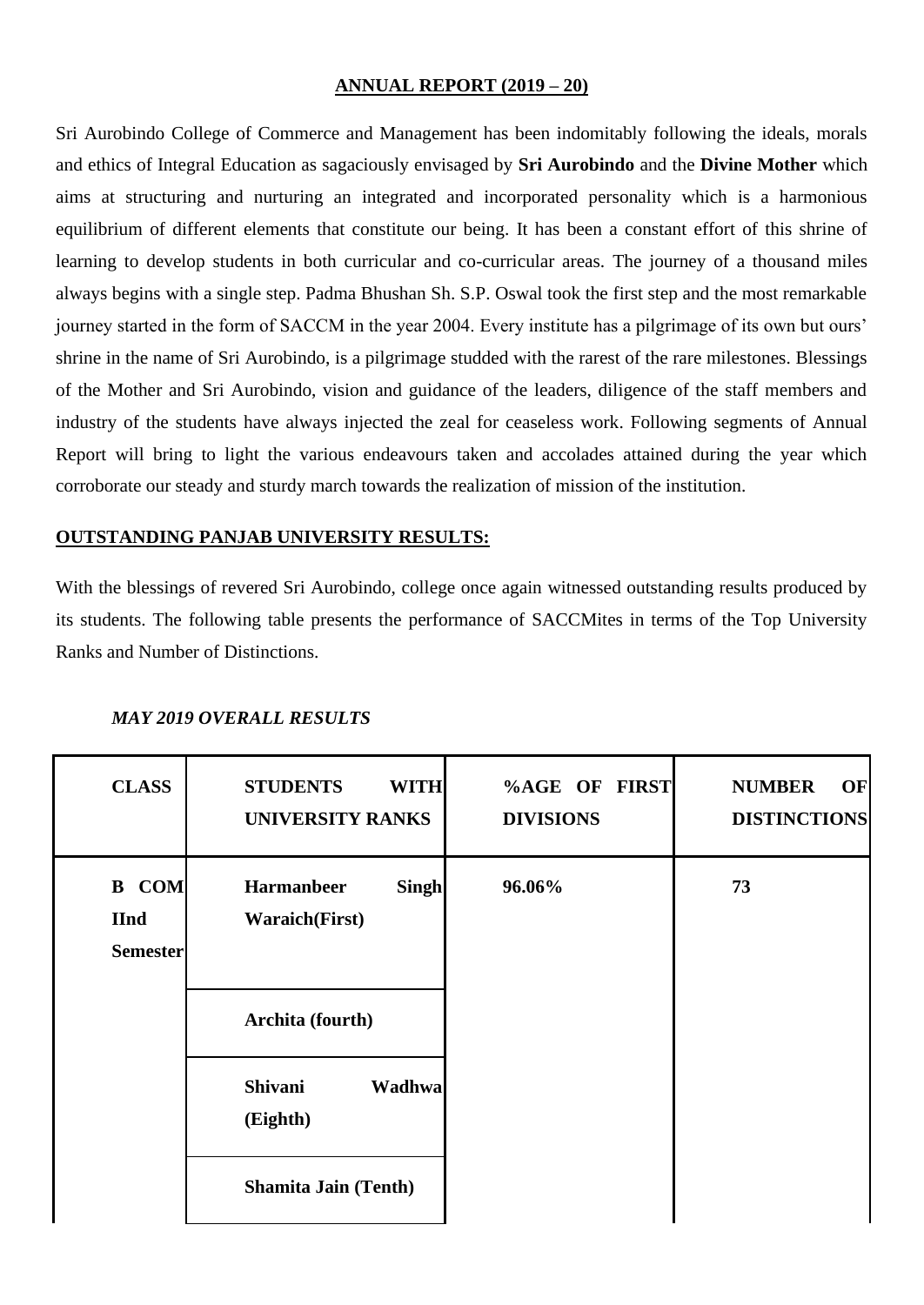## ANNUAL REPORT (2019 – 20)

Sri Aurobindo College of Commerce and Management has been indomitably following the ideals, morals and ethics of Integral Education as sagaciously envisaged by **Sri Aurobindo** and the **Divine Mother** which aims at structuring and nurturing an integrated and incorporated personality which is a harmonious equilibrium of different elements that constitute our being. It has been a constant effort of this shrine of learning to develop students in both curricular and co-curricular areas. The journey of a thousand miles always begins with a single step. Padma Bhushan Sh. S.P. Oswal took the first step and the most remarkable journey started in the form of SACCM in the year 2004. Every institute has a pilgrimage of its own but ours' shrine in the name of Sri Aurobindo, is a pilgrimage studded with the rarest of the rare milestones. Blessings of the Mother and Sri Aurobindo, vision and guidance of the leaders, diligence of the staff members and industry of the students have always injected the zeal for ceaseless work. Following segments of Annual Report will bring to light the various endeavours taken and accolades attained during the year which corroborate our steady and sturdy march towards the realization of mission of the institution.

### OUTSTANDING PANJAB UNIVERSITY RESULTS:

With the blessings of revered Sri Aurobindo, college once again witnessed outstanding results produced by its students. The following table presents the performance of SACCMites in terms of the Top University Ranks and Number of Distinctions.

***MAY 2019 OVERALL RESULTS***

| CLASS | STUDENTS WITH UNIVERSITY RANKS | %AGE OF FIRST DIVISIONS | NUMBER OF DISTINCTIONS |
|---|---|---|---|
| **B COM IInd Semester** | **Harmanbeer Singh Waraich(First)** | **96.06%** | **73** |
| | **Archita (fourth)** | | |
| | **Shivani Wadhwa (Eighth)** | | |
| | **Shamita Jain (Tenth)** | | |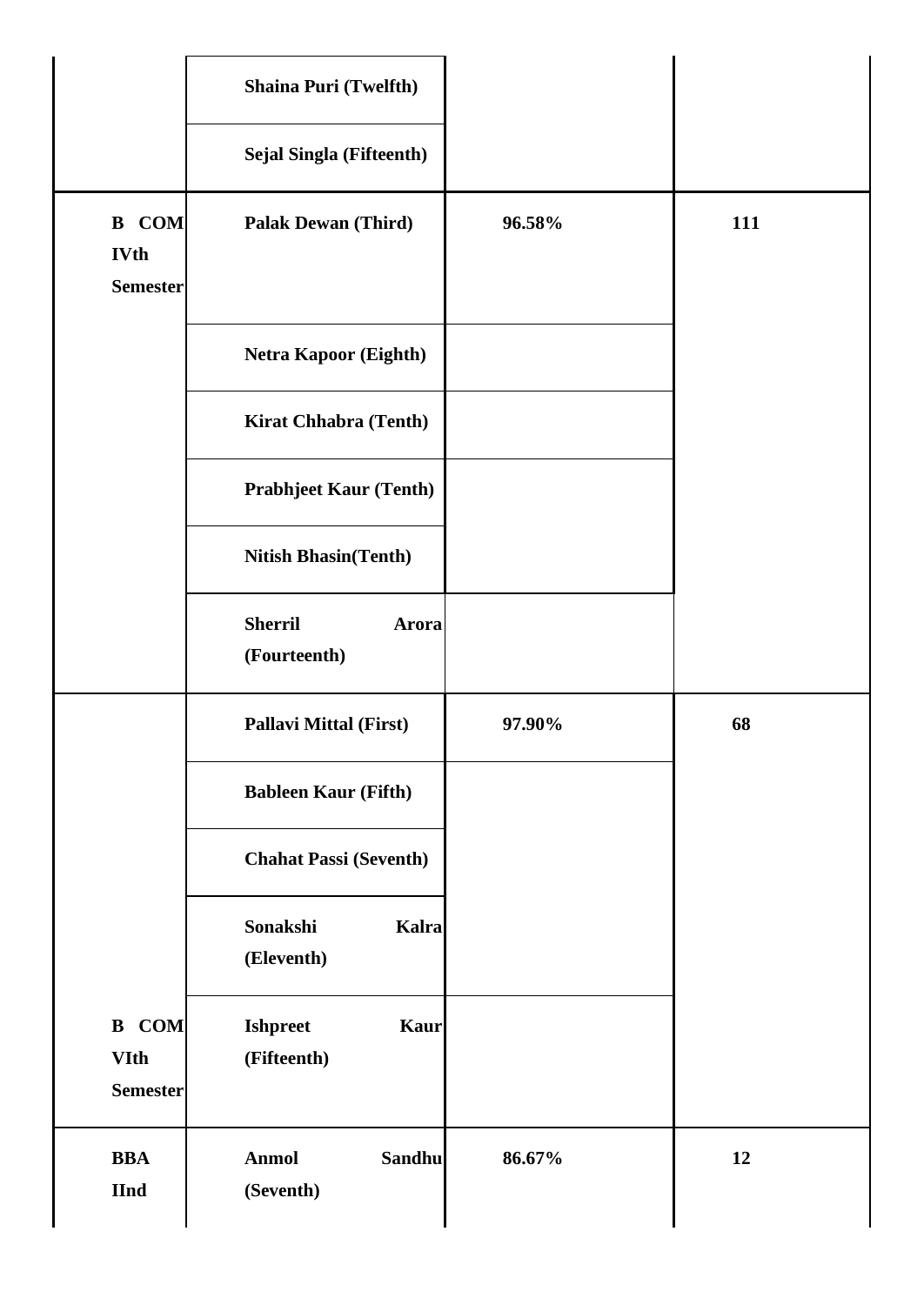| | | | |
|---|---|---|---|
| | Shaina Puri (Twelfth) | | |
| | Sejal Singla (Fifteenth) | | |
| **B COM IVth Semester** | **Palak Dewan (Third)** | **96.58%** | **111** |
| | **Netra Kapoor (Eighth)** | | |
| | **Kirat Chhabra (Tenth)** | | |
| | **Prabhjeet Kaur (Tenth)** | | |
| | **Nitish Bhasin(Tenth)** | | |
| | **Sherril Arora (Fourteenth)** | | |
| **B COM VIth Semester** | **Pallavi Mittal (First)** | **97.90%** | **68** |
| | **Bableen Kaur (Fifth)** | | |
| | **Chahat Passi (Seventh)** | | |
| | **Sonakshi Kalra (Eleventh)** | | |
| | **Ishpreet Kaur (Fifteenth)** | | |
| **BBA IInd** | **Anmol Sandhu (Seventh)** | **86.67%** | **12** |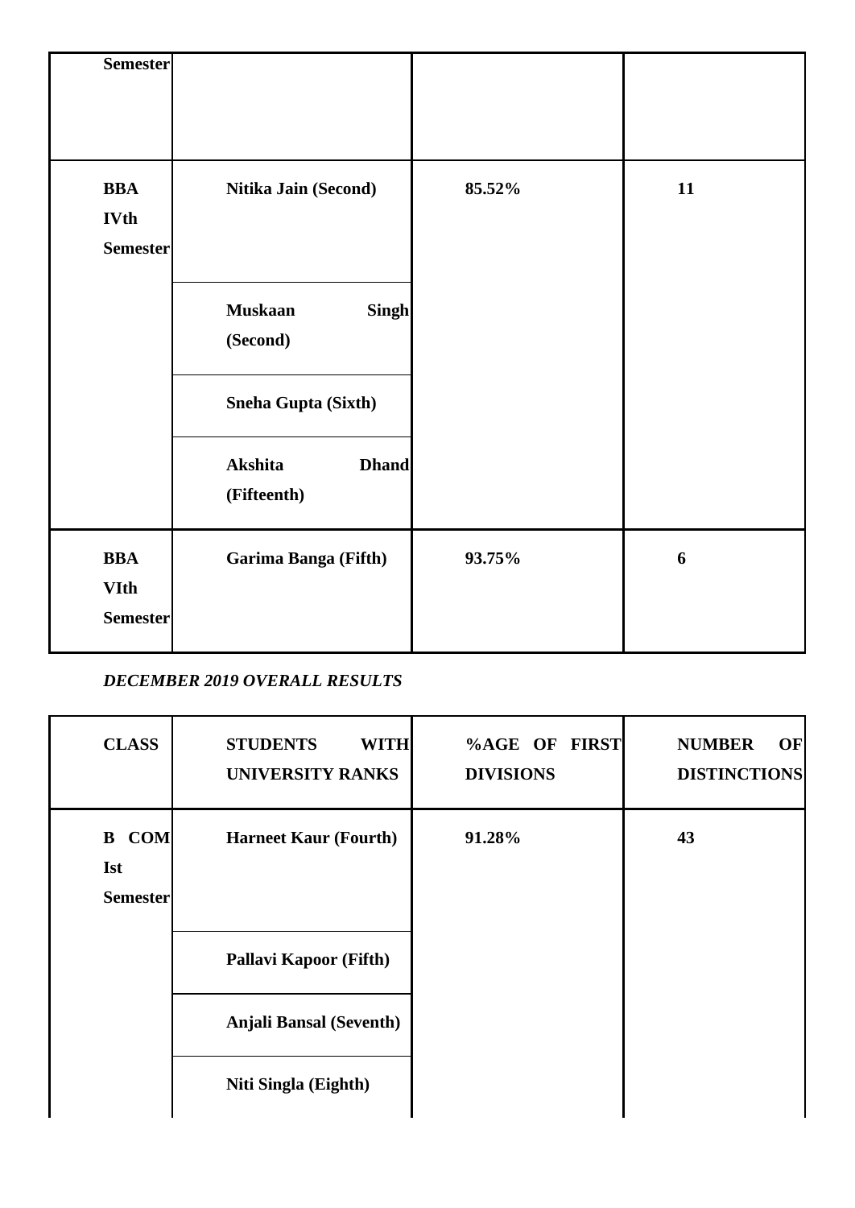| | | | |
|---|---|---|---|
| **Semester** | | | |
| **BBA IVth Semester** | **Nitika Jain (Second)** | **85.52%** | **11** |
| | **Muskaan Singh (Second)** | | |
| | **Sneha Gupta (Sixth)** | | |
| | **Akshita Dhand (Fifteenth)** | | |
| **BBA VIth Semester** | **Garima Banga (Fifth)** | **93.75%** | **6** |

***DECEMBER 2019 OVERALL RESULTS***

| **CLASS** | **STUDENTS WITH UNIVERSITY RANKS** | **%AGE OF FIRST DIVISIONS** | **NUMBER OF DISTINCTIONS** |
|---|---|---|---|
| **B COM Ist Semester** | **Harneet Kaur (Fourth)** | **91.28%** | **43** |
| | **Pallavi Kapoor (Fifth)** | | |
| | **Anjali Bansal (Seventh)** | | |
| | **Niti Singla (Eighth)** | | |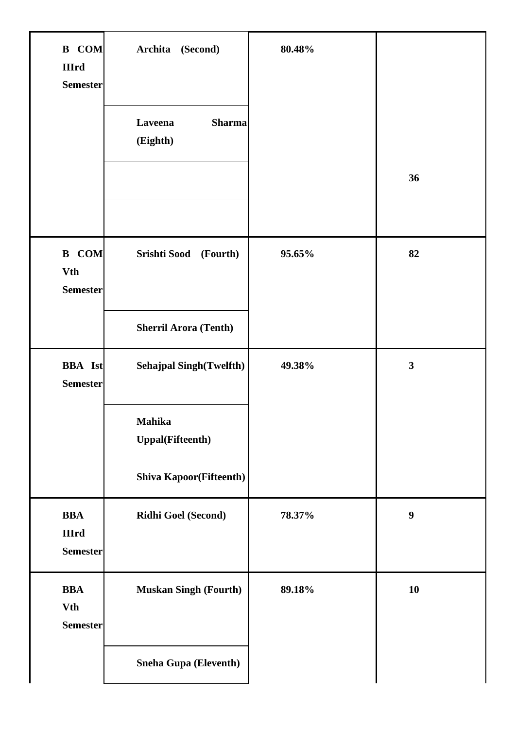| | | | |
|---|---|---|---|
| **B COM IIIrd Semester** | **Archita (Second)** | **80.48%** | |
| | **Laveena Sharma (Eighth)** | | |
| | | | **36** |
| | | | |
| **B COM Vth Semester** | **Srishti Sood (Fourth)** | **95.65%** | **82** |
| | **Sherril Arora (Tenth)** | | |
| **BBA Ist Semester** | **Sehajpal Singh(Twelfth)** | **49.38%** | **3** |
| | **Mahika Uppal(Fifteenth)** | | |
| | **Shiva Kapoor(Fifteenth)** | | |
| **BBA IIIrd Semester** | **Ridhi Goel (Second)** | **78.37%** | **9** |
| **BBA Vth Semester** | **Muskan Singh (Fourth)** | **89.18%** | **10** |
| | **Sneha Gupa (Eleventh)** | | |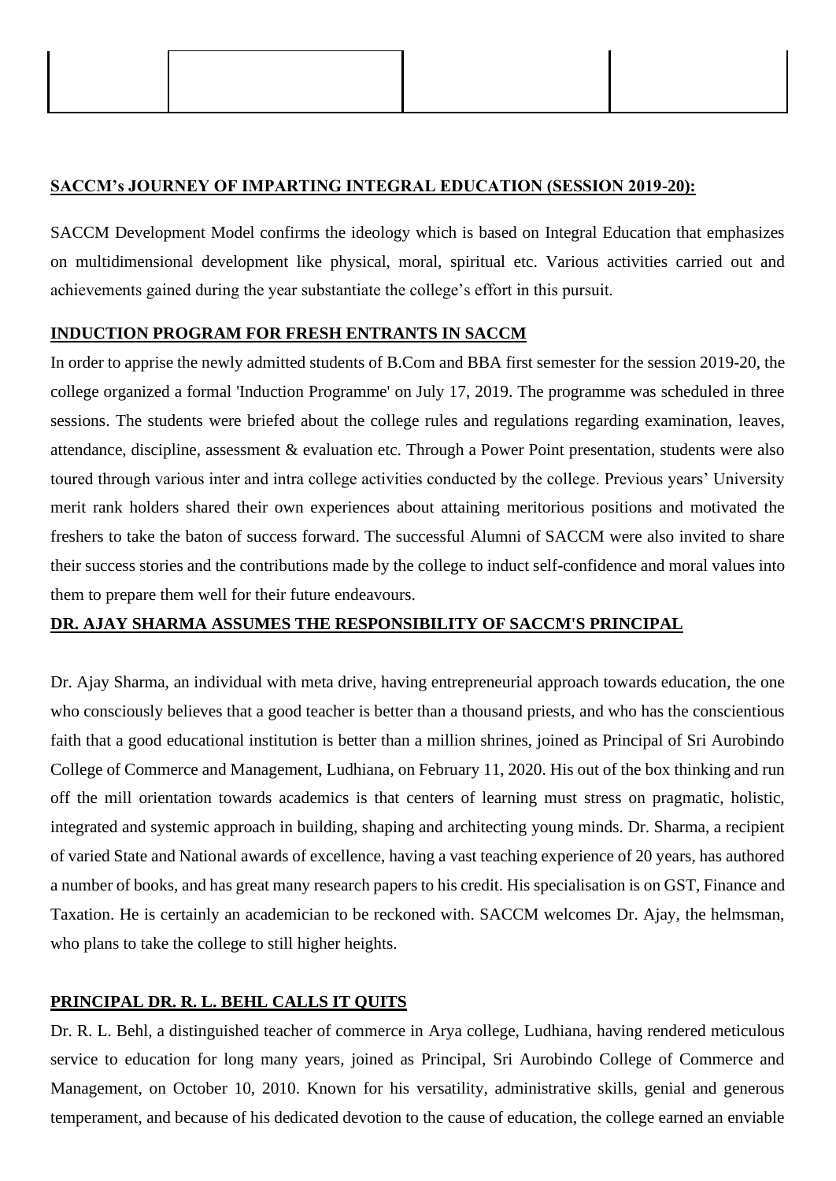| | | | |
|---|---|---|---|
| | | | |

**SACCM's JOURNEY OF IMPARTING INTEGRAL EDUCATION (SESSION 2019-20):**

SACCM Development Model confirms the ideology which is based on Integral Education that emphasizes on multidimensional development like physical, moral, spiritual etc. Various activities carried out and achievements gained during the year substantiate the college's effort in this pursuit.

**INDUCTION PROGRAM FOR FRESH ENTRANTS IN SACCM**

In order to apprise the newly admitted students of B.Com and BBA first semester for the session 2019-20, the college organized a formal 'Induction Programme' on July 17, 2019. The programme was scheduled in three sessions. The students were briefed about the college rules and regulations regarding examination, leaves, attendance, discipline, assessment & evaluation etc. Through a Power Point presentation, students were also toured through various inter and intra college activities conducted by the college. Previous years' University merit rank holders shared their own experiences about attaining meritorious positions and motivated the freshers to take the baton of success forward. The successful Alumni of SACCM were also invited to share their success stories and the contributions made by the college to induct self-confidence and moral values into them to prepare them well for their future endeavours.

**DR. AJAY SHARMA ASSUMES THE RESPONSIBILITY OF SACCM'S PRINCIPAL**

Dr. Ajay Sharma, an individual with meta drive, having entrepreneurial approach towards education, the one who consciously believes that a good teacher is better than a thousand priests, and who has the conscientious faith that a good educational institution is better than a million shrines, joined as Principal of Sri Aurobindo College of Commerce and Management, Ludhiana, on February 11, 2020. His out of the box thinking and run off the mill orientation towards academics is that centers of learning must stress on pragmatic, holistic, integrated and systemic approach in building, shaping and architecting young minds. Dr. Sharma, a recipient of varied State and National awards of excellence, having a vast teaching experience of 20 years, has authored a number of books, and has great many research papers to his credit. His specialisation is on GST, Finance and Taxation. He is certainly an academician to be reckoned with. SACCM welcomes Dr. Ajay, the helmsman, who plans to take the college to still higher heights.

**PRINCIPAL DR. R. L. BEHL CALLS IT QUITS**

Dr. R. L. Behl, a distinguished teacher of commerce in Arya college, Ludhiana, having rendered meticulous service to education for long many years, joined as Principal, Sri Aurobindo College of Commerce and Management, on October 10, 2010. Known for his versatility, administrative skills, genial and generous temperament, and because of his dedicated devotion to the cause of education, the college earned an enviable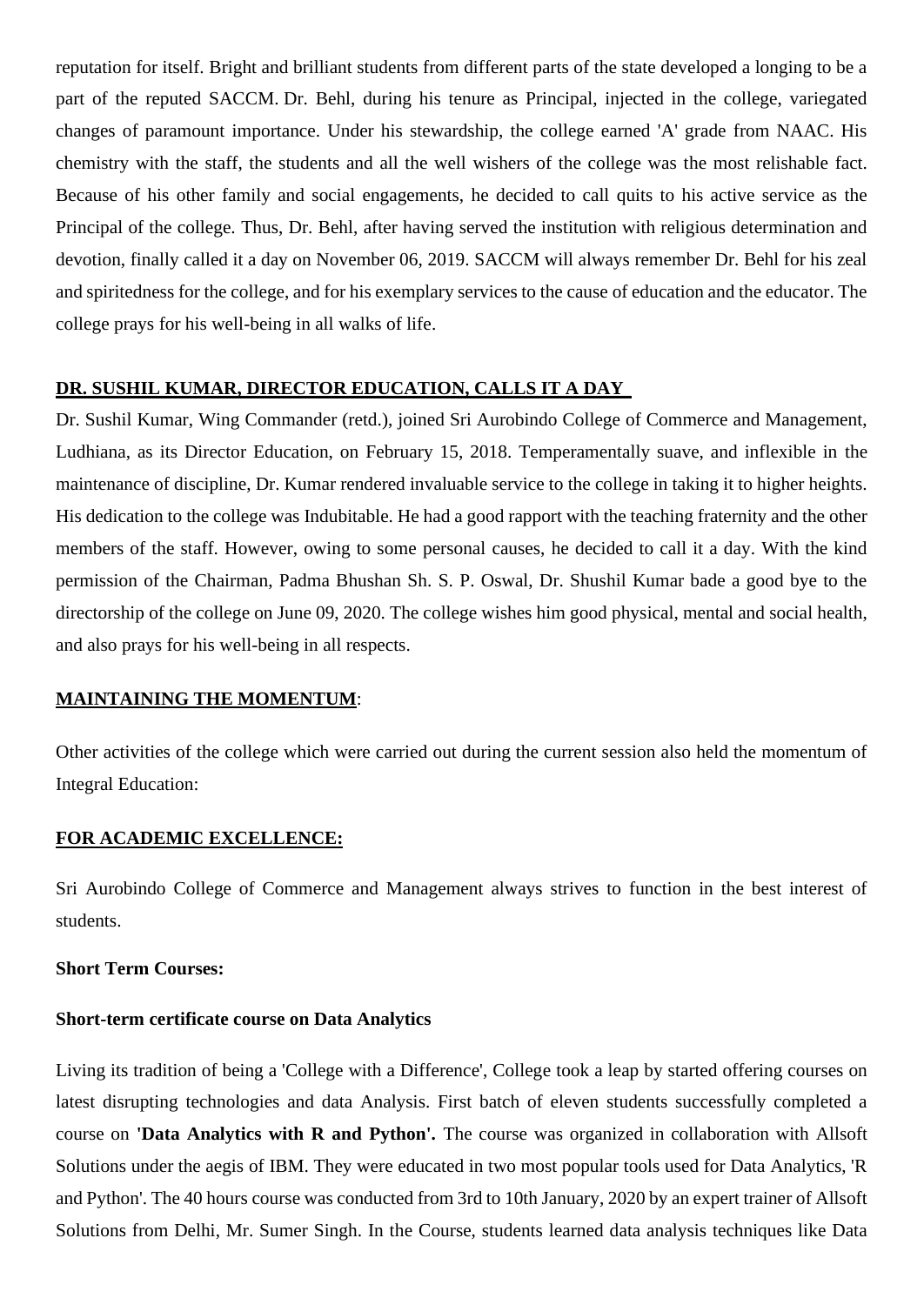reputation for itself. Bright and brilliant students from different parts of the state developed a longing to be a part of the reputed SACCM. Dr. Behl, during his tenure as Principal, injected in the college, variegated changes of paramount importance. Under his stewardship, the college earned 'A' grade from NAAC. His chemistry with the staff, the students and all the well wishers of the college was the most relishable fact. Because of his other family and social engagements, he decided to call quits to his active service as the Principal of the college. Thus, Dr. Behl, after having served the institution with religious determination and devotion, finally called it a day on November 06, 2019. SACCM will always remember Dr. Behl for his zeal and spiritedness for the college, and for his exemplary services to the cause of education and the educator. The college prays for his well-being in all walks of life.

## DR. SUSHIL KUMAR, DIRECTOR EDUCATION, CALLS IT A DAY

Dr. Sushil Kumar, Wing Commander (retd.), joined Sri Aurobindo College of Commerce and Management, Ludhiana, as its Director Education, on February 15, 2018. Temperamentally suave, and inflexible in the maintenance of discipline, Dr. Kumar rendered invaluable service to the college in taking it to higher heights. His dedication to the college was Indubitable. He had a good rapport with the teaching fraternity and the other members of the staff. However, owing to some personal causes, he decided to call it a day. With the kind permission of the Chairman, Padma Bhushan Sh. S. P. Oswal, Dr. Shushil Kumar bade a good bye to the directorship of the college on June 09, 2020. The college wishes him good physical, mental and social health, and also prays for his well-being in all respects.

## MAINTAINING THE MOMENTUM:

Other activities of the college which were carried out during the current session also held the momentum of Integral Education:

## FOR ACADEMIC EXCELLENCE:

Sri Aurobindo College of Commerce and Management always strives to function in the best interest of students.

**Short Term Courses:**

**Short-term certificate course on Data Analytics**

Living its tradition of being a 'College with a Difference', College took a leap by started offering courses on latest disrupting technologies and data Analysis. First batch of eleven students successfully completed a course on **'Data Analytics with R and Python'.** The course was organized in collaboration with Allsoft Solutions under the aegis of IBM. They were educated in two most popular tools used for Data Analytics, 'R and Python'. The 40 hours course was conducted from 3rd to 10th January, 2020 by an expert trainer of Allsoft Solutions from Delhi, Mr. Sumer Singh. In the Course, students learned data analysis techniques like Data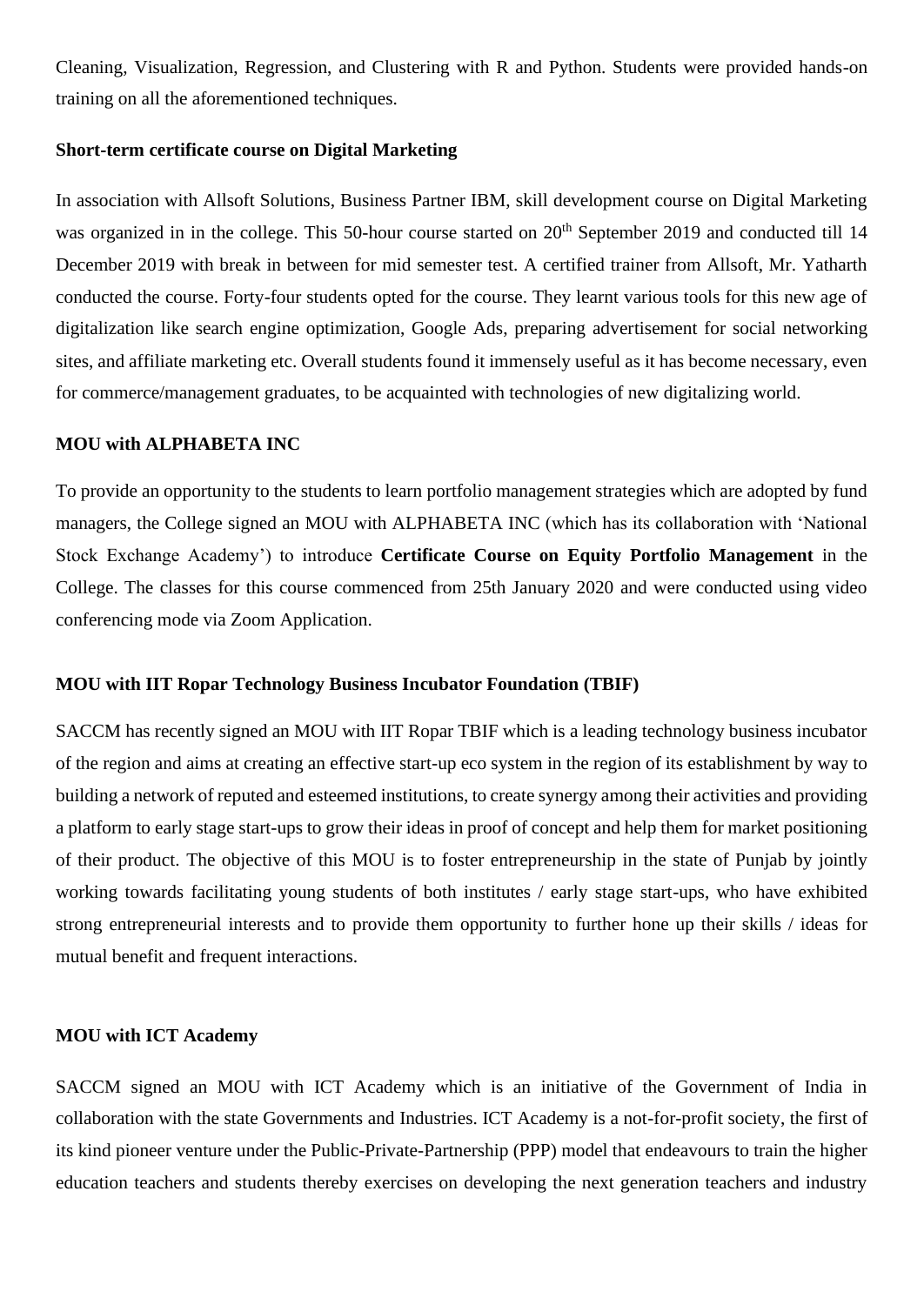Cleaning, Visualization, Regression, and Clustering with R and Python. Students were provided hands-on training on all the aforementioned techniques.

**Short-term certificate course on Digital Marketing**

In association with Allsoft Solutions, Business Partner IBM, skill development course on Digital Marketing was organized in in the college. This 50-hour course started on 20th September 2019 and conducted till 14 December 2019 with break in between for mid semester test. A certified trainer from Allsoft, Mr. Yatharth conducted the course. Forty-four students opted for the course. They learnt various tools for this new age of digitalization like search engine optimization, Google Ads, preparing advertisement for social networking sites, and affiliate marketing etc. Overall students found it immensely useful as it has become necessary, even for commerce/management graduates, to be acquainted with technologies of new digitalizing world.

**MOU with ALPHABETA INC**

To provide an opportunity to the students to learn portfolio management strategies which are adopted by fund managers, the College signed an MOU with ALPHABETA INC (which has its collaboration with 'National Stock Exchange Academy') to introduce **Certificate Course on Equity Portfolio Management** in the College. The classes for this course commenced from 25th January 2020 and were conducted using video conferencing mode via Zoom Application.

**MOU with IIT Ropar Technology Business Incubator Foundation (TBIF)**

SACCM has recently signed an MOU with IIT Ropar TBIF which is a leading technology business incubator of the region and aims at creating an effective start-up eco system in the region of its establishment by way to building a network of reputed and esteemed institutions, to create synergy among their activities and providing a platform to early stage start-ups to grow their ideas in proof of concept and help them for market positioning of their product. The objective of this MOU is to foster entrepreneurship in the state of Punjab by jointly working towards facilitating young students of both institutes / early stage start-ups, who have exhibited strong entrepreneurial interests and to provide them opportunity to further hone up their skills / ideas for mutual benefit and frequent interactions.

**MOU with ICT Academy**

SACCM signed an MOU with ICT Academy which is an initiative of the Government of India in collaboration with the state Governments and Industries. ICT Academy is a not-for-profit society, the first of its kind pioneer venture under the Public-Private-Partnership (PPP) model that endeavours to train the higher education teachers and students thereby exercises on developing the next generation teachers and industry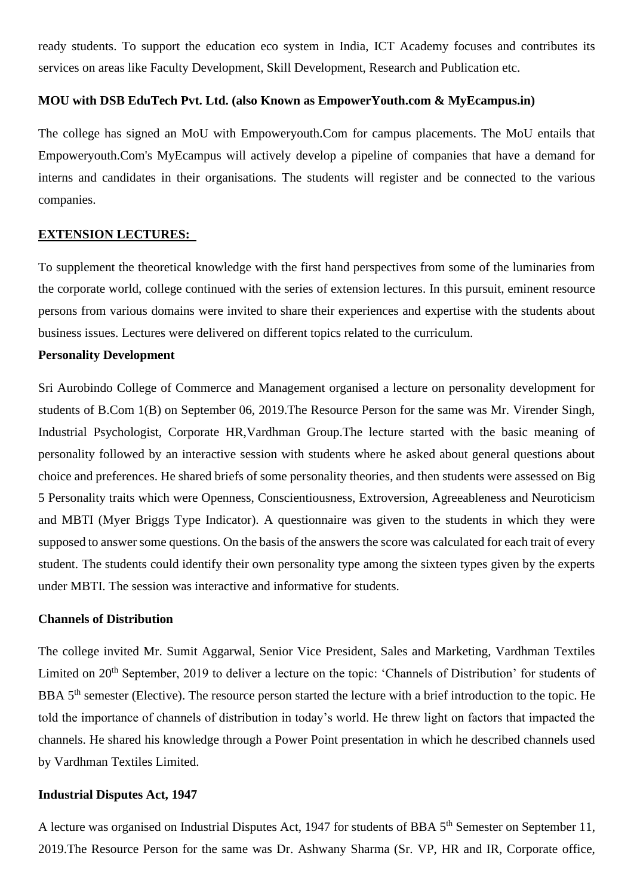ready students. To support the education eco system in India, ICT Academy focuses and contributes its services on areas like Faculty Development, Skill Development, Research and Publication etc.

**MOU with DSB EduTech Pvt. Ltd. (also Known as EmpowerYouth.com & MyEcampus.in)**

The college has signed an MoU with Empoweryouth.Com for campus placements. The MoU entails that Empoweryouth.Com's MyEcampus will actively develop a pipeline of companies that have a demand for interns and candidates in their organisations. The students will register and be connected to the various companies.

**EXTENSION LECTURES:**

To supplement the theoretical knowledge with the first hand perspectives from some of the luminaries from the corporate world, college continued with the series of extension lectures. In this pursuit, eminent resource persons from various domains were invited to share their experiences and expertise with the students about business issues. Lectures were delivered on different topics related to the curriculum.

**Personality Development**

Sri Aurobindo College of Commerce and Management organised a lecture on personality development for students of B.Com 1(B) on September 06, 2019.The Resource Person for the same was Mr. Virender Singh, Industrial Psychologist, Corporate HR,Vardhman Group.The lecture started with the basic meaning of personality followed by an interactive session with students where he asked about general questions about choice and preferences. He shared briefs of some personality theories, and then students were assessed on Big 5 Personality traits which were Openness, Conscientiousness, Extroversion, Agreeableness and Neuroticism and MBTI (Myer Briggs Type Indicator). A questionnaire was given to the students in which they were supposed to answer some questions. On the basis of the answers the score was calculated for each trait of every student. The students could identify their own personality type among the sixteen types given by the experts under MBTI. The session was interactive and informative for students.

**Channels of Distribution**

The college invited Mr. Sumit Aggarwal, Senior Vice President, Sales and Marketing, Vardhman Textiles Limited on 20th September, 2019 to deliver a lecture on the topic: 'Channels of Distribution' for students of BBA 5th semester (Elective). The resource person started the lecture with a brief introduction to the topic. He told the importance of channels of distribution in today's world. He threw light on factors that impacted the channels. He shared his knowledge through a Power Point presentation in which he described channels used by Vardhman Textiles Limited.

**Industrial Disputes Act, 1947**

A lecture was organised on Industrial Disputes Act, 1947 for students of BBA 5th Semester on September 11, 2019.The Resource Person for the same was Dr. Ashwany Sharma (Sr. VP, HR and IR, Corporate office,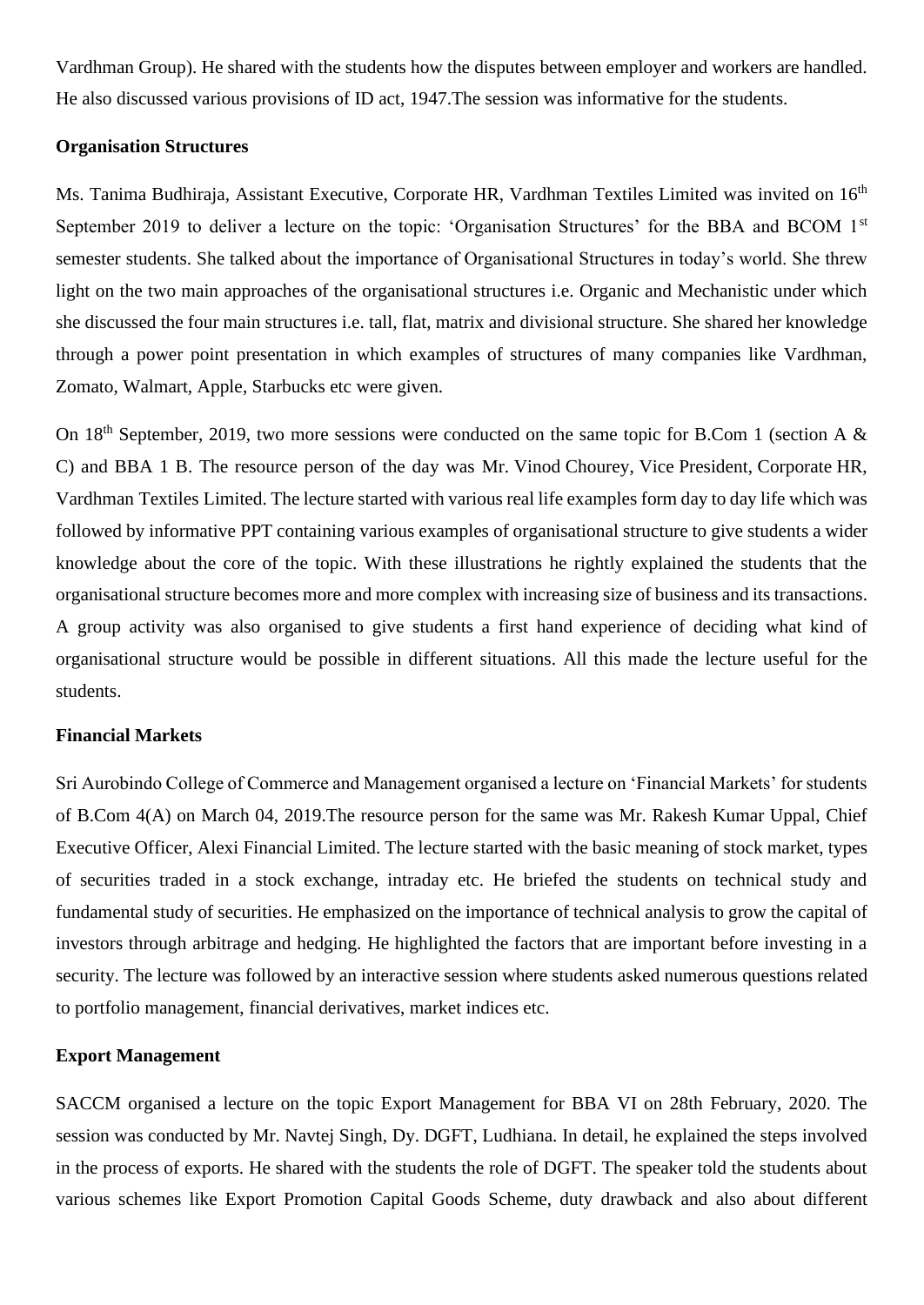Vardhman Group). He shared with the students how the disputes between employer and workers are handled. He also discussed various provisions of ID act, 1947.The session was informative for the students.

**Organisation Structures**

Ms. Tanima Budhiraja, Assistant Executive, Corporate HR, Vardhman Textiles Limited was invited on 16th September 2019 to deliver a lecture on the topic: 'Organisation Structures' for the BBA and BCOM 1st semester students. She talked about the importance of Organisational Structures in today's world. She threw light on the two main approaches of the organisational structures i.e. Organic and Mechanistic under which she discussed the four main structures i.e. tall, flat, matrix and divisional structure. She shared her knowledge through a power point presentation in which examples of structures of many companies like Vardhman, Zomato, Walmart, Apple, Starbucks etc were given.

On 18th September, 2019, two more sessions were conducted on the same topic for B.Com 1 (section A & C) and BBA 1 B. The resource person of the day was Mr. Vinod Chourey, Vice President, Corporate HR, Vardhman Textiles Limited. The lecture started with various real life examples form day to day life which was followed by informative PPT containing various examples of organisational structure to give students a wider knowledge about the core of the topic. With these illustrations he rightly explained the students that the organisational structure becomes more and more complex with increasing size of business and its transactions. A group activity was also organised to give students a first hand experience of deciding what kind of organisational structure would be possible in different situations. All this made the lecture useful for the students.

**Financial Markets**

Sri Aurobindo College of Commerce and Management organised a lecture on 'Financial Markets' for students of B.Com 4(A) on March 04, 2019.The resource person for the same was Mr. Rakesh Kumar Uppal, Chief Executive Officer, Alexi Financial Limited. The lecture started with the basic meaning of stock market, types of securities traded in a stock exchange, intraday etc. He briefed the students on technical study and fundamental study of securities. He emphasized on the importance of technical analysis to grow the capital of investors through arbitrage and hedging. He highlighted the factors that are important before investing in a security. The lecture was followed by an interactive session where students asked numerous questions related to portfolio management, financial derivatives, market indices etc.

**Export Management**

SACCM organised a lecture on the topic Export Management for BBA VI on 28th February, 2020. The session was conducted by Mr. Navtej Singh, Dy. DGFT, Ludhiana. In detail, he explained the steps involved in the process of exports. He shared with the students the role of DGFT. The speaker told the students about various schemes like Export Promotion Capital Goods Scheme, duty drawback and also about different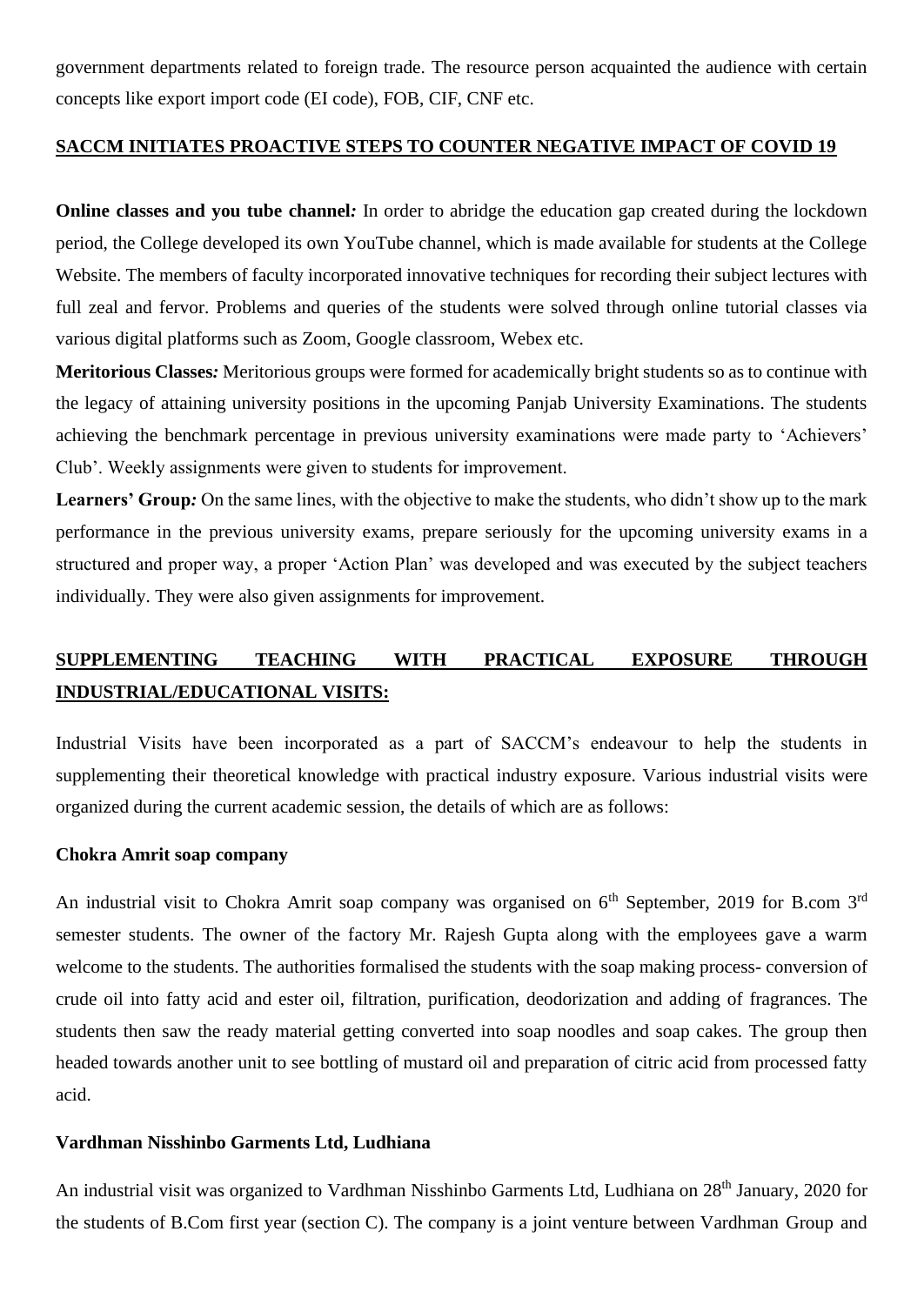government departments related to foreign trade. The resource person acquainted the audience with certain concepts like export import code (EI code), FOB, CIF, CNF etc.

## SACCM INITIATES PROACTIVE STEPS TO COUNTER NEGATIVE IMPACT OF COVID 19

**Online classes and you tube channel***:* In order to abridge the education gap created during the lockdown period, the College developed its own YouTube channel, which is made available for students at the College Website. The members of faculty incorporated innovative techniques for recording their subject lectures with full zeal and fervor. Problems and queries of the students were solved through online tutorial classes via various digital platforms such as Zoom, Google classroom, Webex etc.

**Meritorious Classes***:* Meritorious groups were formed for academically bright students so as to continue with the legacy of attaining university positions in the upcoming Panjab University Examinations. The students achieving the benchmark percentage in previous university examinations were made party to 'Achievers' Club'. Weekly assignments were given to students for improvement.

**Learners' Group***:* On the same lines, with the objective to make the students, who didn't show up to the mark performance in the previous university exams, prepare seriously for the upcoming university exams in a structured and proper way, a proper 'Action Plan' was developed and was executed by the subject teachers individually. They were also given assignments for improvement.

## SUPPLEMENTING TEACHING WITH PRACTICAL EXPOSURE THROUGH INDUSTRIAL/EDUCATIONAL VISITS:

Industrial Visits have been incorporated as a part of SACCM's endeavour to help the students in supplementing their theoretical knowledge with practical industry exposure. Various industrial visits were organized during the current academic session, the details of which are as follows:

### Chokra Amrit soap company

An industrial visit to Chokra Amrit soap company was organised on 6th September, 2019 for B.com 3rd semester students. The owner of the factory Mr. Rajesh Gupta along with the employees gave a warm welcome to the students. The authorities formalised the students with the soap making process- conversion of crude oil into fatty acid and ester oil, filtration, purification, deodorization and adding of fragrances. The students then saw the ready material getting converted into soap noodles and soap cakes. The group then headed towards another unit to see bottling of mustard oil and preparation of citric acid from processed fatty acid.

### Vardhman Nisshinbo Garments Ltd, Ludhiana

An industrial visit was organized to Vardhman Nisshinbo Garments Ltd, Ludhiana on 28th January, 2020 for the students of B.Com first year (section C). The company is a joint venture between Vardhman Group and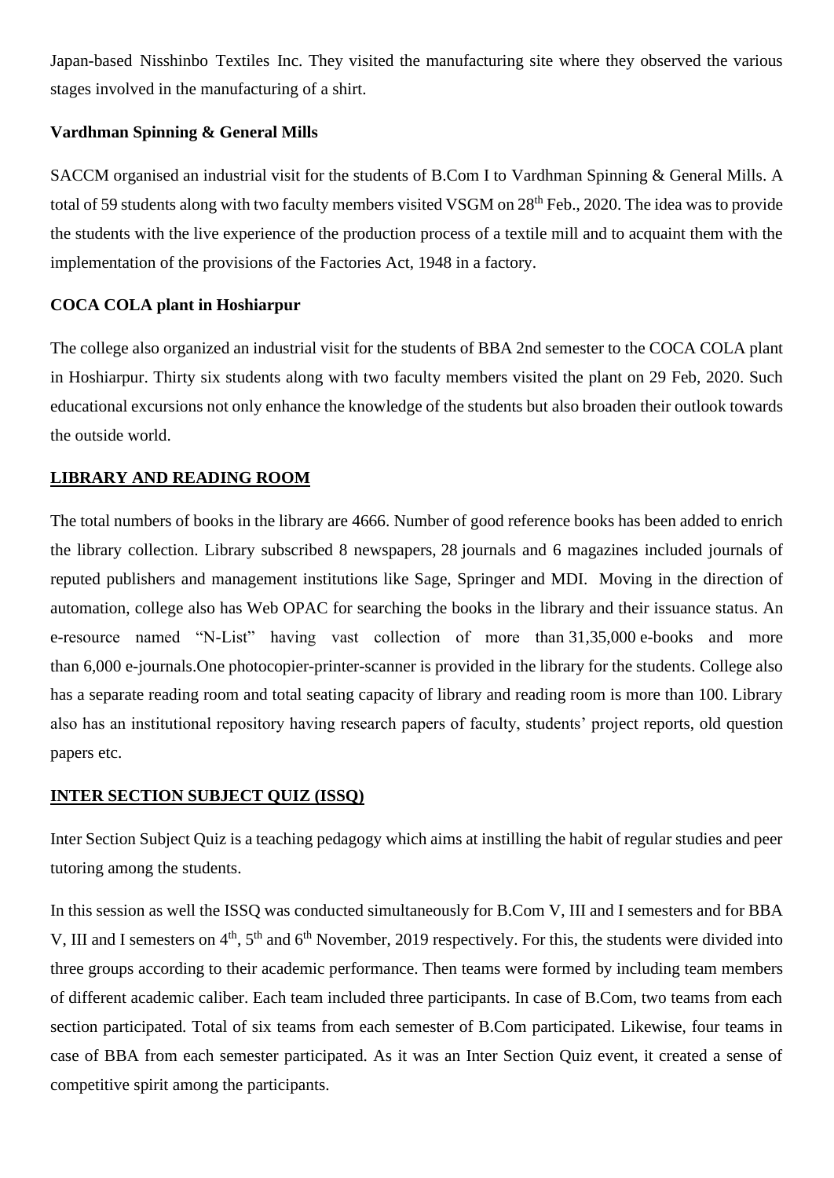Japan-based Nisshinbo Textiles Inc. They visited the manufacturing site where they observed the various stages involved in the manufacturing of a shirt.

**Vardhman Spinning & General Mills**

SACCM organised an industrial visit for the students of B.Com I to Vardhman Spinning & General Mills. A total of 59 students along with two faculty members visited VSGM on 28th Feb., 2020. The idea was to provide the students with the live experience of the production process of a textile mill and to acquaint them with the implementation of the provisions of the Factories Act, 1948 in a factory.

**COCA COLA plant in Hoshiarpur**

The college also organized an industrial visit for the students of BBA 2nd semester to the COCA COLA plant in Hoshiarpur. Thirty six students along with two faculty members visited the plant on 29 Feb, 2020. Such educational excursions not only enhance the knowledge of the students but also broaden their outlook towards the outside world.

## LIBRARY AND READING ROOM

The total numbers of books in the library are 4666. Number of good reference books has been added to enrich the library collection. Library subscribed 8 newspapers, 28 journals and 6 magazines included journals of reputed publishers and management institutions like Sage, Springer and MDI. Moving in the direction of automation, college also has Web OPAC for searching the books in the library and their issuance status. An e-resource named "N-List" having vast collection of more than 31,35,000 e-books and more than 6,000 e-journals.One photocopier-printer-scanner is provided in the library for the students. College also has a separate reading room and total seating capacity of library and reading room is more than 100. Library also has an institutional repository having research papers of faculty, students' project reports, old question papers etc.

## INTER SECTION SUBJECT QUIZ (ISSQ)

Inter Section Subject Quiz is a teaching pedagogy which aims at instilling the habit of regular studies and peer tutoring among the students.

In this session as well the ISSQ was conducted simultaneously for B.Com V, III and I semesters and for BBA V, III and I semesters on 4th, 5th and 6th November, 2019 respectively. For this, the students were divided into three groups according to their academic performance. Then teams were formed by including team members of different academic caliber. Each team included three participants. In case of B.Com, two teams from each section participated. Total of six teams from each semester of B.Com participated. Likewise, four teams in case of BBA from each semester participated. As it was an Inter Section Quiz event, it created a sense of competitive spirit among the participants.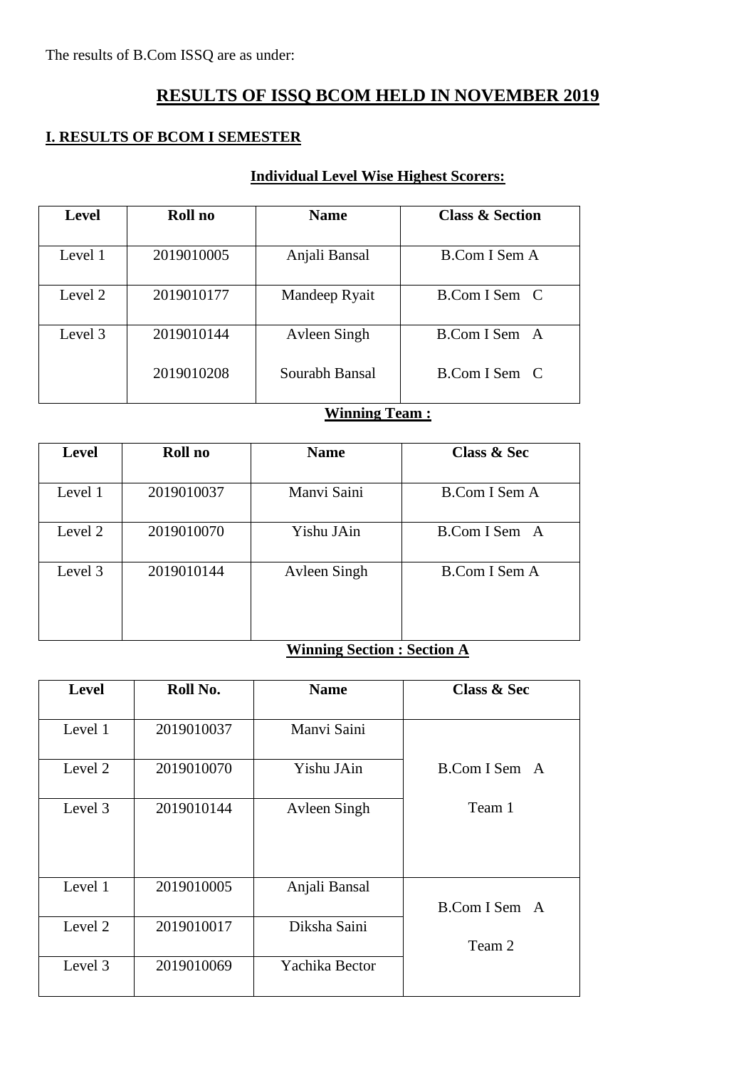The results of B.Com ISSQ are as under:

# RESULTS OF ISSQ BCOM HELD IN NOVEMBER 2019

## I. RESULTS OF BCOM I SEMESTER

### Individual Level Wise Highest Scorers:

| Level | Roll no | Name | Class & Section |
|---|---|---|---|
| Level 1 | 2019010005 | Anjali Bansal | B.Com I Sem A |
| Level 2 | 2019010177 | Mandeep Ryait | B.Com I Sem C |
| Level 3 | 2019010144 | Avleen Singh | B.Com I Sem A |
| | 2019010208 | Sourabh Bansal | B.Com I Sem C |

### Winning Team :

| Level | Roll no | Name | Class & Sec |
|---|---|---|---|
| Level 1 | 2019010037 | Manvi Saini | B.Com I Sem A |
| Level 2 | 2019010070 | Yishu JAin | B.Com I Sem A |
| Level 3 | 2019010144 | Avleen Singh | B.Com I Sem A |

### Winning Section : Section A

| Level | Roll No. | Name | Class & Sec |
|---|---|---|---|
| Level 1 | 2019010037 | Manvi Saini | B.Com I Sem A Team 1 |
| Level 2 | 2019010070 | Yishu JAin | |
| Level 3 | 2019010144 | Avleen Singh | |
| Level 1 | 2019010005 | Anjali Bansal | B.Com I Sem A Team 2 |
| Level 2 | 2019010017 | Diksha Saini | |
| Level 3 | 2019010069 | Yachika Bector | |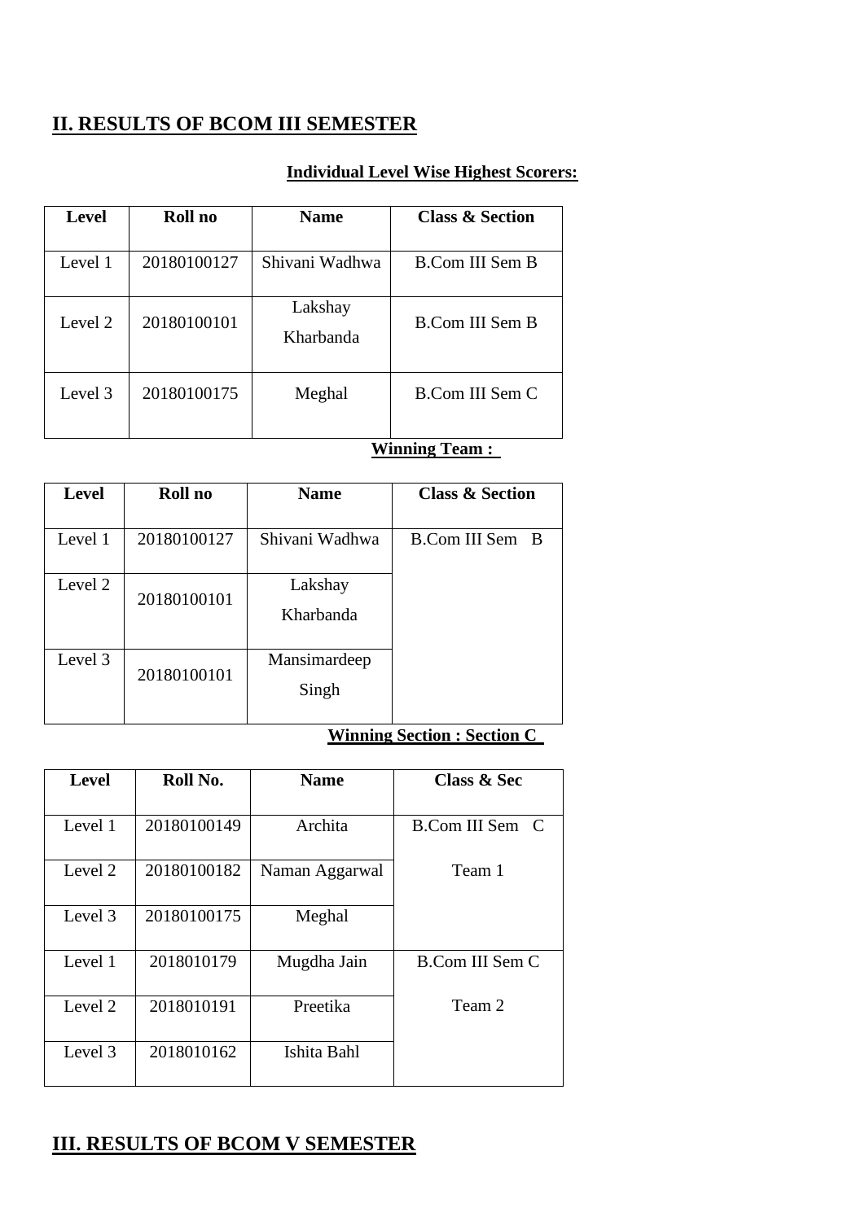## II. RESULTS OF BCOM III SEMESTER

**Individual Level Wise Highest Scorers:**

| Level | Roll no | Name | Class & Section |
|---|---|---|---|
| Level 1 | 20180100127 | Shivani Wadhwa | B.Com III Sem B |
| Level 2 | 20180100101 | Lakshay Kharbanda | B.Com III Sem B |
| Level 3 | 20180100175 | Meghal | B.Com III Sem C |

**Winning Team :**

| Level | Roll no | Name | Class & Section |
|---|---|---|---|
| Level 1 | 20180100127 | Shivani Wadhwa | B.Com III Sem B |
| Level 2 | 20180100101 | Lakshay Kharbanda | |
| Level 3 | 20180100101 | Mansimardeep Singh | |

**Winning Section : Section C**

| Level | Roll No. | Name | Class & Sec |
|---|---|---|---|
| Level 1 | 20180100149 | Archita | B.Com III Sem C |
| Level 2 | 20180100182 | Naman Aggarwal | Team 1 |
| Level 3 | 20180100175 | Meghal | |
| Level 1 | 2018010179 | Mugdha Jain | B.Com III Sem C |
| Level 2 | 2018010191 | Preetika | Team 2 |
| Level 3 | 2018010162 | Ishita Bahl | |

## III. RESULTS OF BCOM V SEMESTER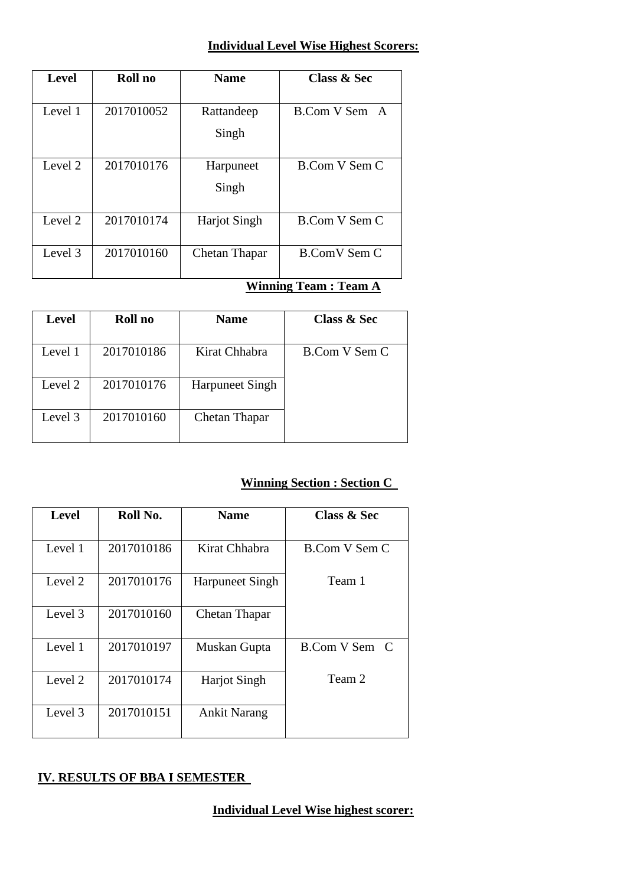**Individual Level Wise Highest Scorers:**

| Level | Roll no | Name | Class & Sec |
|---|---|---|---|
| Level 1 | 2017010052 | Rattandeep Singh | B.Com V Sem A |
| Level 2 | 2017010176 | Harpuneet Singh | B.Com V Sem C |
| Level 2 | 2017010174 | Harjot Singh | B.Com V Sem C |
| Level 3 | 2017010160 | Chetan Thapar | B.ComV Sem C |

**Winning Team : Team A**

| Level | Roll no | Name | Class & Sec |
|---|---|---|---|
| Level 1 | 2017010186 | Kirat Chhabra | B.Com V Sem C |
| Level 2 | 2017010176 | Harpuneet Singh | |
| Level 3 | 2017010160 | Chetan Thapar | |

**Winning Section : Section C**

| Level | Roll No. | Name | Class & Sec |
|---|---|---|---|
| Level 1 | 2017010186 | Kirat Chhabra | B.Com V Sem C |
| Level 2 | 2017010176 | Harpuneet Singh | Team 1 |
| Level 3 | 2017010160 | Chetan Thapar | |
| Level 1 | 2017010197 | Muskan Gupta | B.Com V Sem C |
| Level 2 | 2017010174 | Harjot Singh | Team 2 |
| Level 3 | 2017010151 | Ankit Narang | |

## IV. RESULTS OF BBA I SEMESTER

**Individual Level Wise highest scorer:**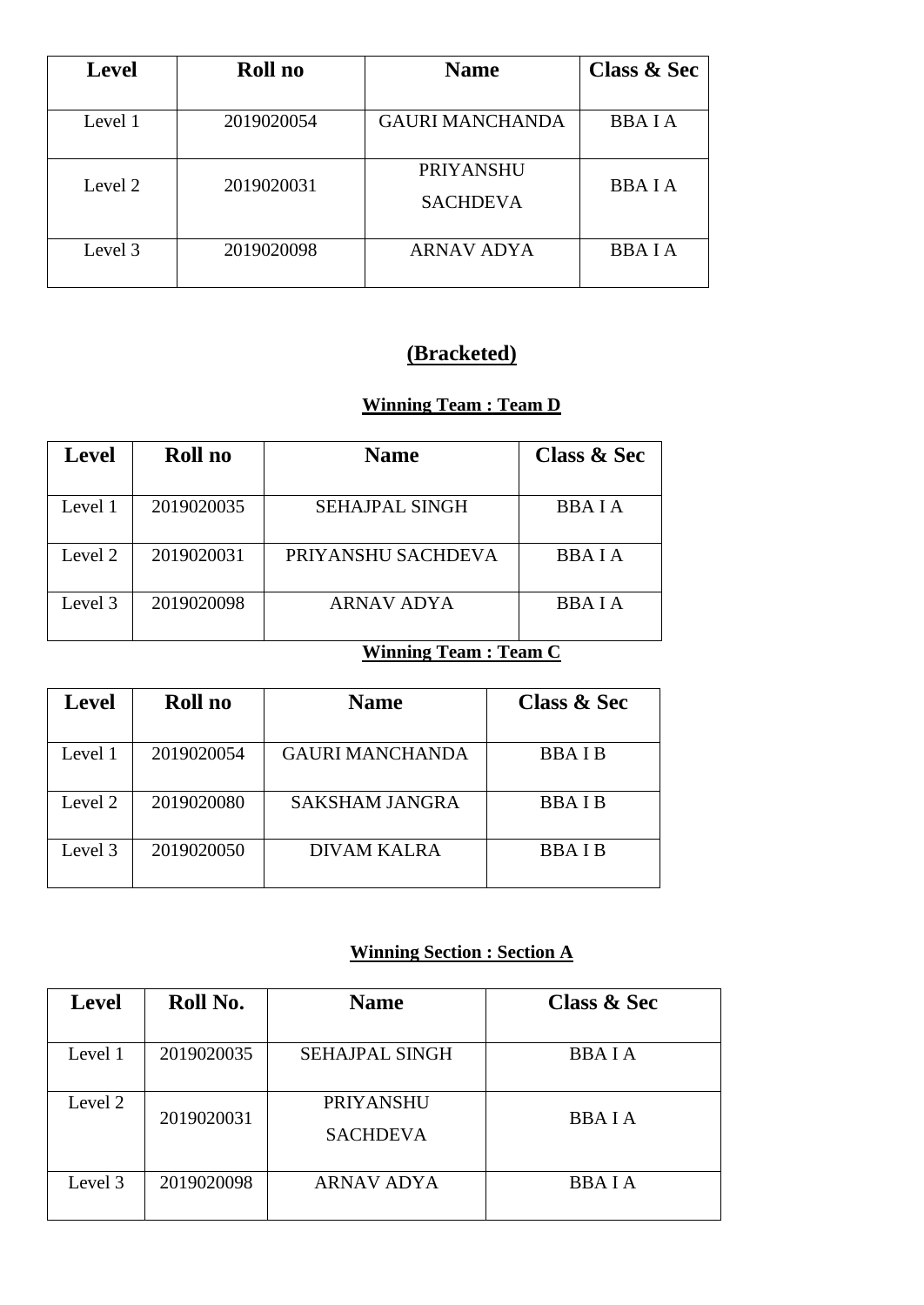| Level | Roll no | Name | Class & Sec |
|---|---|---|---|
| Level 1 | 2019020054 | GAURI MANCHANDA | BBA I A |
| Level 2 | 2019020031 | PRIYANSHU SACHDEVA | BBA I A |
| Level 3 | 2019020098 | ARNAV ADYA | BBA I A |

## (Bracketed)

**Winning Team : Team D**

| Level | Roll no | Name | Class & Sec |
|---|---|---|---|
| Level 1 | 2019020035 | SEHAJPAL SINGH | BBA I A |
| Level 2 | 2019020031 | PRIYANSHU SACHDEVA | BBA I A |
| Level 3 | 2019020098 | ARNAV ADYA | BBA I A |

**Winning Team : Team C**

| Level | Roll no | Name | Class & Sec |
|---|---|---|---|
| Level 1 | 2019020054 | GAURI MANCHANDA | BBA I B |
| Level 2 | 2019020080 | SAKSHAM JANGRA | BBA I B |
| Level 3 | 2019020050 | DIVAM KALRA | BBA I B |

**Winning Section : Section A**

| Level | Roll No. | Name | Class & Sec |
|---|---|---|---|
| Level 1 | 2019020035 | SEHAJPAL SINGH | BBA I A |
| Level 2 | 2019020031 | PRIYANSHU SACHDEVA | BBA I A |
| Level 3 | 2019020098 | ARNAV ADYA | BBA I A |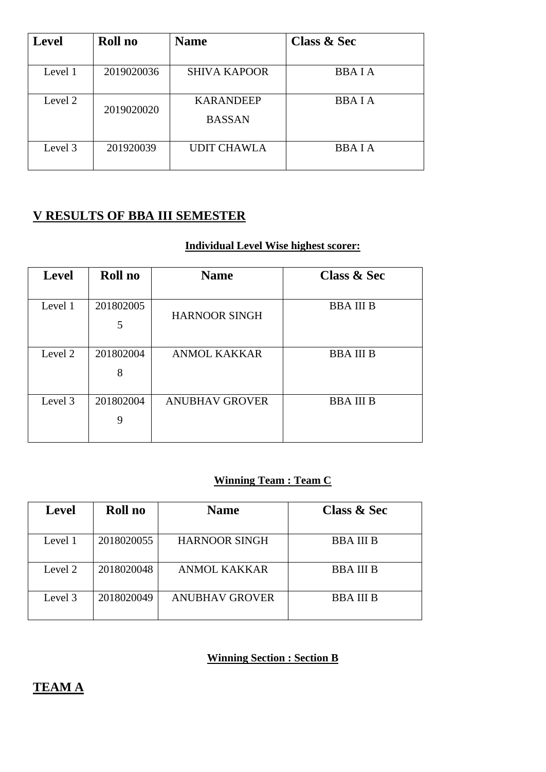| Level | Roll no | Name | Class & Sec |
|---|---|---|---|
| Level 1 | 2019020036 | SHIVA KAPOOR | BBA I A |
| Level 2 | 2019020020 | KARANDEEP BASSAN | BBA I A |
| Level 3 | 201920039 | UDIT CHAWLA | BBA I A |

## V RESULTS OF BBA III SEMESTER

**Individual Level Wise highest scorer:**

| Level | Roll no | Name | Class & Sec |
|---|---|---|---|
| Level 1 | 2018020055 | HARNOOR SINGH | BBA III B |
| Level 2 | 2018020048 | ANMOL KAKKAR | BBA III B |
| Level 3 | 2018020049 | ANUBHAV GROVER | BBA III B |

**Winning Team : Team C**

| Level | Roll no | Name | Class & Sec |
|---|---|---|---|
| Level 1 | 2018020055 | HARNOOR SINGH | BBA III B |
| Level 2 | 2018020048 | ANMOL KAKKAR | BBA III B |
| Level 3 | 2018020049 | ANUBHAV GROVER | BBA III B |

**Winning Section : Section B**

## TEAM A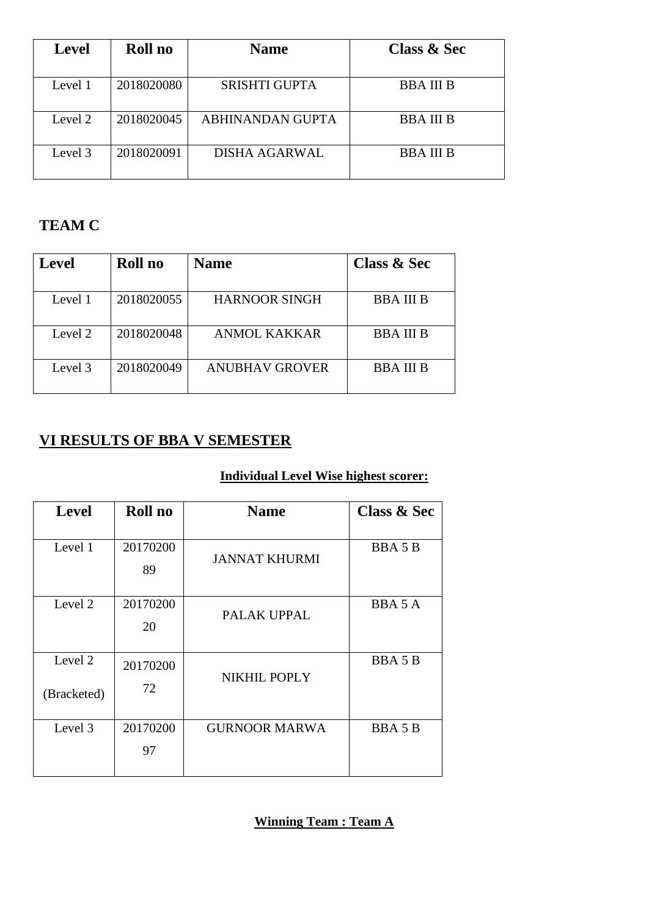| Level | Roll no | Name | Class & Sec |
|---|---|---|---|
| Level 1 | 2018020080 | SRISHTI GUPTA | BBA III B |
| Level 2 | 2018020045 | ABHINANDAN GUPTA | BBA III B |
| Level 3 | 2018020091 | DISHA AGARWAL | BBA III B |

## TEAM C

| Level | Roll no | Name | Class & Sec |
|---|---|---|---|
| Level 1 | 2018020055 | HARNOOR SINGH | BBA III B |
| Level 2 | 2018020048 | ANMOL KAKKAR | BBA III B |
| Level 3 | 2018020049 | ANUBHAV GROVER | BBA III B |

## VI RESULTS OF BBA V SEMESTER

**Individual Level Wise highest scorer:**

| Level | Roll no | Name | Class & Sec |
|---|---|---|---|
| Level 1 | 2017020089 | JANNAT KHURMI | BBA 5 B |
| Level 2 | 2017020020 | PALAK UPPAL | BBA 5 A |
| Level 2 (Bracketed) | 2017020072 | NIKHIL POPLY | BBA 5 B |
| Level 3 | 2017020097 | GURNOOR MARWA | BBA 5 B |

**Winning Team : Team A**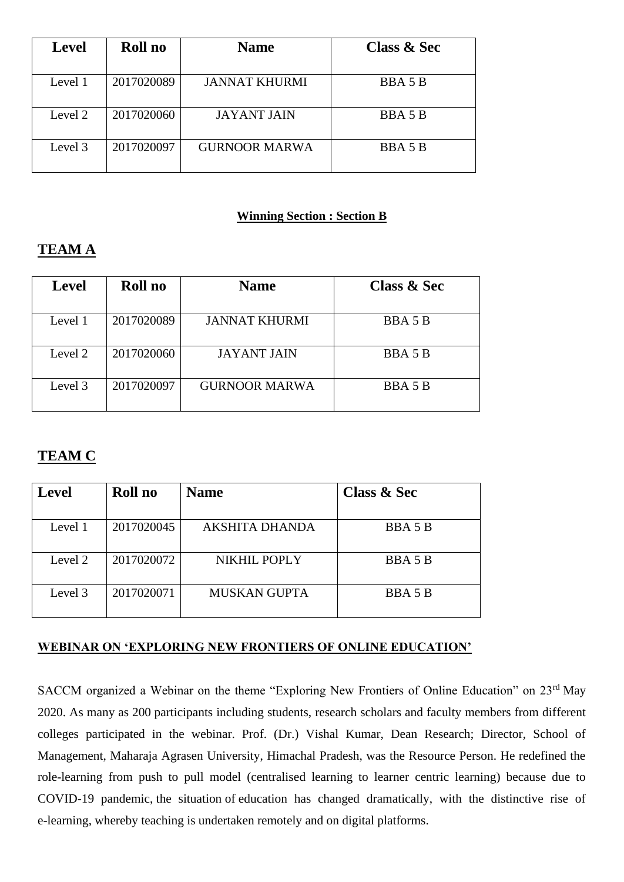| Level | Roll no | Name | Class & Sec |
|---|---|---|---|
| Level 1 | 2017020089 | JANNAT KHURMI | BBA 5 B |
| Level 2 | 2017020060 | JAYANT JAIN | BBA 5 B |
| Level 3 | 2017020097 | GURNOOR MARWA | BBA 5 B |

**Winning Section : Section B**

## TEAM A

| Level | Roll no | Name | Class & Sec |
|---|---|---|---|
| Level 1 | 2017020089 | JANNAT KHURMI | BBA 5 B |
| Level 2 | 2017020060 | JAYANT JAIN | BBA 5 B |
| Level 3 | 2017020097 | GURNOOR MARWA | BBA 5 B |

## TEAM C

| Level | Roll no | Name | Class & Sec |
|---|---|---|---|
| Level 1 | 2017020045 | AKSHITA DHANDA | BBA 5 B |
| Level 2 | 2017020072 | NIKHIL POPLY | BBA 5 B |
| Level 3 | 2017020071 | MUSKAN GUPTA | BBA 5 B |

**WEBINAR ON 'EXPLORING NEW FRONTIERS OF ONLINE EDUCATION'**

SACCM organized a Webinar on the theme "Exploring New Frontiers of Online Education" on 23rd May 2020. As many as 200 participants including students, research scholars and faculty members from different colleges participated in the webinar. Prof. (Dr.) Vishal Kumar, Dean Research; Director, School of Management, Maharaja Agrasen University, Himachal Pradesh, was the Resource Person. He redefined the role-learning from push to pull model (centralised learning to learner centric learning) because due to COVID-19 pandemic, the situation of education has changed dramatically, with the distinctive rise of e-learning, whereby teaching is undertaken remotely and on digital platforms.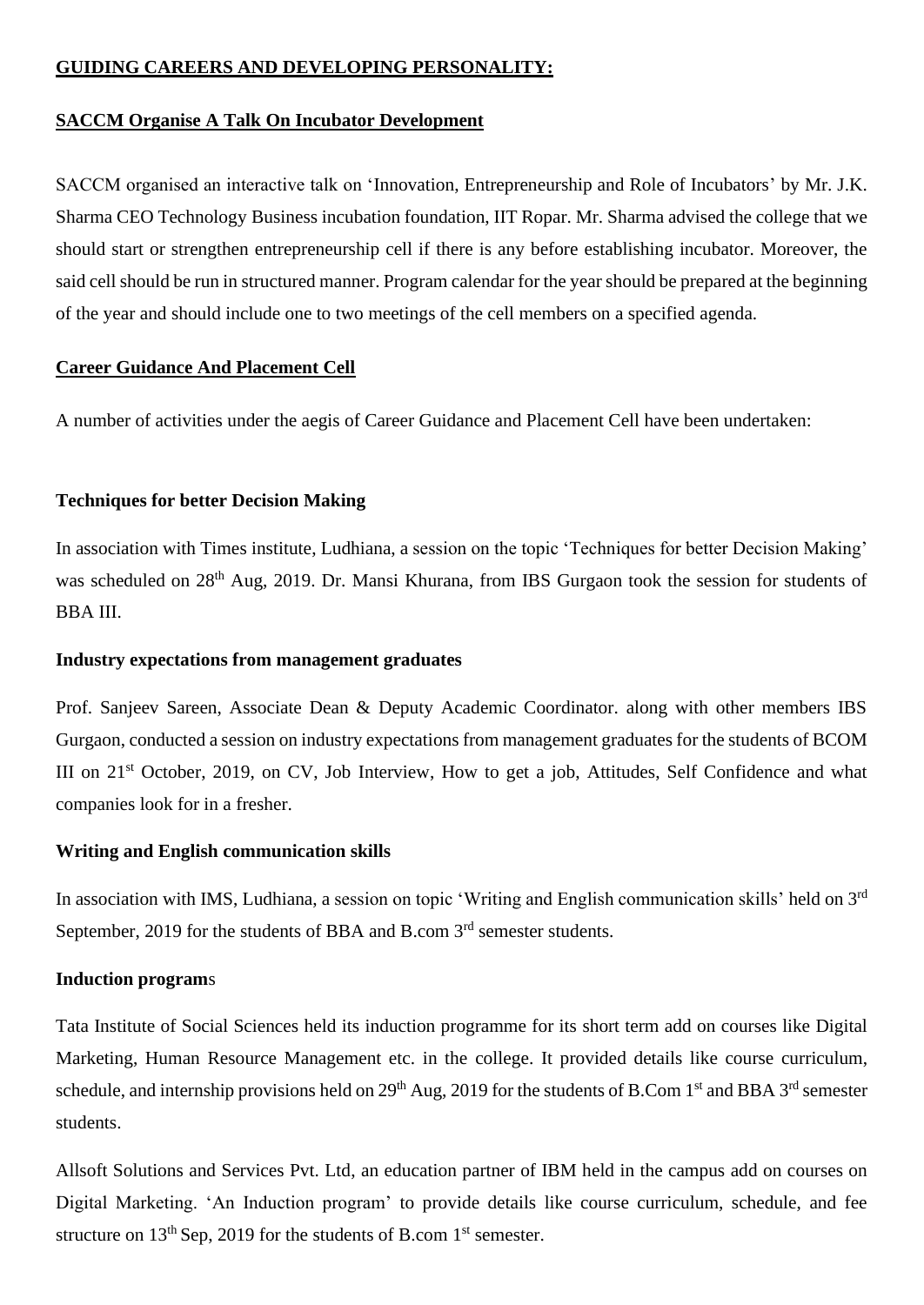## GUIDING CAREERS AND DEVELOPING PERSONALITY:

### SACCM Organise A Talk On Incubator Development

SACCM organised an interactive talk on 'Innovation, Entrepreneurship and Role of Incubators' by Mr. J.K. Sharma CEO Technology Business incubation foundation, IIT Ropar. Mr. Sharma advised the college that we should start or strengthen entrepreneurship cell if there is any before establishing incubator. Moreover, the said cell should be run in structured manner. Program calendar for the year should be prepared at the beginning of the year and should include one to two meetings of the cell members on a specified agenda.

### Career Guidance And Placement Cell

A number of activities under the aegis of Career Guidance and Placement Cell have been undertaken:

**Techniques for better Decision Making**

In association with Times institute, Ludhiana, a session on the topic 'Techniques for better Decision Making' was scheduled on 28th Aug, 2019. Dr. Mansi Khurana, from IBS Gurgaon took the session for students of BBA III.

**Industry expectations from management graduates**

Prof. Sanjeev Sareen, Associate Dean & Deputy Academic Coordinator. along with other members IBS Gurgaon, conducted a session on industry expectations from management graduates for the students of BCOM III on 21st October, 2019, on CV, Job Interview, How to get a job, Attitudes, Self Confidence and what companies look for in a fresher.

**Writing and English communication skills**

In association with IMS, Ludhiana, a session on topic 'Writing and English communication skills' held on 3rd September, 2019 for the students of BBA and B.com 3rd semester students.

**Induction programs**

Tata Institute of Social Sciences held its induction programme for its short term add on courses like Digital Marketing, Human Resource Management etc. in the college. It provided details like course curriculum, schedule, and internship provisions held on 29th Aug, 2019 for the students of B.Com 1st and BBA 3rd semester students.

Allsoft Solutions and Services Pvt. Ltd, an education partner of IBM held in the campus add on courses on Digital Marketing. 'An Induction program' to provide details like course curriculum, schedule, and fee structure on 13th Sep, 2019 for the students of B.com 1st semester.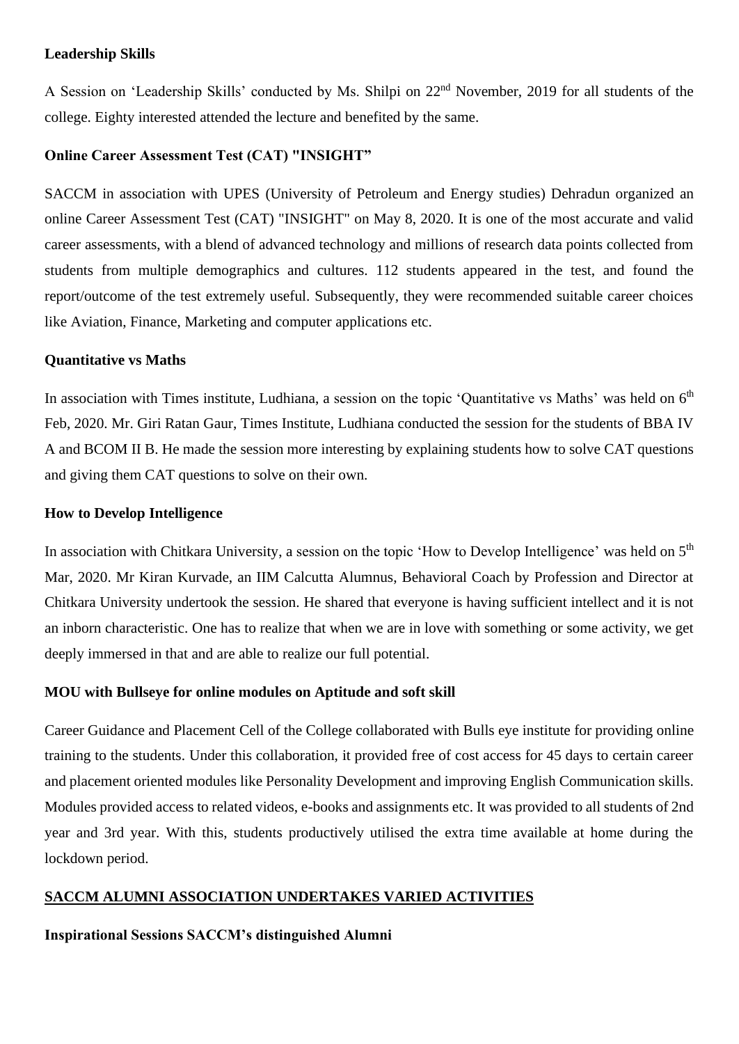**Leadership Skills**

A Session on 'Leadership Skills' conducted by Ms. Shilpi on 22nd November, 2019 for all students of the college. Eighty interested attended the lecture and benefited by the same.

**Online Career Assessment Test (CAT) "INSIGHT"**

SACCM in association with UPES (University of Petroleum and Energy studies) Dehradun organized an online Career Assessment Test (CAT) "INSIGHT" on May 8, 2020. It is one of the most accurate and valid career assessments, with a blend of advanced technology and millions of research data points collected from students from multiple demographics and cultures. 112 students appeared in the test, and found the report/outcome of the test extremely useful. Subsequently, they were recommended suitable career choices like Aviation, Finance, Marketing and computer applications etc.

**Quantitative vs Maths**

In association with Times institute, Ludhiana, a session on the topic 'Quantitative vs Maths' was held on 6th Feb, 2020. Mr. Giri Ratan Gaur, Times Institute, Ludhiana conducted the session for the students of BBA IV A and BCOM II B. He made the session more interesting by explaining students how to solve CAT questions and giving them CAT questions to solve on their own.

**How to Develop Intelligence**

In association with Chitkara University, a session on the topic 'How to Develop Intelligence' was held on 5th Mar, 2020. Mr Kiran Kurvade, an IIM Calcutta Alumnus, Behavioral Coach by Profession and Director at Chitkara University undertook the session. He shared that everyone is having sufficient intellect and it is not an inborn characteristic. One has to realize that when we are in love with something or some activity, we get deeply immersed in that and are able to realize our full potential.

**MOU with Bullseye for online modules on Aptitude and soft skill**

Career Guidance and Placement Cell of the College collaborated with Bulls eye institute for providing online training to the students. Under this collaboration, it provided free of cost access for 45 days to certain career and placement oriented modules like Personality Development and improving English Communication skills. Modules provided access to related videos, e-books and assignments etc. It was provided to all students of 2nd year and 3rd year. With this, students productively utilised the extra time available at home during the lockdown period.

## SACCM ALUMNI ASSOCIATION UNDERTAKES VARIED ACTIVITIES

**Inspirational Sessions SACCM's distinguished Alumni**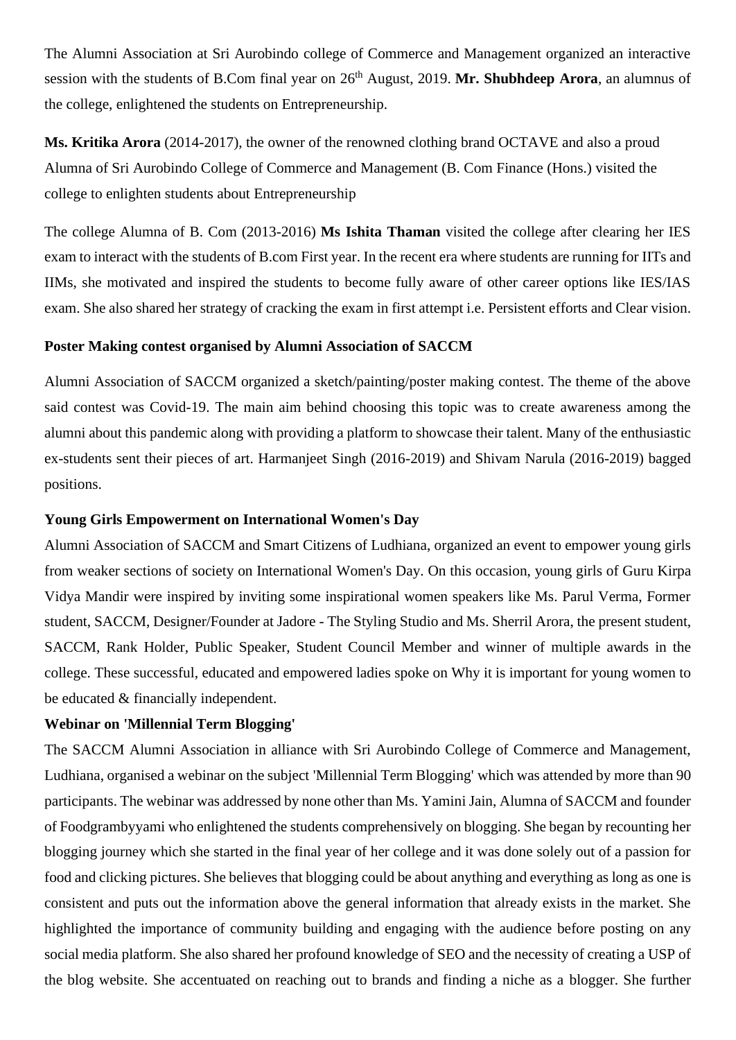The Alumni Association at Sri Aurobindo college of Commerce and Management organized an interactive session with the students of B.Com final year on 26th August, 2019. **Mr. Shubhdeep Arora**, an alumnus of the college, enlightened the students on Entrepreneurship.

**Ms. Kritika Arora** (2014-2017), the owner of the renowned clothing brand OCTAVE and also a proud Alumna of Sri Aurobindo College of Commerce and Management (B. Com Finance (Hons.) visited the college to enlighten students about Entrepreneurship

The college Alumna of B. Com (2013-2016) **Ms Ishita Thaman** visited the college after clearing her IES exam to interact with the students of B.com First year. In the recent era where students are running for IITs and IIMs, she motivated and inspired the students to become fully aware of other career options like IES/IAS exam. She also shared her strategy of cracking the exam in first attempt i.e. Persistent efforts and Clear vision.

**Poster Making contest organised by Alumni Association of SACCM**

Alumni Association of SACCM organized a sketch/painting/poster making contest. The theme of the above said contest was Covid-19. The main aim behind choosing this topic was to create awareness among the alumni about this pandemic along with providing a platform to showcase their talent. Many of the enthusiastic ex-students sent their pieces of art. Harmanjeet Singh (2016-2019) and Shivam Narula (2016-2019) bagged positions.

**Young Girls Empowerment on International Women's Day**

Alumni Association of SACCM and Smart Citizens of Ludhiana, organized an event to empower young girls from weaker sections of society on International Women's Day. On this occasion, young girls of Guru Kirpa Vidya Mandir were inspired by inviting some inspirational women speakers like Ms. Parul Verma, Former student, SACCM, Designer/Founder at Jadore - The Styling Studio and Ms. Sherril Arora, the present student, SACCM, Rank Holder, Public Speaker, Student Council Member and winner of multiple awards in the college. These successful, educated and empowered ladies spoke on Why it is important for young women to be educated & financially independent.

**Webinar on 'Millennial Term Blogging'**

The SACCM Alumni Association in alliance with Sri Aurobindo College of Commerce and Management, Ludhiana, organised a webinar on the subject 'Millennial Term Blogging' which was attended by more than 90 participants. The webinar was addressed by none other than Ms. Yamini Jain, Alumna of SACCM and founder of Foodgrambyyami who enlightened the students comprehensively on blogging. She began by recounting her blogging journey which she started in the final year of her college and it was done solely out of a passion for food and clicking pictures. She believes that blogging could be about anything and everything as long as one is consistent and puts out the information above the general information that already exists in the market. She highlighted the importance of community building and engaging with the audience before posting on any social media platform. She also shared her profound knowledge of SEO and the necessity of creating a USP of the blog website. She accentuated on reaching out to brands and finding a niche as a blogger. She further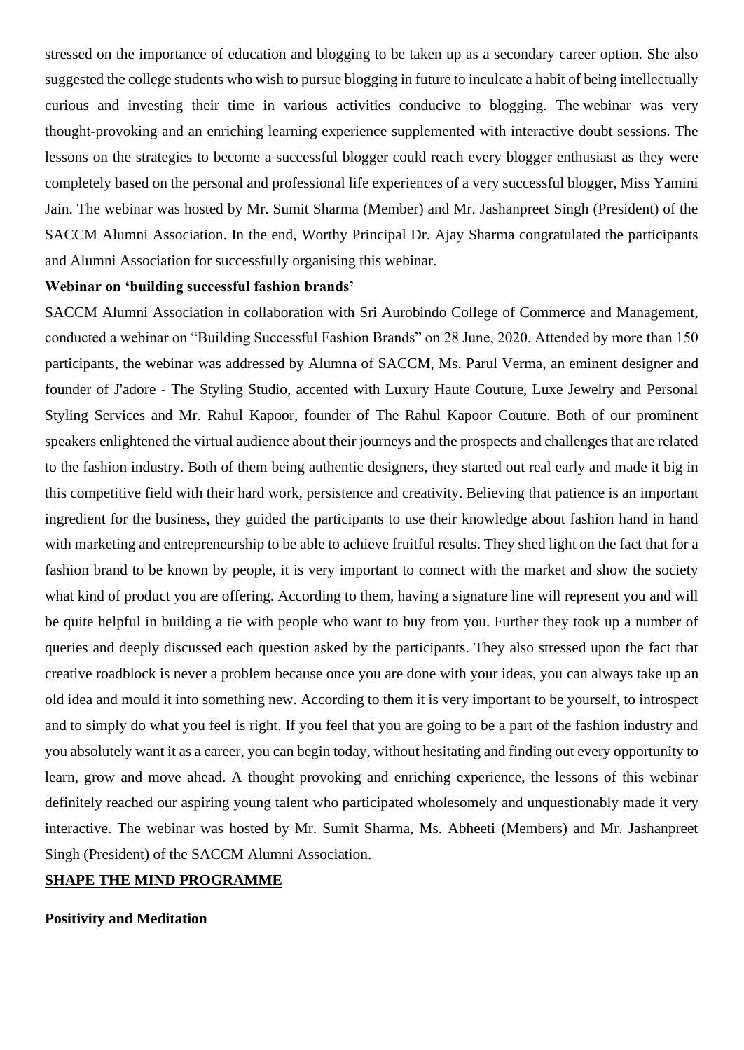stressed on the importance of education and blogging to be taken up as a secondary career option. She also suggested the college students who wish to pursue blogging in future to inculcate a habit of being intellectually curious and investing their time in various activities conducive to blogging. The webinar was very thought-provoking and an enriching learning experience supplemented with interactive doubt sessions. The lessons on the strategies to become a successful blogger could reach every blogger enthusiast as they were completely based on the personal and professional life experiences of a very successful blogger, Miss Yamini Jain. The webinar was hosted by Mr. Sumit Sharma (Member) and Mr. Jashanpreet Singh (President) of the SACCM Alumni Association. In the end, Worthy Principal Dr. Ajay Sharma congratulated the participants and Alumni Association for successfully organising this webinar.

**Webinar on 'building successful fashion brands'**

SACCM Alumni Association in collaboration with Sri Aurobindo College of Commerce and Management, conducted a webinar on "Building Successful Fashion Brands" on 28 June, 2020. Attended by more than 150 participants, the webinar was addressed by Alumna of SACCM, Ms. Parul Verma, an eminent designer and founder of J'adore - The Styling Studio, accented with Luxury Haute Couture, Luxe Jewelry and Personal Styling Services and Mr. Rahul Kapoor, founder of The Rahul Kapoor Couture. Both of our prominent speakers enlightened the virtual audience about their journeys and the prospects and challenges that are related to the fashion industry. Both of them being authentic designers, they started out real early and made it big in this competitive field with their hard work, persistence and creativity. Believing that patience is an important ingredient for the business, they guided the participants to use their knowledge about fashion hand in hand with marketing and entrepreneurship to be able to achieve fruitful results. They shed light on the fact that for a fashion brand to be known by people, it is very important to connect with the market and show the society what kind of product you are offering. According to them, having a signature line will represent you and will be quite helpful in building a tie with people who want to buy from you. Further they took up a number of queries and deeply discussed each question asked by the participants. They also stressed upon the fact that creative roadblock is never a problem because once you are done with your ideas, you can always take up an old idea and mould it into something new. According to them it is very important to be yourself, to introspect and to simply do what you feel is right. If you feel that you are going to be a part of the fashion industry and you absolutely want it as a career, you can begin today, without hesitating and finding out every opportunity to learn, grow and move ahead. A thought provoking and enriching experience, the lessons of this webinar definitely reached our aspiring young talent who participated wholesomely and unquestionably made it very interactive. The webinar was hosted by Mr. Sumit Sharma, Ms. Abheeti (Members) and Mr. Jashanpreet Singh (President) of the SACCM Alumni Association.

## SHAPE THE MIND PROGRAMME

**Positivity and Meditation**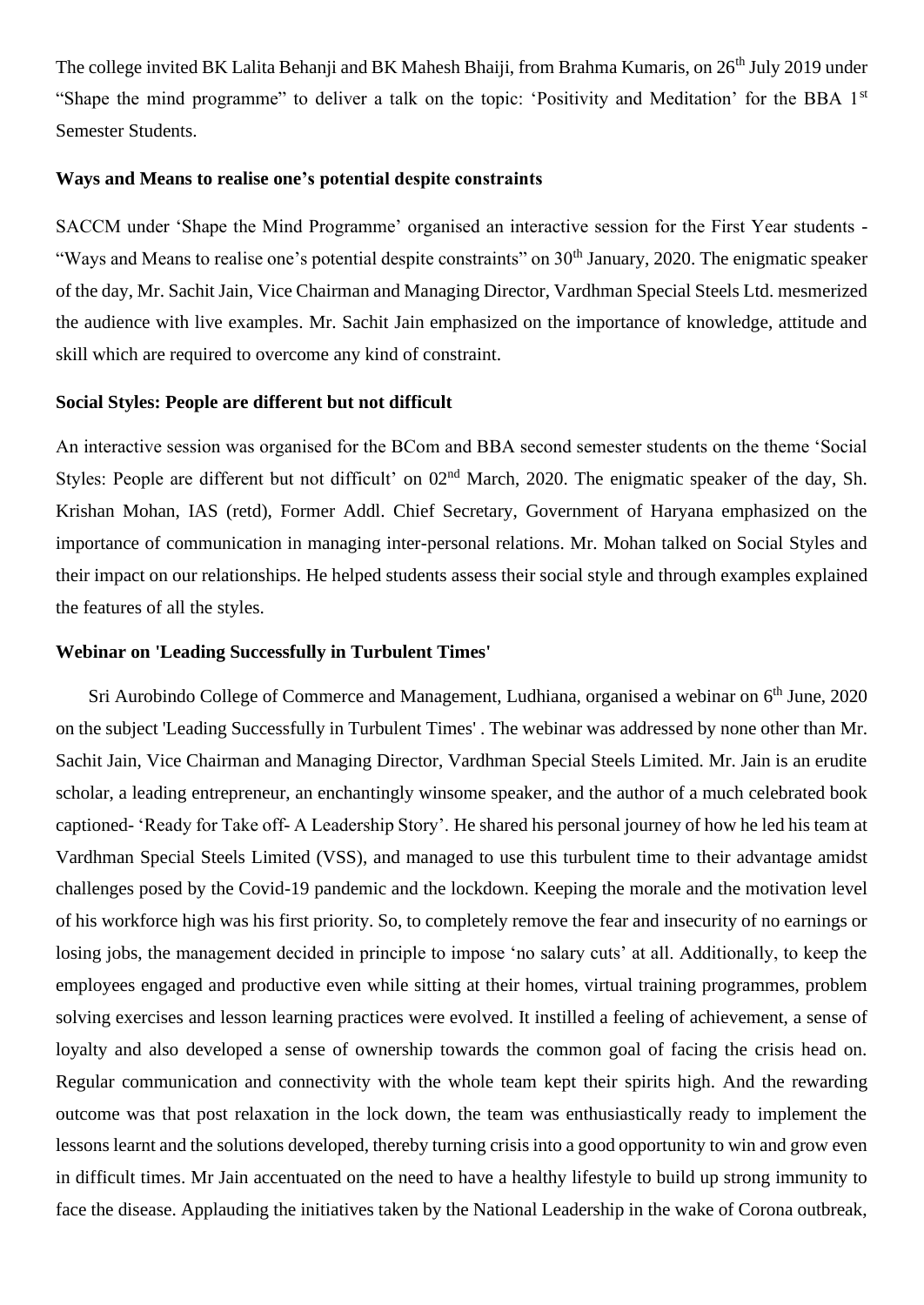The college invited BK Lalita Behanji and BK Mahesh Bhaiji, from Brahma Kumaris, on 26th July 2019 under "Shape the mind programme" to deliver a talk on the topic: 'Positivity and Meditation' for the BBA 1st Semester Students.

**Ways and Means to realise one's potential despite constraints**

SACCM under 'Shape the Mind Programme' organised an interactive session for the First Year students - "Ways and Means to realise one's potential despite constraints" on 30th January, 2020. The enigmatic speaker of the day, Mr. Sachit Jain, Vice Chairman and Managing Director, Vardhman Special Steels Ltd. mesmerized the audience with live examples. Mr. Sachit Jain emphasized on the importance of knowledge, attitude and skill which are required to overcome any kind of constraint.

**Social Styles: People are different but not difficult**

An interactive session was organised for the BCom and BBA second semester students on the theme 'Social Styles: People are different but not difficult' on 02nd March, 2020. The enigmatic speaker of the day, Sh. Krishan Mohan, IAS (retd), Former Addl. Chief Secretary, Government of Haryana emphasized on the importance of communication in managing inter-personal relations. Mr. Mohan talked on Social Styles and their impact on our relationships. He helped students assess their social style and through examples explained the features of all the styles.

**Webinar on 'Leading Successfully in Turbulent Times'**

Sri Aurobindo College of Commerce and Management, Ludhiana, organised a webinar on 6th June, 2020 on the subject 'Leading Successfully in Turbulent Times' . The webinar was addressed by none other than Mr. Sachit Jain, Vice Chairman and Managing Director, Vardhman Special Steels Limited. Mr. Jain is an erudite scholar, a leading entrepreneur, an enchantingly winsome speaker, and the author of a much celebrated book captioned- 'Ready for Take off- A Leadership Story'. He shared his personal journey of how he led his team at Vardhman Special Steels Limited (VSS), and managed to use this turbulent time to their advantage amidst challenges posed by the Covid-19 pandemic and the lockdown. Keeping the morale and the motivation level of his workforce high was his first priority. So, to completely remove the fear and insecurity of no earnings or losing jobs, the management decided in principle to impose 'no salary cuts' at all. Additionally, to keep the employees engaged and productive even while sitting at their homes, virtual training programmes, problem solving exercises and lesson learning practices were evolved. It instilled a feeling of achievement, a sense of loyalty and also developed a sense of ownership towards the common goal of facing the crisis head on. Regular communication and connectivity with the whole team kept their spirits high. And the rewarding outcome was that post relaxation in the lock down, the team was enthusiastically ready to implement the lessons learnt and the solutions developed, thereby turning crisis into a good opportunity to win and grow even in difficult times. Mr Jain accentuated on the need to have a healthy lifestyle to build up strong immunity to face the disease. Applauding the initiatives taken by the National Leadership in the wake of Corona outbreak,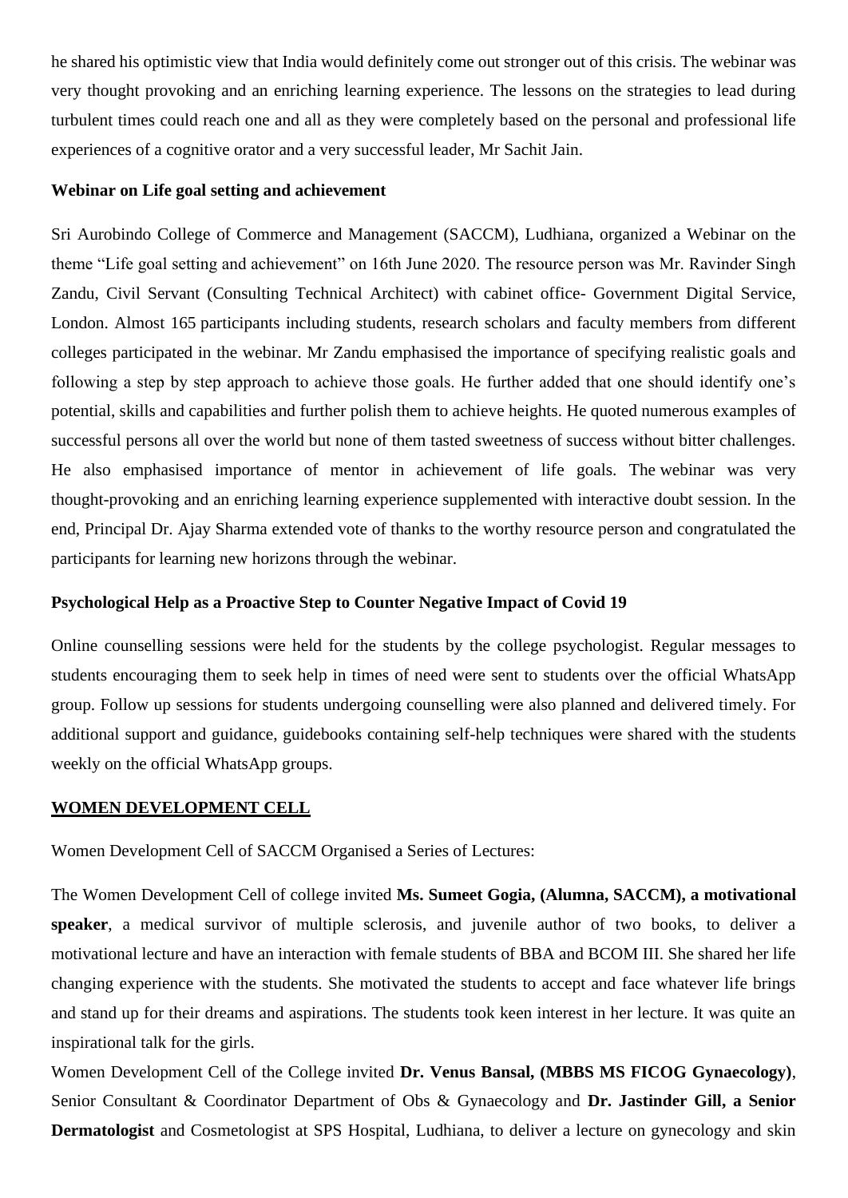he shared his optimistic view that India would definitely come out stronger out of this crisis. The webinar was very thought provoking and an enriching learning experience. The lessons on the strategies to lead during turbulent times could reach one and all as they were completely based on the personal and professional life experiences of a cognitive orator and a very successful leader, Mr Sachit Jain.

**Webinar on Life goal setting and achievement**

Sri Aurobindo College of Commerce and Management (SACCM), Ludhiana, organized a Webinar on the theme "Life goal setting and achievement" on 16th June 2020. The resource person was Mr. Ravinder Singh Zandu, Civil Servant (Consulting Technical Architect) with cabinet office- Government Digital Service, London. Almost 165 participants including students, research scholars and faculty members from different colleges participated in the webinar. Mr Zandu emphasised the importance of specifying realistic goals and following a step by step approach to achieve those goals. He further added that one should identify one's potential, skills and capabilities and further polish them to achieve heights. He quoted numerous examples of successful persons all over the world but none of them tasted sweetness of success without bitter challenges. He also emphasised importance of mentor in achievement of life goals. The webinar was very thought-provoking and an enriching learning experience supplemented with interactive doubt session. In the end, Principal Dr. Ajay Sharma extended vote of thanks to the worthy resource person and congratulated the participants for learning new horizons through the webinar.

**Psychological Help as a Proactive Step to Counter Negative Impact of Covid 19**

Online counselling sessions were held for the students by the college psychologist. Regular messages to students encouraging them to seek help in times of need were sent to students over the official WhatsApp group. Follow up sessions for students undergoing counselling were also planned and delivered timely. For additional support and guidance, guidebooks containing self-help techniques were shared with the students weekly on the official WhatsApp groups.

**WOMEN DEVELOPMENT CELL**

Women Development Cell of SACCM Organised a Series of Lectures:

The Women Development Cell of college invited **Ms. Sumeet Gogia, (Alumna, SACCM), a motivational speaker**, a medical survivor of multiple sclerosis, and juvenile author of two books, to deliver a motivational lecture and have an interaction with female students of BBA and BCOM III. She shared her life changing experience with the students. She motivated the students to accept and face whatever life brings and stand up for their dreams and aspirations. The students took keen interest in her lecture. It was quite an inspirational talk for the girls.

Women Development Cell of the College invited **Dr. Venus Bansal, (MBBS MS FICOG Gynaecology)**, Senior Consultant & Coordinator Department of Obs & Gynaecology and **Dr. Jastinder Gill, a Senior Dermatologist** and Cosmetologist at SPS Hospital, Ludhiana, to deliver a lecture on gynecology and skin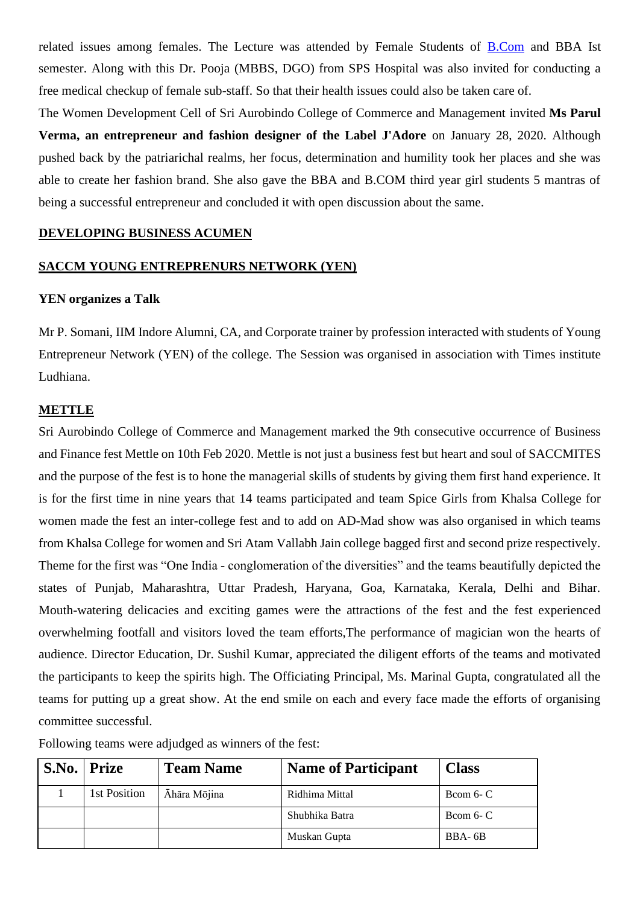related issues among females. The Lecture was attended by Female Students of B.Com and BBA Ist semester. Along with this Dr. Pooja (MBBS, DGO) from SPS Hospital was also invited for conducting a free medical checkup of female sub-staff. So that their health issues could also be taken care of.

The Women Development Cell of Sri Aurobindo College of Commerce and Management invited **Ms Parul Verma, an entrepreneur and fashion designer of the Label J'Adore** on January 28, 2020. Although pushed back by the patriarichal realms, her focus, determination and humility took her places and she was able to create her fashion brand. She also gave the BBA and B.COM third year girl students 5 mantras of being a successful entrepreneur and concluded it with open discussion about the same.

## DEVELOPING BUSINESS ACUMEN

## SACCM YOUNG ENTREPRENURS NETWORK (YEN)

### YEN organizes a Talk

Mr P. Somani, IIM Indore Alumni, CA, and Corporate trainer by profession interacted with students of Young Entrepreneur Network (YEN) of the college. The Session was organised in association with Times institute Ludhiana.

## METTLE

Sri Aurobindo College of Commerce and Management marked the 9th consecutive occurrence of Business and Finance fest Mettle on 10th Feb 2020. Mettle is not just a business fest but heart and soul of SACCMITES and the purpose of the fest is to hone the managerial skills of students by giving them first hand experience. It is for the first time in nine years that 14 teams participated and team Spice Girls from Khalsa College for women made the fest an inter-college fest and to add on AD-Mad show was also organised in which teams from Khalsa College for women and Sri Atam Vallabh Jain college bagged first and second prize respectively. Theme for the first was "One India - conglomeration of the diversities" and the teams beautifully depicted the states of Punjab, Maharashtra, Uttar Pradesh, Haryana, Goa, Karnataka, Kerala, Delhi and Bihar. Mouth-watering delicacies and exciting games were the attractions of the fest and the fest experienced overwhelming footfall and visitors loved the team efforts,The performance of magician won the hearts of audience. Director Education, Dr. Sushil Kumar, appreciated the diligent efforts of the teams and motivated the participants to keep the spirits high. The Officiating Principal, Ms. Marinal Gupta, congratulated all the teams for putting up a great show. At the end smile on each and every face made the efforts of organising committee successful.

Following teams were adjudged as winners of the fest:

| S.No. | Prize | Team Name | Name of Participant | Class |
|---|---|---|---|---|
| 1 | 1st Position | Āhāra Mōjina | Ridhima Mittal | Bcom 6- C |
| | | | Shubhika Batra | Bcom 6- C |
| | | | Muskan Gupta | BBA- 6B |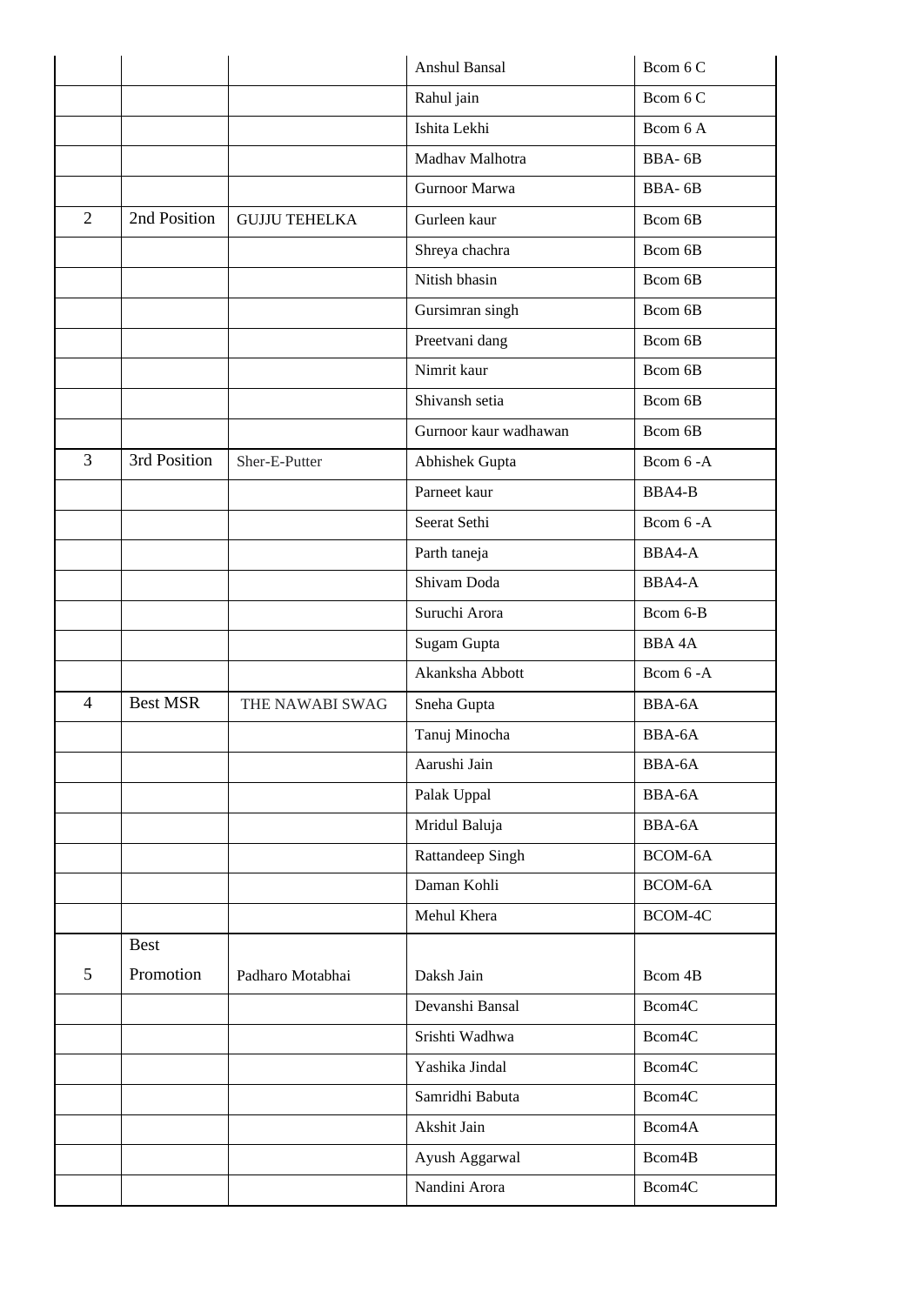| | | | | |
|---|---|---|---|---|
| | | | Anshul Bansal | Bcom 6 C |
| | | | Rahul jain | Bcom 6 C |
| | | | Ishita Lekhi | Bcom 6 A |
| | | | Madhav Malhotra | BBA- 6B |
| | | | Gurnoor Marwa | BBA- 6B |
| 2 | 2nd Position | GUJJU TEHELKA | Gurleen kaur | Bcom 6B |
| | | | Shreya chachra | Bcom 6B |
| | | | Nitish bhasin | Bcom 6B |
| | | | Gursimran singh | Bcom 6B |
| | | | Preetvani dang | Bcom 6B |
| | | | Nimrit kaur | Bcom 6B |
| | | | Shivansh setia | Bcom 6B |
| | | | Gurnoor kaur wadhawan | Bcom 6B |
| 3 | 3rd Position | Sher-E-Putter | Abhishek Gupta | Bcom 6 -A |
| | | | Parneet kaur | BBA4-B |
| | | | Seerat Sethi | Bcom 6 -A |
| | | | Parth taneja | BBA4-A |
| | | | Shivam Doda | BBA4-A |
| | | | Suruchi Arora | Bcom 6-B |
| | | | Sugam Gupta | BBA 4A |
| | | | Akanksha Abbott | Bcom 6 -A |
| 4 | Best MSR | THE NAWABI SWAG | Sneha Gupta | BBA-6A |
| | | | Tanuj Minocha | BBA-6A |
| | | | Aarushi Jain | BBA-6A |
| | | | Palak Uppal | BBA-6A |
| | | | Mridul Baluja | BBA-6A |
| | | | Rattandeep Singh | BCOM-6A |
| | | | Daman Kohli | BCOM-6A |
| | | | Mehul Khera | BCOM-4C |
| 5 | Best Promotion | Padharo Motabhai | Daksh Jain | Bcom 4B |
| | | | Devanshi Bansal | Bcom4C |
| | | | Srishti Wadhwa | Bcom4C |
| | | | Yashika Jindal | Bcom4C |
| | | | Samridhi Babuta | Bcom4C |
| | | | Akshit Jain | Bcom4A |
| | | | Ayush Aggarwal | Bcom4B |
| | | | Nandini Arora | Bcom4C |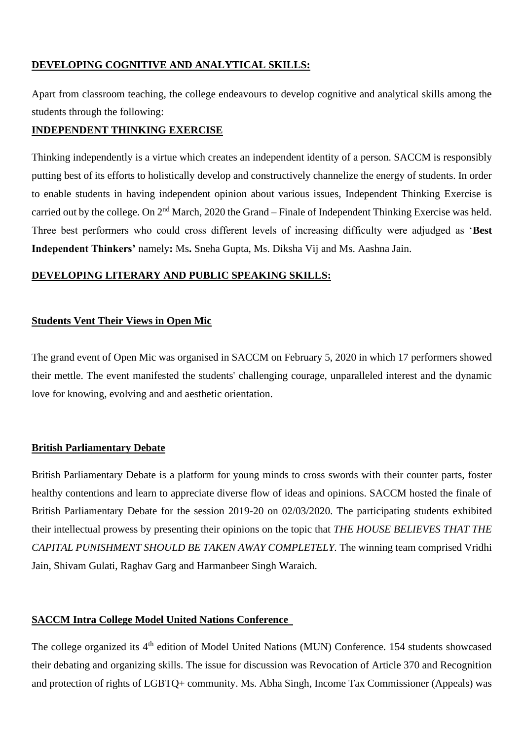## DEVELOPING COGNITIVE AND ANALYTICAL SKILLS:

Apart from classroom teaching, the college endeavours to develop cognitive and analytical skills among the students through the following:

### INDEPENDENT THINKING EXERCISE

Thinking independently is a virtue which creates an independent identity of a person. SACCM is responsibly putting best of its efforts to holistically develop and constructively channelize the energy of students. In order to enable students in having independent opinion about various issues, Independent Thinking Exercise is carried out by the college. On 2nd March, 2020 the Grand – Finale of Independent Thinking Exercise was held. Three best performers who could cross different levels of increasing difficulty were adjudged as '**Best Independent Thinkers'** namely**:** Ms**.** Sneha Gupta, Ms. Diksha Vij and Ms. Aashna Jain.

## DEVELOPING LITERARY AND PUBLIC SPEAKING SKILLS:

### Students Vent Their Views in Open Mic

The grand event of Open Mic was organised in SACCM on February 5, 2020 in which 17 performers showed their mettle. The event manifested the students' challenging courage, unparalleled interest and the dynamic love for knowing, evolving and and aesthetic orientation.

### British Parliamentary Debate

British Parliamentary Debate is a platform for young minds to cross swords with their counter parts, foster healthy contentions and learn to appreciate diverse flow of ideas and opinions. SACCM hosted the finale of British Parliamentary Debate for the session 2019-20 on 02/03/2020. The participating students exhibited their intellectual prowess by presenting their opinions on the topic that *THE HOUSE BELIEVES THAT THE CAPITAL PUNISHMENT SHOULD BE TAKEN AWAY COMPLETELY.* The winning team comprised Vridhi Jain, Shivam Gulati, Raghav Garg and Harmanbeer Singh Waraich.

### SACCM Intra College Model United Nations Conference

The college organized its 4th edition of Model United Nations (MUN) Conference. 154 students showcased their debating and organizing skills. The issue for discussion was Revocation of Article 370 and Recognition and protection of rights of LGBTQ+ community. Ms. Abha Singh, Income Tax Commissioner (Appeals) was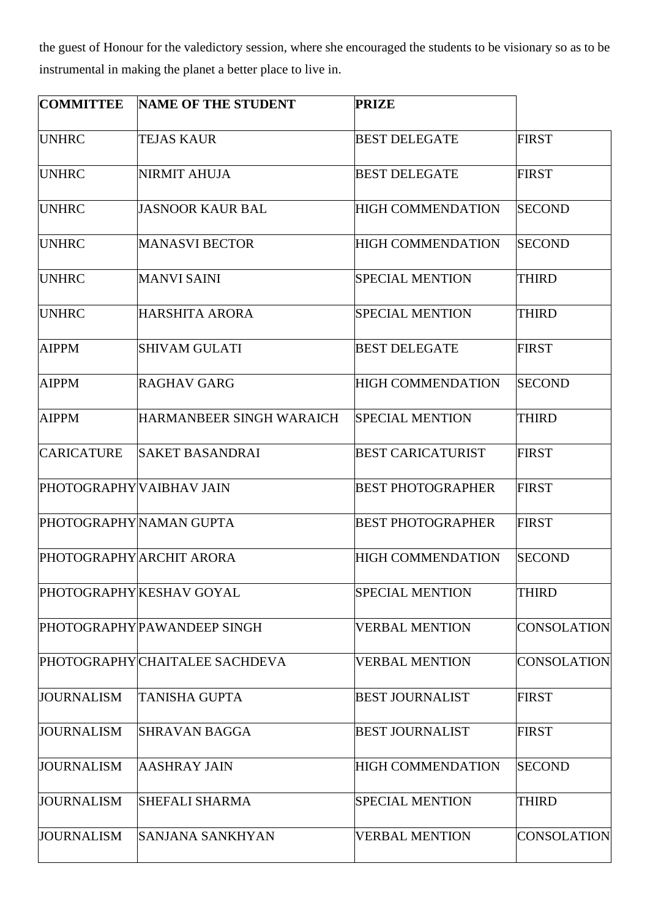the guest of Honour for the valedictory session, where she encouraged the students to be visionary so as to be instrumental in making the planet a better place to live in.

| COMMITTEE | NAME OF THE STUDENT | PRIZE | |
|---|---|---|---|
| UNHRC | TEJAS KAUR | BEST DELEGATE | FIRST |
| UNHRC | NIRMIT AHUJA | BEST DELEGATE | FIRST |
| UNHRC | JASNOOR KAUR BAL | HIGH COMMENDATION | SECOND |
| UNHRC | MANASVI BECTOR | HIGH COMMENDATION | SECOND |
| UNHRC | MANVI SAINI | SPECIAL MENTION | THIRD |
| UNHRC | HARSHITA ARORA | SPECIAL MENTION | THIRD |
| AIPPM | SHIVAM GULATI | BEST DELEGATE | FIRST |
| AIPPM | RAGHAV GARG | HIGH COMMENDATION | SECOND |
| AIPPM | HARMANBEER SINGH WARAICH | SPECIAL MENTION | THIRD |
| CARICATURE | SAKET BASANDRAI | BEST CARICATURIST | FIRST |
| PHOTOGRAPHY | VAIBHAV JAIN | BEST PHOTOGRAPHER | FIRST |
| PHOTOGRAPHY | NAMAN GUPTA | BEST PHOTOGRAPHER | FIRST |
| PHOTOGRAPHY | ARCHIT ARORA | HIGH COMMENDATION | SECOND |
| PHOTOGRAPHY | KESHAV GOYAL | SPECIAL MENTION | THIRD |
| PHOTOGRAPHY | PAWANDEEP SINGH | VERBAL MENTION | CONSOLATION |
| PHOTOGRAPHY | CHAITALEE SACHDEVA | VERBAL MENTION | CONSOLATION |
| JOURNALISM | TANISHA GUPTA | BEST JOURNALIST | FIRST |
| JOURNALISM | SHRAVAN BAGGA | BEST JOURNALIST | FIRST |
| JOURNALISM | AASHRAY JAIN | HIGH COMMENDATION | SECOND |
| JOURNALISM | SHEFALI SHARMA | SPECIAL MENTION | THIRD |
| JOURNALISM | SANJANA SANKHYAN | VERBAL MENTION | CONSOLATION |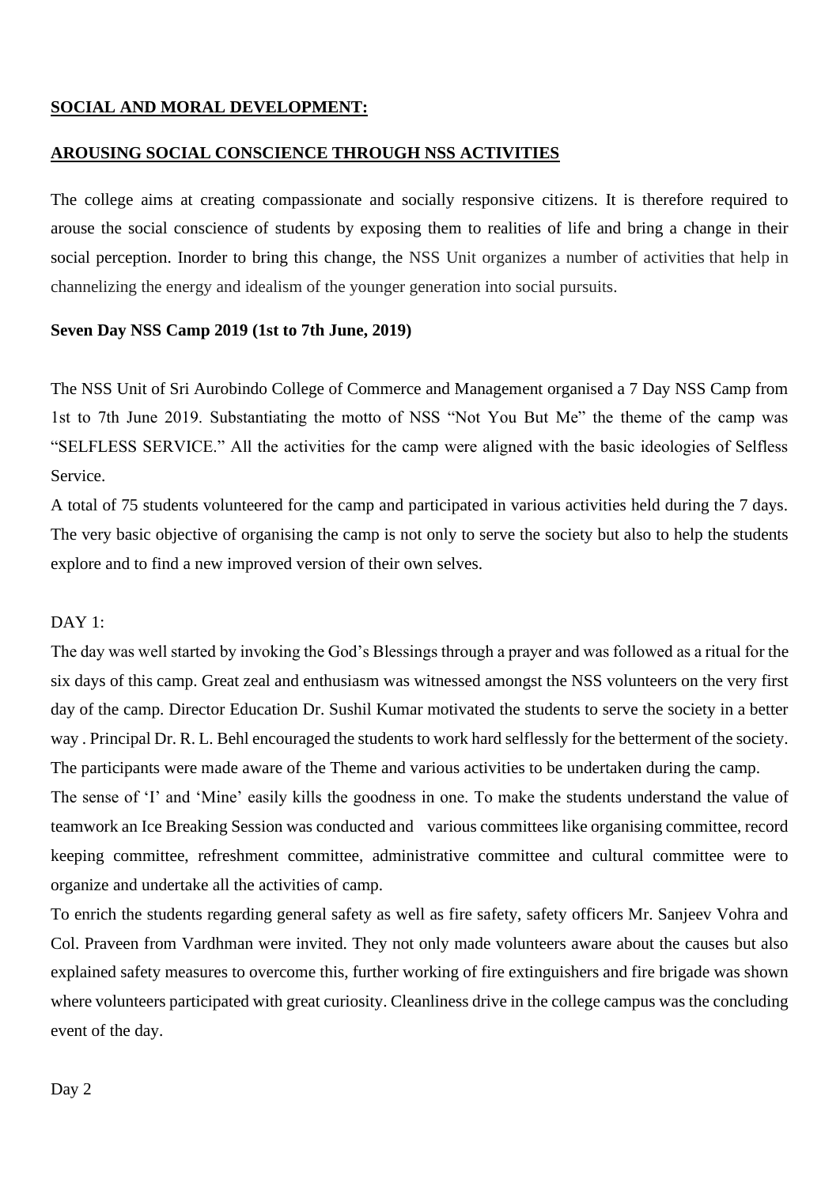## SOCIAL AND MORAL DEVELOPMENT:

## AROUSING SOCIAL CONSCIENCE THROUGH NSS ACTIVITIES

The college aims at creating compassionate and socially responsive citizens. It is therefore required to arouse the social conscience of students by exposing them to realities of life and bring a change in their social perception. Inorder to bring this change, the NSS Unit organizes a number of activities that help in channelizing the energy and idealism of the younger generation into social pursuits.

### Seven Day NSS Camp 2019 (1st to 7th June, 2019)

The NSS Unit of Sri Aurobindo College of Commerce and Management organised a 7 Day NSS Camp from 1st to 7th June 2019. Substantiating the motto of NSS "Not You But Me" the theme of the camp was "SELFLESS SERVICE." All the activities for the camp were aligned with the basic ideologies of Selfless Service.

A total of 75 students volunteered for the camp and participated in various activities held during the 7 days. The very basic objective of organising the camp is not only to serve the society but also to help the students explore and to find a new improved version of their own selves.

DAY 1:

The day was well started by invoking the God's Blessings through a prayer and was followed as a ritual for the six days of this camp. Great zeal and enthusiasm was witnessed amongst the NSS volunteers on the very first day of the camp. Director Education Dr. Sushil Kumar motivated the students to serve the society in a better way . Principal Dr. R. L. Behl encouraged the students to work hard selflessly for the betterment of the society. The participants were made aware of the Theme and various activities to be undertaken during the camp.

The sense of 'I' and 'Mine' easily kills the goodness in one. To make the students understand the value of teamwork an Ice Breaking Session was conducted and various committees like organising committee, record keeping committee, refreshment committee, administrative committee and cultural committee were to organize and undertake all the activities of camp.

To enrich the students regarding general safety as well as fire safety, safety officers Mr. Sanjeev Vohra and Col. Praveen from Vardhman were invited. They not only made volunteers aware about the causes but also explained safety measures to overcome this, further working of fire extinguishers and fire brigade was shown where volunteers participated with great curiosity. Cleanliness drive in the college campus was the concluding event of the day.

Day 2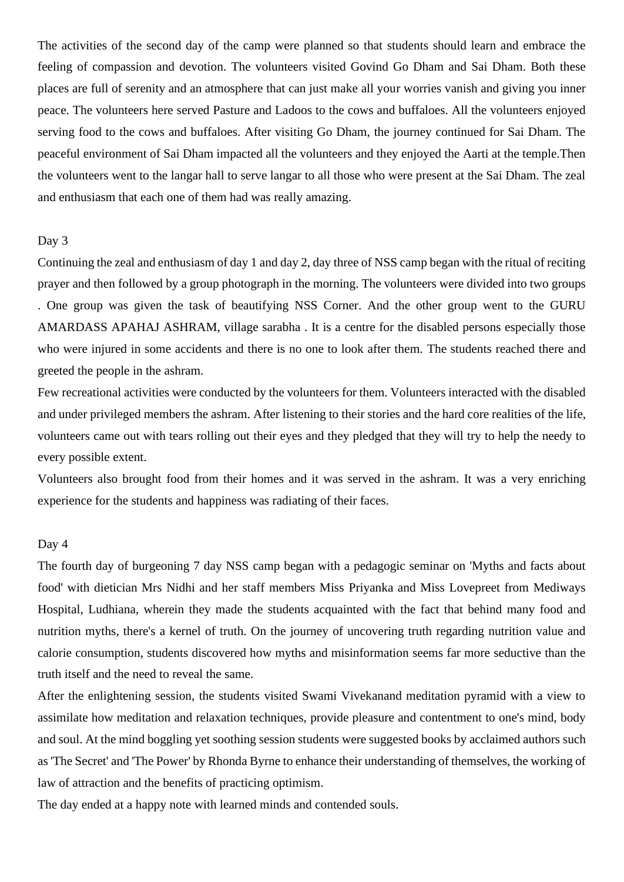The activities of the second day of the camp were planned so that students should learn and embrace the feeling of compassion and devotion. The volunteers visited Govind Go Dham and Sai Dham. Both these places are full of serenity and an atmosphere that can just make all your worries vanish and giving you inner peace. The volunteers here served Pasture and Ladoos to the cows and buffaloes. All the volunteers enjoyed serving food to the cows and buffaloes. After visiting Go Dham, the journey continued for Sai Dham. The peaceful environment of Sai Dham impacted all the volunteers and they enjoyed the Aarti at the temple.Then the volunteers went to the langar hall to serve langar to all those who were present at the Sai Dham. The zeal and enthusiasm that each one of them had was really amazing.

Day 3

Continuing the zeal and enthusiasm of day 1 and day 2, day three of NSS camp began with the ritual of reciting prayer and then followed by a group photograph in the morning. The volunteers were divided into two groups . One group was given the task of beautifying NSS Corner. And the other group went to the GURU AMARDASS APAHAJ ASHRAM, village sarabha . It is a centre for the disabled persons especially those who were injured in some accidents and there is no one to look after them. The students reached there and greeted the people in the ashram.

Few recreational activities were conducted by the volunteers for them. Volunteers interacted with the disabled and under privileged members the ashram. After listening to their stories and the hard core realities of the life, volunteers came out with tears rolling out their eyes and they pledged that they will try to help the needy to every possible extent.

Volunteers also brought food from their homes and it was served in the ashram. It was a very enriching experience for the students and happiness was radiating of their faces.

Day 4

The fourth day of burgeoning 7 day NSS camp began with a pedagogic seminar on 'Myths and facts about food' with dietician Mrs Nidhi and her staff members Miss Priyanka and Miss Lovepreet from Mediways Hospital, Ludhiana, wherein they made the students acquainted with the fact that behind many food and nutrition myths, there's a kernel of truth. On the journey of uncovering truth regarding nutrition value and calorie consumption, students discovered how myths and misinformation seems far more seductive than the truth itself and the need to reveal the same.

After the enlightening session, the students visited Swami Vivekanand meditation pyramid with a view to assimilate how meditation and relaxation techniques, provide pleasure and contentment to one's mind, body and soul. At the mind boggling yet soothing session students were suggested books by acclaimed authors such as 'The Secret' and 'The Power' by Rhonda Byrne to enhance their understanding of themselves, the working of law of attraction and the benefits of practicing optimism.

The day ended at a happy note with learned minds and contended souls.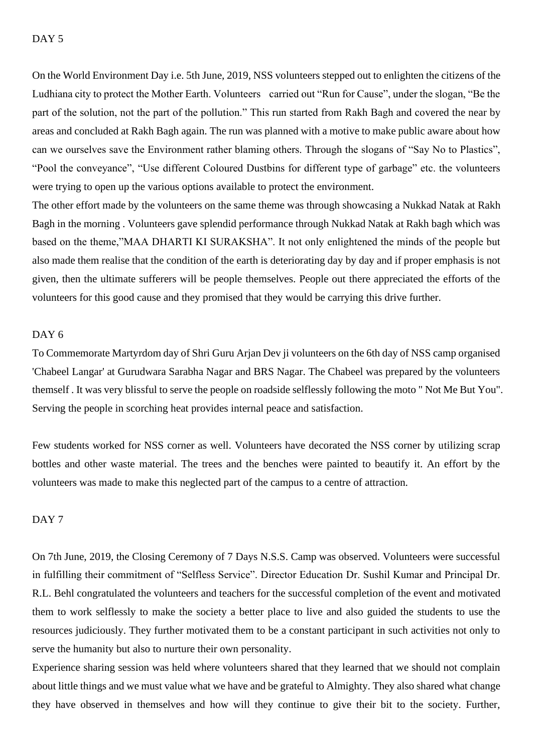## DAY 5

On the World Environment Day i.e. 5th June, 2019, NSS volunteers stepped out to enlighten the citizens of the Ludhiana city to protect the Mother Earth. Volunteers carried out "Run for Cause", under the slogan, "Be the part of the solution, not the part of the pollution." This run started from Rakh Bagh and covered the near by areas and concluded at Rakh Bagh again. The run was planned with a motive to make public aware about how can we ourselves save the Environment rather blaming others. Through the slogans of "Say No to Plastics", "Pool the conveyance", "Use different Coloured Dustbins for different type of garbage" etc. the volunteers were trying to open up the various options available to protect the environment.

The other effort made by the volunteers on the same theme was through showcasing a Nukkad Natak at Rakh Bagh in the morning . Volunteers gave splendid performance through Nukkad Natak at Rakh bagh which was based on the theme,"MAA DHARTI KI SURAKSHA". It not only enlightened the minds of the people but also made them realise that the condition of the earth is deteriorating day by day and if proper emphasis is not given, then the ultimate sufferers will be people themselves. People out there appreciated the efforts of the volunteers for this good cause and they promised that they would be carrying this drive further.

## DAY 6

To Commemorate Martyrdom day of Shri Guru Arjan Dev ji volunteers on the 6th day of NSS camp organised 'Chabeel Langar' at Gurudwara Sarabha Nagar and BRS Nagar. The Chabeel was prepared by the volunteers themself . It was very blissful to serve the people on roadside selflessly following the moto " Not Me But You". Serving the people in scorching heat provides internal peace and satisfaction.

Few students worked for NSS corner as well. Volunteers have decorated the NSS corner by utilizing scrap bottles and other waste material. The trees and the benches were painted to beautify it. An effort by the volunteers was made to make this neglected part of the campus to a centre of attraction.

## DAY 7

On 7th June, 2019, the Closing Ceremony of 7 Days N.S.S. Camp was observed. Volunteers were successful in fulfilling their commitment of "Selfless Service". Director Education Dr. Sushil Kumar and Principal Dr. R.L. Behl congratulated the volunteers and teachers for the successful completion of the event and motivated them to work selflessly to make the society a better place to live and also guided the students to use the resources judiciously. They further motivated them to be a constant participant in such activities not only to serve the humanity but also to nurture their own personality.

Experience sharing session was held where volunteers shared that they learned that we should not complain about little things and we must value what we have and be grateful to Almighty. They also shared what change they have observed in themselves and how will they continue to give their bit to the society. Further,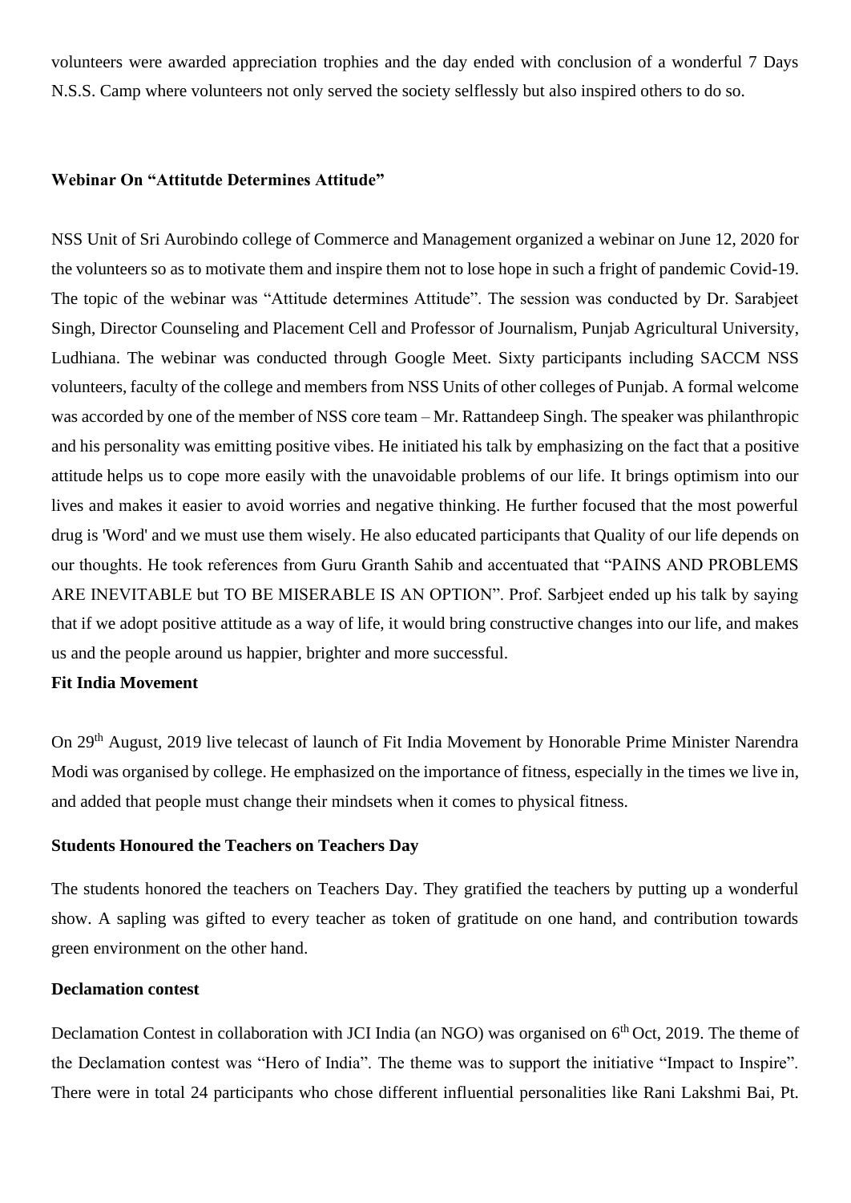volunteers were awarded appreciation trophies and the day ended with conclusion of a wonderful 7 Days N.S.S. Camp where volunteers not only served the society selflessly but also inspired others to do so.

**Webinar On "Attitutde Determines Attitude"**

NSS Unit of Sri Aurobindo college of Commerce and Management organized a webinar on June 12, 2020 for the volunteers so as to motivate them and inspire them not to lose hope in such a fright of pandemic Covid-19. The topic of the webinar was "Attitude determines Attitude". The session was conducted by Dr. Sarabjeet Singh, Director Counseling and Placement Cell and Professor of Journalism, Punjab Agricultural University, Ludhiana. The webinar was conducted through Google Meet. Sixty participants including SACCM NSS volunteers, faculty of the college and members from NSS Units of other colleges of Punjab. A formal welcome was accorded by one of the member of NSS core team – Mr. Rattandeep Singh. The speaker was philanthropic and his personality was emitting positive vibes. He initiated his talk by emphasizing on the fact that a positive attitude helps us to cope more easily with the unavoidable problems of our life. It brings optimism into our lives and makes it easier to avoid worries and negative thinking. He further focused that the most powerful drug is 'Word' and we must use them wisely. He also educated participants that Quality of our life depends on our thoughts. He took references from Guru Granth Sahib and accentuated that "PAINS AND PROBLEMS ARE INEVITABLE but TO BE MISERABLE IS AN OPTION". Prof. Sarbjeet ended up his talk by saying that if we adopt positive attitude as a way of life, it would bring constructive changes into our life, and makes us and the people around us happier, brighter and more successful.

**Fit India Movement**

On 29th August, 2019 live telecast of launch of Fit India Movement by Honorable Prime Minister Narendra Modi was organised by college. He emphasized on the importance of fitness, especially in the times we live in, and added that people must change their mindsets when it comes to physical fitness.

**Students Honoured the Teachers on Teachers Day**

The students honored the teachers on Teachers Day. They gratified the teachers by putting up a wonderful show. A sapling was gifted to every teacher as token of gratitude on one hand, and contribution towards green environment on the other hand.

**Declamation contest**

Declamation Contest in collaboration with JCI India (an NGO) was organised on 6th Oct, 2019. The theme of the Declamation contest was "Hero of India". The theme was to support the initiative "Impact to Inspire". There were in total 24 participants who chose different influential personalities like Rani Lakshmi Bai, Pt.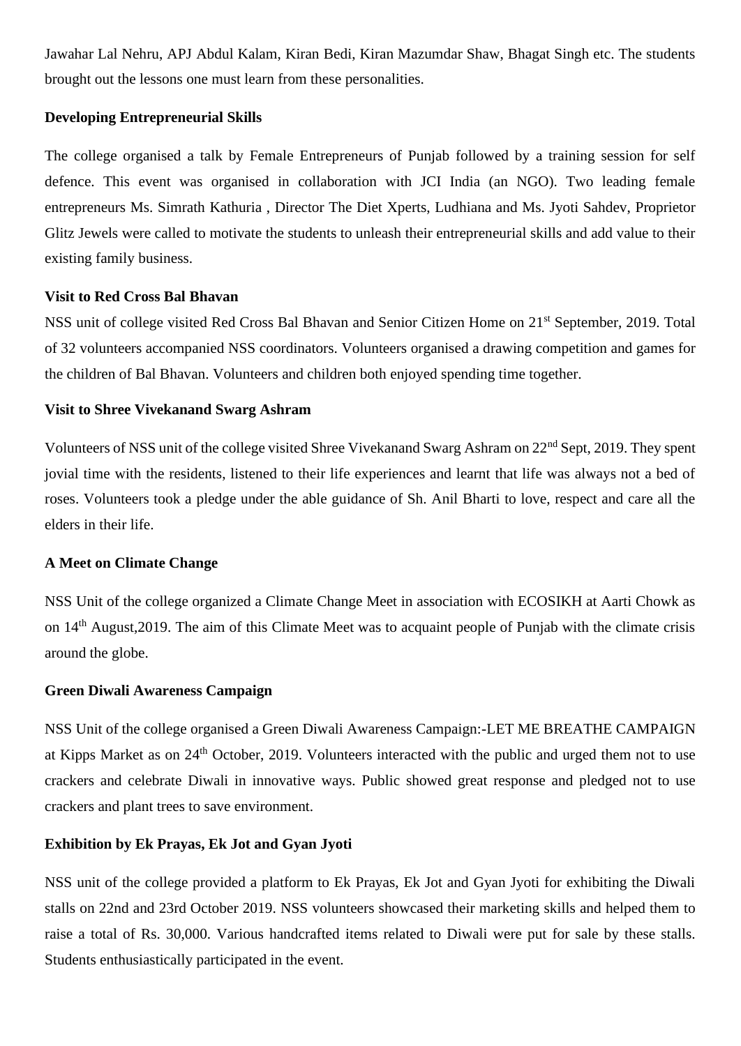Jawahar Lal Nehru, APJ Abdul Kalam, Kiran Bedi, Kiran Mazumdar Shaw, Bhagat Singh etc. The students brought out the lessons one must learn from these personalities.

**Developing Entrepreneurial Skills**

The college organised a talk by Female Entrepreneurs of Punjab followed by a training session for self defence. This event was organised in collaboration with JCI India (an NGO). Two leading female entrepreneurs Ms. Simrath Kathuria , Director The Diet Xperts, Ludhiana and Ms. Jyoti Sahdev, Proprietor Glitz Jewels were called to motivate the students to unleash their entrepreneurial skills and add value to their existing family business.

**Visit to Red Cross Bal Bhavan**

NSS unit of college visited Red Cross Bal Bhavan and Senior Citizen Home on 21st September, 2019. Total of 32 volunteers accompanied NSS coordinators. Volunteers organised a drawing competition and games for the children of Bal Bhavan. Volunteers and children both enjoyed spending time together.

**Visit to Shree Vivekanand Swarg Ashram**

Volunteers of NSS unit of the college visited Shree Vivekanand Swarg Ashram on 22nd Sept, 2019. They spent jovial time with the residents, listened to their life experiences and learnt that life was always not a bed of roses. Volunteers took a pledge under the able guidance of Sh. Anil Bharti to love, respect and care all the elders in their life.

**A Meet on Climate Change**

NSS Unit of the college organized a Climate Change Meet in association with ECOSIKH at Aarti Chowk as on 14th August,2019. The aim of this Climate Meet was to acquaint people of Punjab with the climate crisis around the globe.

**Green Diwali Awareness Campaign**

NSS Unit of the college organised a Green Diwali Awareness Campaign:-LET ME BREATHE CAMPAIGN at Kipps Market as on 24th October, 2019. Volunteers interacted with the public and urged them not to use crackers and celebrate Diwali in innovative ways. Public showed great response and pledged not to use crackers and plant trees to save environment.

**Exhibition by Ek Prayas, Ek Jot and Gyan Jyoti**

NSS unit of the college provided a platform to Ek Prayas, Ek Jot and Gyan Jyoti for exhibiting the Diwali stalls on 22nd and 23rd October 2019. NSS volunteers showcased their marketing skills and helped them to raise a total of Rs. 30,000. Various handcrafted items related to Diwali were put for sale by these stalls. Students enthusiastically participated in the event.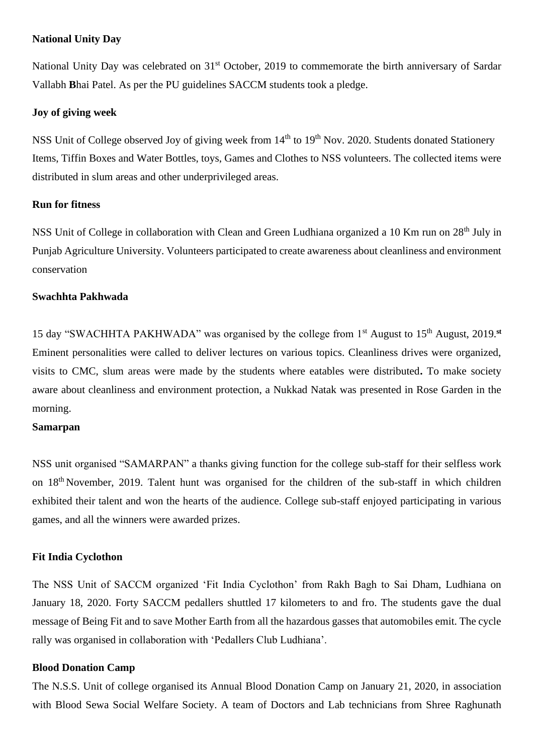**National Unity Day**

National Unity Day was celebrated on 31st October, 2019 to commemorate the birth anniversary of Sardar Vallabh **B**hai Patel. As per the PU guidelines SACCM students took a pledge.

**Joy of giving week**

NSS Unit of College observed Joy of giving week from 14th to 19th Nov. 2020. Students donated Stationery Items, Tiffin Boxes and Water Bottles, toys, Games and Clothes to NSS volunteers. The collected items were distributed in slum areas and other underprivileged areas.

**Run for fitness**

NSS Unit of College in collaboration with Clean and Green Ludhiana organized a 10 Km run on 28th July in Punjab Agriculture University. Volunteers participated to create awareness about cleanliness and environment conservation

**Swachhta Pakhwada**

15 day "SWACHHTA PAKHWADA" was organised by the college from 1st August to 15th August, 2019.**st** Eminent personalities were called to deliver lectures on various topics. Cleanliness drives were organized, visits to CMC, slum areas were made by the students where eatables were distributed**.** To make society aware about cleanliness and environment protection, a Nukkad Natak was presented in Rose Garden in the morning.

**Samarpan**

NSS unit organised "SAMARPAN" a thanks giving function for the college sub-staff for their selfless work on 18th November, 2019. Talent hunt was organised for the children of the sub-staff in which children exhibited their talent and won the hearts of the audience. College sub-staff enjoyed participating in various games, and all the winners were awarded prizes.

**Fit India Cyclothon**

The NSS Unit of SACCM organized 'Fit India Cyclothon' from Rakh Bagh to Sai Dham, Ludhiana on January 18, 2020. Forty SACCM pedallers shuttled 17 kilometers to and fro. The students gave the dual message of Being Fit and to save Mother Earth from all the hazardous gasses that automobiles emit. The cycle rally was organised in collaboration with 'Pedallers Club Ludhiana'.

**Blood Donation Camp**

The N.S.S. Unit of college organised its Annual Blood Donation Camp on January 21, 2020, in association with Blood Sewa Social Welfare Society. A team of Doctors and Lab technicians from Shree Raghunath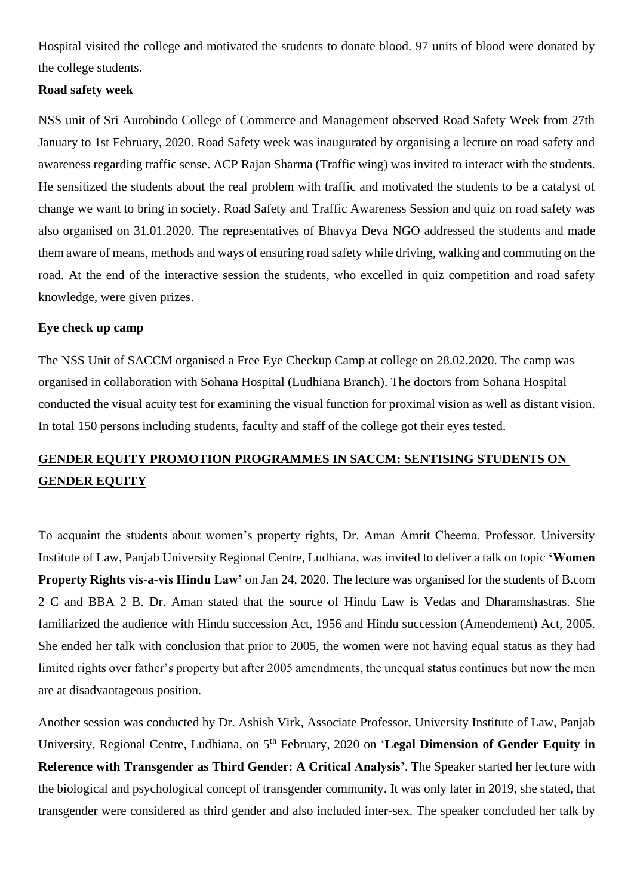Hospital visited the college and motivated the students to donate blood. 97 units of blood were donated by the college students.

**Road safety week**

NSS unit of Sri Aurobindo College of Commerce and Management observed Road Safety Week from 27th January to 1st February, 2020. Road Safety week was inaugurated by organising a lecture on road safety and awareness regarding traffic sense. ACP Rajan Sharma (Traffic wing) was invited to interact with the students. He sensitized the students about the real problem with traffic and motivated the students to be a catalyst of change we want to bring in society. Road Safety and Traffic Awareness Session and quiz on road safety was also organised on 31.01.2020. The representatives of Bhavya Deva NGO addressed the students and made them aware of means, methods and ways of ensuring road safety while driving, walking and commuting on the road. At the end of the interactive session the students, who excelled in quiz competition and road safety knowledge, were given prizes.

**Eye check up camp**

The NSS Unit of SACCM organised a Free Eye Checkup Camp at college on 28.02.2020. The camp was organised in collaboration with Sohana Hospital (Ludhiana Branch). The doctors from Sohana Hospital conducted the visual acuity test for examining the visual function for proximal vision as well as distant vision. In total 150 persons including students, faculty and staff of the college got their eyes tested.

## GENDER EQUITY PROMOTION PROGRAMMES IN SACCM: SENTISING STUDENTS ON GENDER EQUITY

To acquaint the students about women's property rights, Dr. Aman Amrit Cheema, Professor, University Institute of Law, Panjab University Regional Centre, Ludhiana, was invited to deliver a talk on topic **'Women Property Rights vis-a-vis Hindu Law'** on Jan 24, 2020. The lecture was organised for the students of B.com 2 C and BBA 2 B. Dr. Aman stated that the source of Hindu Law is Vedas and Dharamshastras. She familiarized the audience with Hindu succession Act, 1956 and Hindu succession (Amendement) Act, 2005. She ended her talk with conclusion that prior to 2005, the women were not having equal status as they had limited rights over father's property but after 2005 amendments, the unequal status continues but now the men are at disadvantageous position.

Another session was conducted by Dr. Ashish Virk, Associate Professor, University Institute of Law, Panjab University, Regional Centre, Ludhiana, on 5th February, 2020 on '**Legal Dimension of Gender Equity in Reference with Transgender as Third Gender: A Critical Analysis'**. The Speaker started her lecture with the biological and psychological concept of transgender community. It was only later in 2019, she stated, that transgender were considered as third gender and also included inter-sex. The speaker concluded her talk by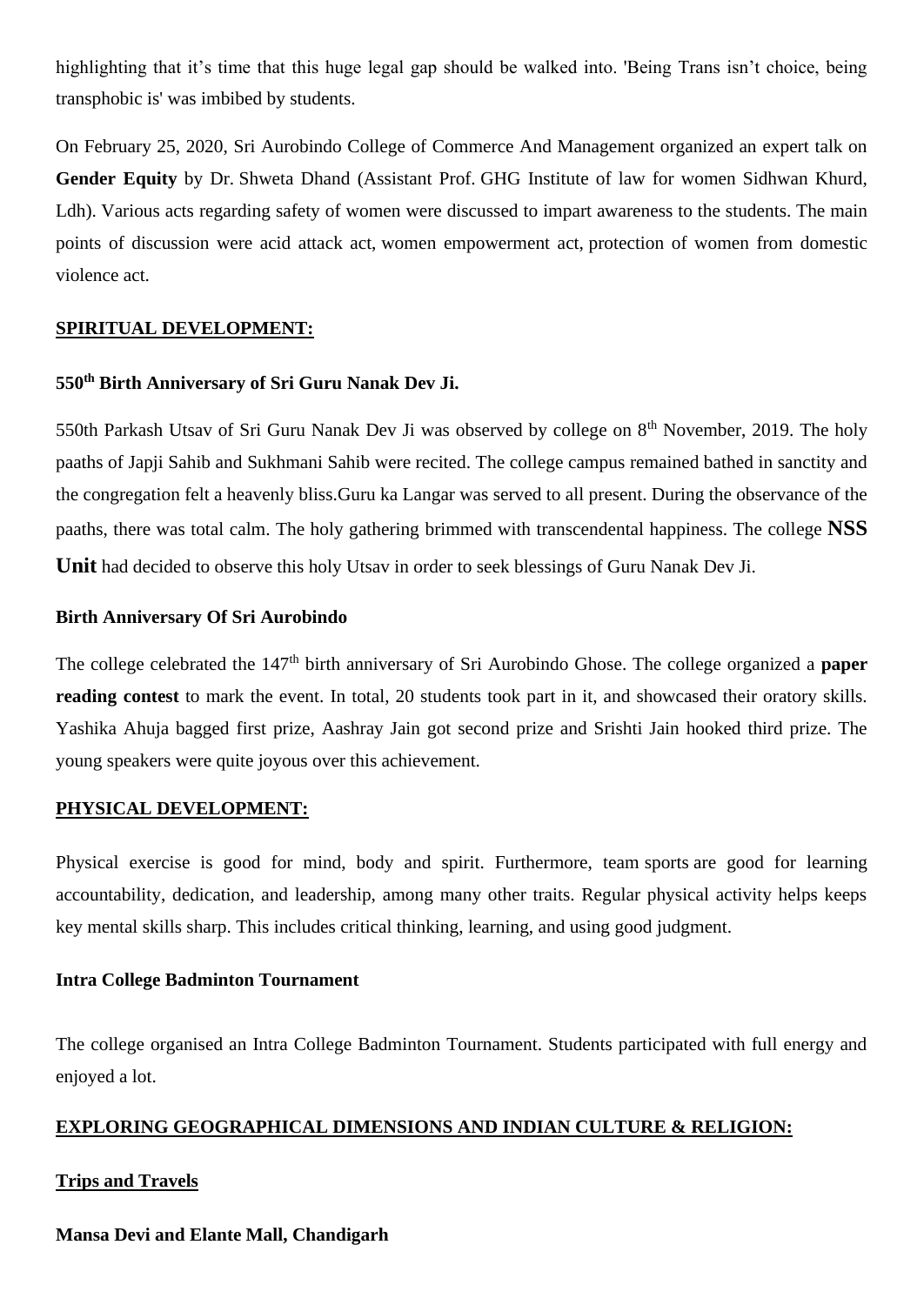highlighting that it's time that this huge legal gap should be walked into. 'Being Trans isn't choice, being transphobic is' was imbibed by students.

On February 25, 2020, Sri Aurobindo College of Commerce And Management organized an expert talk on **Gender Equity** by Dr. Shweta Dhand (Assistant Prof. GHG Institute of law for women Sidhwan Khurd, Ldh). Various acts regarding safety of women were discussed to impart awareness to the students. The main points of discussion were acid attack act, women empowerment act, protection of women from domestic violence act.

## SPIRITUAL DEVELOPMENT:

### 550th Birth Anniversary of Sri Guru Nanak Dev Ji.

550th Parkash Utsav of Sri Guru Nanak Dev Ji was observed by college on 8th November, 2019. The holy paaths of Japji Sahib and Sukhmani Sahib were recited. The college campus remained bathed in sanctity and the congregation felt a heavenly bliss.Guru ka Langar was served to all present. During the observance of the paaths, there was total calm. The holy gathering brimmed with transcendental happiness. The college **NSS Unit** had decided to observe this holy Utsav in order to seek blessings of Guru Nanak Dev Ji.

### Birth Anniversary Of Sri Aurobindo

The college celebrated the 147th birth anniversary of Sri Aurobindo Ghose. The college organized a **paper reading contest** to mark the event. In total, 20 students took part in it, and showcased their oratory skills. Yashika Ahuja bagged first prize, Aashray Jain got second prize and Srishti Jain hooked third prize. The young speakers were quite joyous over this achievement.

## PHYSICAL DEVELOPMENT:

Physical exercise is good for mind, body and spirit. Furthermore, team sports are good for learning accountability, dedication, and leadership, among many other traits. Regular physical activity helps keeps key mental skills sharp. This includes critical thinking, learning, and using good judgment.

### Intra College Badminton Tournament

The college organised an Intra College Badminton Tournament. Students participated with full energy and enjoyed a lot.

## EXPLORING GEOGRAPHICAL DIMENSIONS AND INDIAN CULTURE & RELIGION:

### Trips and Travels

#### Mansa Devi and Elante Mall, Chandigarh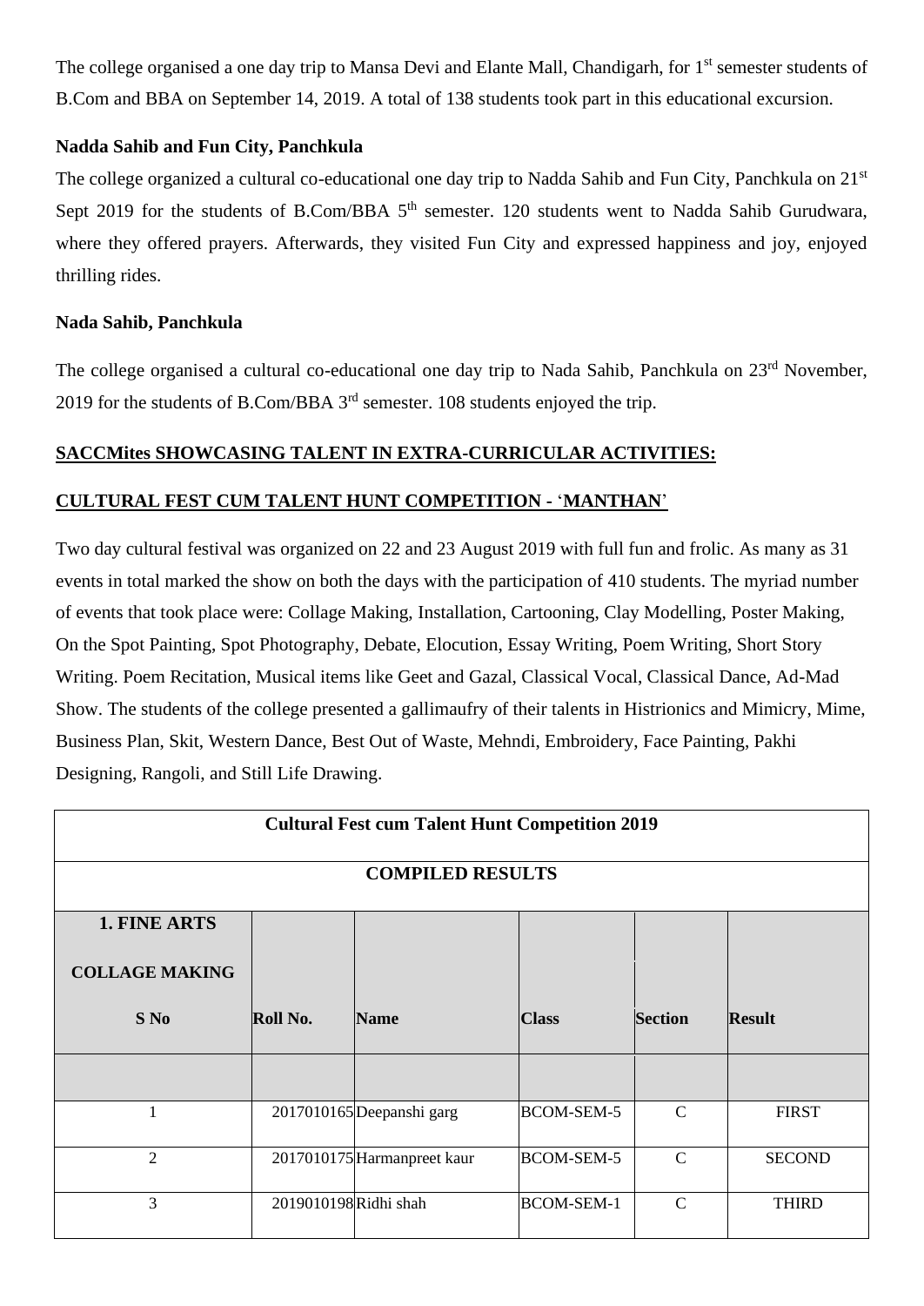The college organised a one day trip to Mansa Devi and Elante Mall, Chandigarh, for 1st semester students of B.Com and BBA on September 14, 2019. A total of 138 students took part in this educational excursion.

**Nadda Sahib and Fun City, Panchkula**

The college organized a cultural co-educational one day trip to Nadda Sahib and Fun City, Panchkula on 21st Sept 2019 for the students of B.Com/BBA 5th semester. 120 students went to Nadda Sahib Gurudwara, where they offered prayers. Afterwards, they visited Fun City and expressed happiness and joy, enjoyed thrilling rides.

**Nada Sahib, Panchkula**

The college organised a cultural co-educational one day trip to Nada Sahib, Panchkula on 23rd November, 2019 for the students of B.Com/BBA 3rd semester. 108 students enjoyed the trip.

**SACCMites SHOWCASING TALENT IN EXTRA-CURRICULAR ACTIVITIES:**

**CULTURAL FEST CUM TALENT HUNT COMPETITION - 'MANTHAN'**

Two day cultural festival was organized on 22 and 23 August 2019 with full fun and frolic. As many as 31 events in total marked the show on both the days with the participation of 410 students. The myriad number of events that took place were: Collage Making, Installation, Cartooning, Clay Modelling, Poster Making, On the Spot Painting, Spot Photography, Debate, Elocution, Essay Writing, Poem Writing, Short Story Writing. Poem Recitation, Musical items like Geet and Gazal, Classical Vocal, Classical Dance, Ad-Mad Show. The students of the college presented a gallimaufry of their talents in Histrionics and Mimicry, Mime, Business Plan, Skit, Western Dance, Best Out of Waste, Mehndi, Embroidery, Face Painting, Pakhi Designing, Rangoli, and Still Life Drawing.

| **Cultural Fest cum Talent Hunt Competition 2019** | | | | | |
|---|---|---|---|---|---|
| **COMPILED RESULTS** | | | | | |
| **1. FINE ARTS**<br>**COLLAGE MAKING**<br>**S No** | **Roll No.** | **Name** | **Class** | **Section** | **Result** |
| | | | | | |
| 1 | 2017010165 | Deepanshi garg | BCOM-SEM-5 | C | FIRST |
| 2 | 2017010175 | Harmanpreet kaur | BCOM-SEM-5 | C | SECOND |
| 3 | 2019010198 | Ridhi shah | BCOM-SEM-1 | C | THIRD |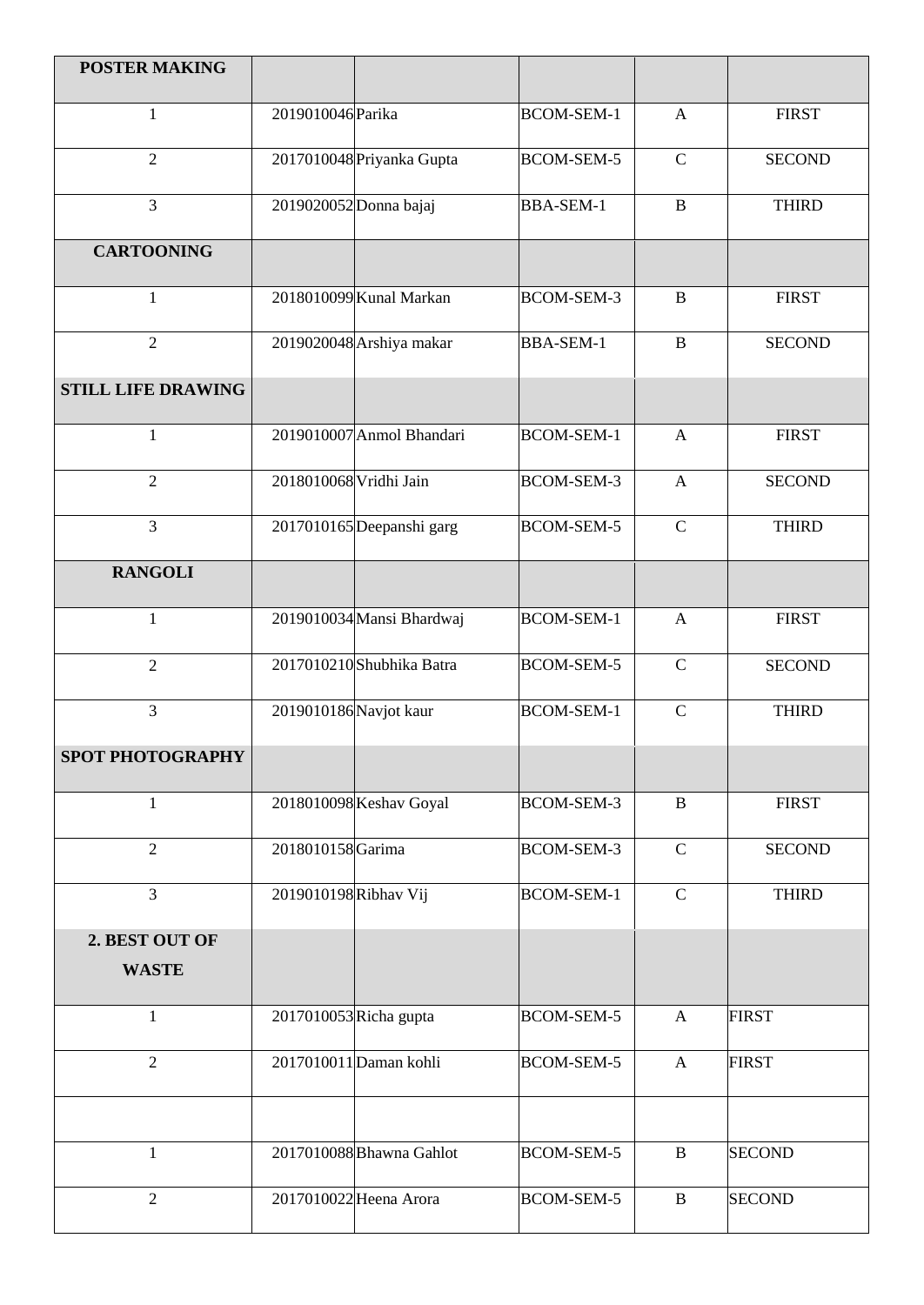| POSTER MAKING | | | | | |
|---|---|---|---|---|---|
| 1 | 2019010046 | Parika | BCOM-SEM-1 | A | FIRST |
| 2 | 2017010048 | Priyanka Gupta | BCOM-SEM-5 | C | SECOND |
| 3 | 2019020052 | Donna bajaj | BBA-SEM-1 | B | THIRD |
| **CARTOONING** | | | | | |
| 1 | 2018010099 | Kunal Markan | BCOM-SEM-3 | B | FIRST |
| 2 | 2019020048 | Arshiya makar | BBA-SEM-1 | B | SECOND |
| **STILL LIFE DRAWING** | | | | | |
| 1 | 2019010007 | Anmol Bhandari | BCOM-SEM-1 | A | FIRST |
| 2 | 2018010068 | Vridhi Jain | BCOM-SEM-3 | A | SECOND |
| 3 | 2017010165 | Deepanshi garg | BCOM-SEM-5 | C | THIRD |
| **RANGOLI** | | | | | |
| 1 | 2019010034 | Mansi Bhardwaj | BCOM-SEM-1 | A | FIRST |
| 2 | 2017010210 | Shubhika Batra | BCOM-SEM-5 | C | SECOND |
| 3 | 2019010186 | Navjot kaur | BCOM-SEM-1 | C | THIRD |
| **SPOT PHOTOGRAPHY** | | | | | |
| 1 | 2018010098 | Keshav Goyal | BCOM-SEM-3 | B | FIRST |
| 2 | 2018010158 | Garima | BCOM-SEM-3 | C | SECOND |
| 3 | 2019010198 | Ribhav Vij | BCOM-SEM-1 | C | THIRD |
| **2. BEST OUT OF WASTE** | | | | | |
| 1 | 2017010053 | Richa gupta | BCOM-SEM-5 | A | FIRST |
| 2 | 2017010011 | Daman kohli | BCOM-SEM-5 | A | FIRST |
| | | | | | |
| 1 | 2017010088 | Bhawna Gahlot | BCOM-SEM-5 | B | SECOND |
| 2 | 2017010022 | Heena Arora | BCOM-SEM-5 | B | SECOND |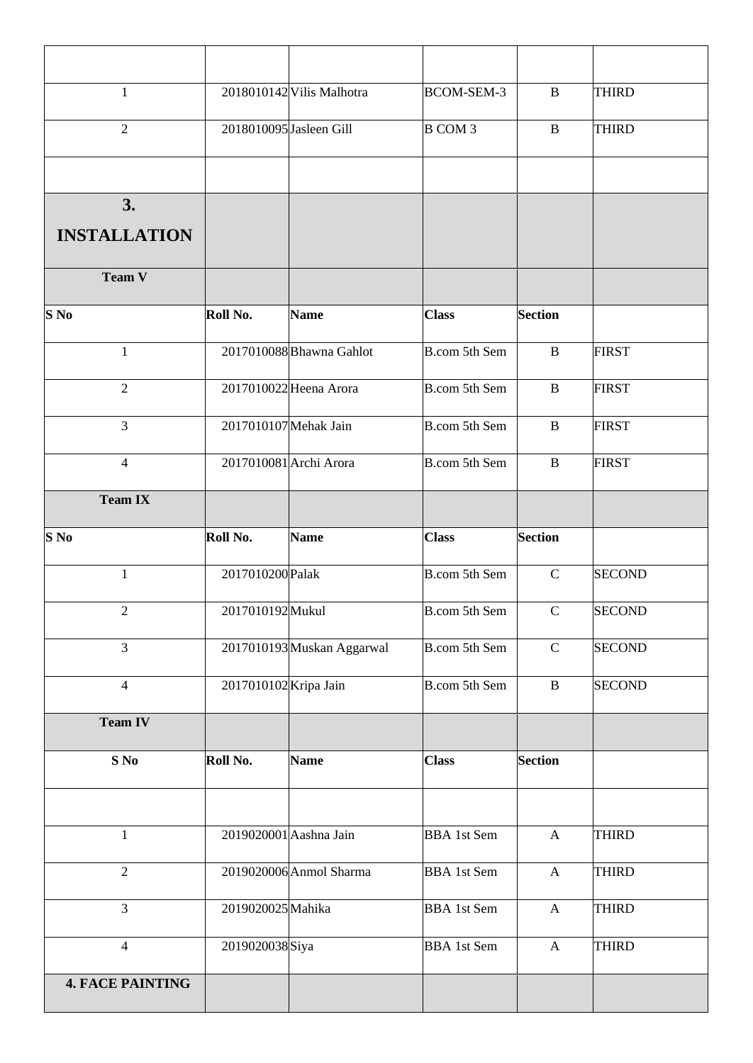| | | | | | |
|---|---|---|---|---|---|
| 1 | 2018010142 | Vilis Malhotra | BCOM-SEM-3 | B | THIRD |
| 2 | 2018010095 | Jasleen Gill | B COM 3 | B | THIRD |
| | | | | | |
| **3. INSTALLATION** | | | | | |
| **Team V** | | | | | |
| **S No** | **Roll No.** | **Name** | **Class** | **Section** | |
| 1 | 2017010088 | Bhawna Gahlot | B.com 5th Sem | B | FIRST |
| 2 | 2017010022 | Heena Arora | B.com 5th Sem | B | FIRST |
| 3 | 2017010107 | Mehak Jain | B.com 5th Sem | B | FIRST |
| 4 | 2017010081 | Archi Arora | B.com 5th Sem | B | FIRST |
| **Team IX** | | | | | |
| **S No** | **Roll No.** | **Name** | **Class** | **Section** | |
| 1 | 2017010200 | Palak | B.com 5th Sem | C | SECOND |
| 2 | 2017010192 | Mukul | B.com 5th Sem | C | SECOND |
| 3 | 2017010193 | Muskan Aggarwal | B.com 5th Sem | C | SECOND |
| 4 | 2017010102 | Kripa Jain | B.com 5th Sem | B | SECOND |
| **Team IV** | | | | | |
| **S No** | **Roll No.** | **Name** | **Class** | **Section** | |
| | | | | | |
| 1 | 2019020001 | Aashna Jain | BBA 1st Sem | A | THIRD |
| 2 | 2019020006 | Anmol Sharma | BBA 1st Sem | A | THIRD |
| 3 | 2019020025 | Mahika | BBA 1st Sem | A | THIRD |
| 4 | 2019020038 | Siya | BBA 1st Sem | A | THIRD |
| **4. FACE PAINTING** | | | | | |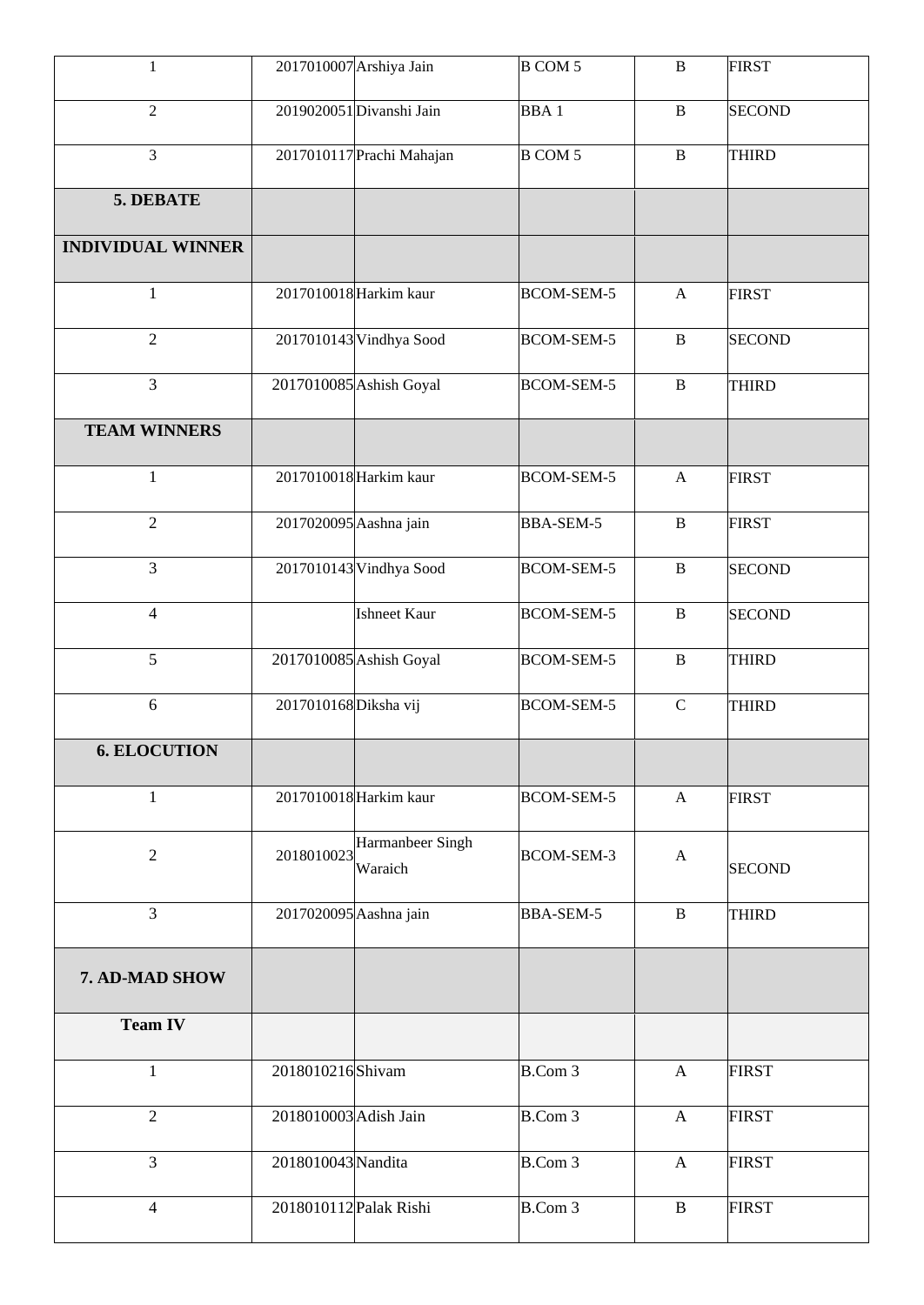| 1 | 2017010007 | Arshiya Jain | B COM 5 | B | FIRST |
|---|---|---|---|---|---|
| 2 | 2019020051 | Divanshi Jain | BBA 1 | B | SECOND |
| 3 | 2017010117 | Prachi Mahajan | B COM 5 | B | THIRD |
| **5. DEBATE** | | | | | |
| **INDIVIDUAL WINNER** | | | | | |
| 1 | 2017010018 | Harkim kaur | BCOM-SEM-5 | A | FIRST |
| 2 | 2017010143 | Vindhya Sood | BCOM-SEM-5 | B | SECOND |
| 3 | 2017010085 | Ashish Goyal | BCOM-SEM-5 | B | THIRD |
| **TEAM WINNERS** | | | | | |
| 1 | 2017010018 | Harkim kaur | BCOM-SEM-5 | A | FIRST |
| 2 | 2017020095 | Aashna jain | BBA-SEM-5 | B | FIRST |
| 3 | 2017010143 | Vindhya Sood | BCOM-SEM-5 | B | SECOND |
| 4 | | Ishneet Kaur | BCOM-SEM-5 | B | SECOND |
| 5 | 2017010085 | Ashish Goyal | BCOM-SEM-5 | B | THIRD |
| 6 | 2017010168 | Diksha vij | BCOM-SEM-5 | C | THIRD |
| **6. ELOCUTION** | | | | | |
| 1 | 2017010018 | Harkim kaur | BCOM-SEM-5 | A | FIRST |
| 2 | 2018010023 | Harmanbeer Singh Waraich | BCOM-SEM-3 | A | SECOND |
| 3 | 2017020095 | Aashna jain | BBA-SEM-5 | B | THIRD |
| **7. AD-MAD SHOW** | | | | | |
| **Team IV** | | | | | |
| 1 | 2018010216 | Shivam | B.Com 3 | A | FIRST |
| 2 | 2018010003 | Adish Jain | B.Com 3 | A | FIRST |
| 3 | 2018010043 | Nandita | B.Com 3 | A | FIRST |
| 4 | 2018010112 | Palak Rishi | B.Com 3 | B | FIRST |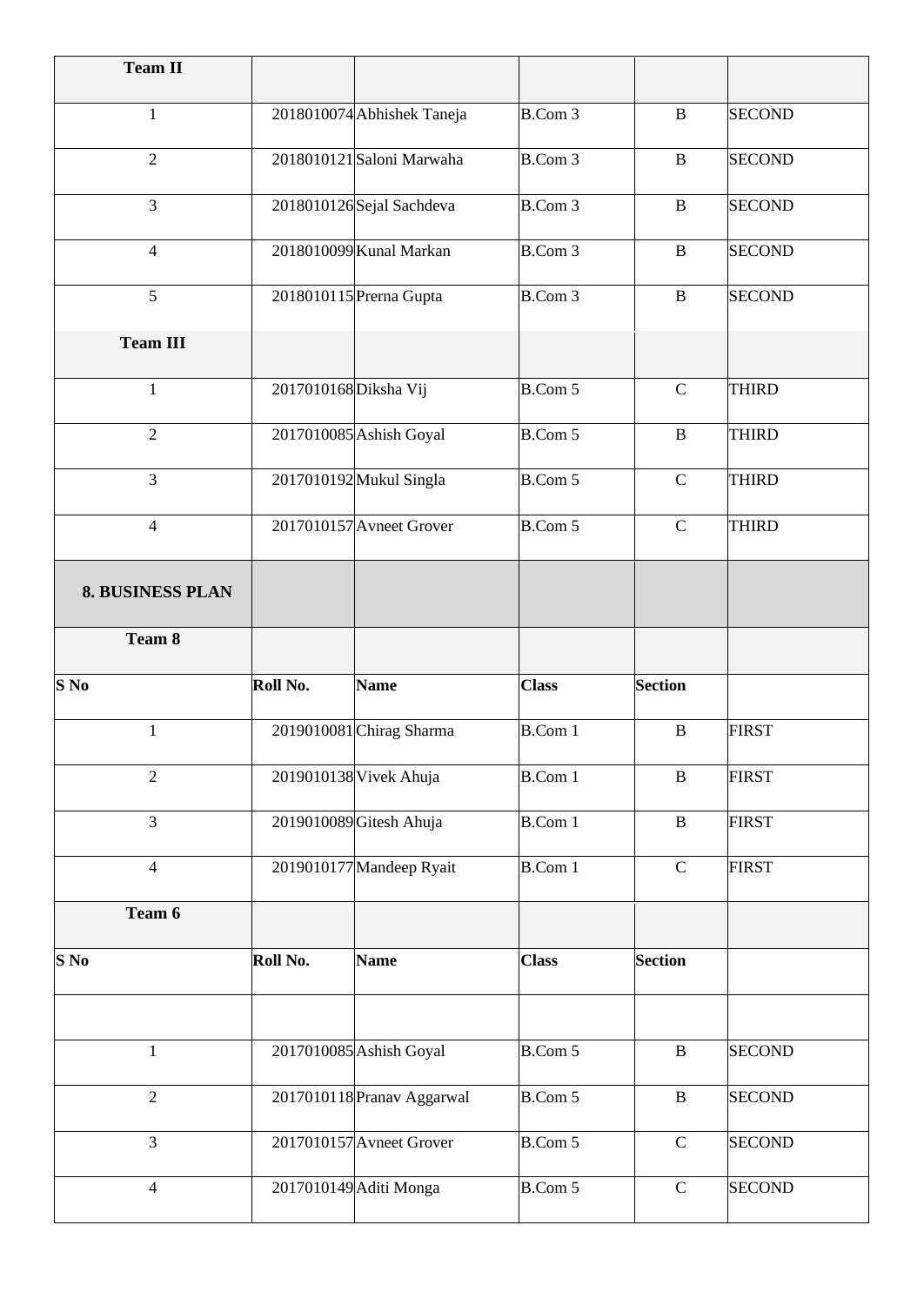| Team II | | | | | |
|---|---|---|---|---|---|
| 1 | 2018010074 | Abhishek Taneja | B.Com 3 | B | SECOND |
| 2 | 2018010121 | Saloni Marwaha | B.Com 3 | B | SECOND |
| 3 | 2018010126 | Sejal Sachdeva | B.Com 3 | B | SECOND |
| 4 | 2018010099 | Kunal Markan | B.Com 3 | B | SECOND |
| 5 | 2018010115 | Prerna Gupta | B.Com 3 | B | SECOND |
| **Team III** | | | | | |
| 1 | 2017010168 | Diksha Vij | B.Com 5 | C | THIRD |
| 2 | 2017010085 | Ashish Goyal | B.Com 5 | B | THIRD |
| 3 | 2017010192 | Mukul Singla | B.Com 5 | C | THIRD |
| 4 | 2017010157 | Avneet Grover | B.Com 5 | C | THIRD |
| **8. BUSINESS PLAN** | | | | | |
| **Team 8** | | | | | |
| **S No** | **Roll No.** | **Name** | **Class** | **Section** | |
| 1 | 2019010081 | Chirag Sharma | B.Com 1 | B | FIRST |
| 2 | 2019010138 | Vivek Ahuja | B.Com 1 | B | FIRST |
| 3 | 2019010089 | Gitesh Ahuja | B.Com 1 | B | FIRST |
| 4 | 2019010177 | Mandeep Ryait | B.Com 1 | C | FIRST |
| **Team 6** | | | | | |
| **S No** | **Roll No.** | **Name** | **Class** | **Section** | |
| | | | | | |
| 1 | 2017010085 | Ashish Goyal | B.Com 5 | B | SECOND |
| 2 | 2017010118 | Pranav Aggarwal | B.Com 5 | B | SECOND |
| 3 | 2017010157 | Avneet Grover | B.Com 5 | C | SECOND |
| 4 | 2017010149 | Aditi Monga | B.Com 5 | C | SECOND |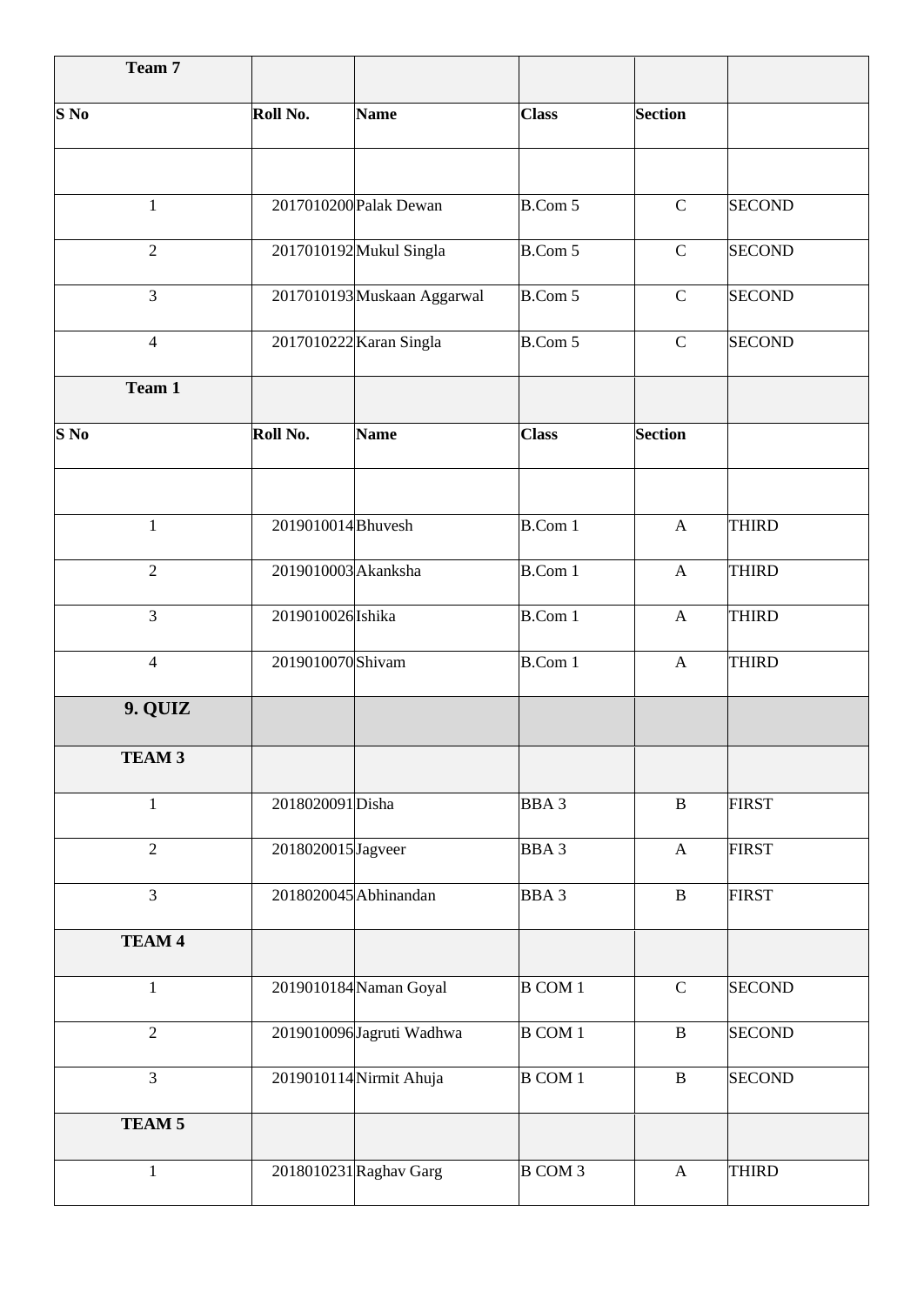| Team 7 | | | | | |
|---|---|---|---|---|---|
| **S No** | **Roll No.** | **Name** | **Class** | **Section** | |
| | | | | | |
| 1 | 2017010200 | Palak Dewan | B.Com 5 | C | SECOND |
| 2 | 2017010192 | Mukul Singla | B.Com 5 | C | SECOND |
| 3 | 2017010193 | Muskaan Aggarwal | B.Com 5 | C | SECOND |
| 4 | 2017010222 | Karan Singla | B.Com 5 | C | SECOND |
| **Team 1** | | | | | |
| **S No** | **Roll No.** | **Name** | **Class** | **Section** | |
| | | | | | |
| 1 | 2019010014 | Bhuvesh | B.Com 1 | A | THIRD |
| 2 | 2019010003 | Akanksha | B.Com 1 | A | THIRD |
| 3 | 2019010026 | Ishika | B.Com 1 | A | THIRD |
| 4 | 2019010070 | Shivam | B.Com 1 | A | THIRD |
| **9. QUIZ** | | | | | |
| **TEAM 3** | | | | | |
| 1 | 2018020091 | Disha | BBA 3 | B | FIRST |
| 2 | 2018020015 | Jagveer | BBA 3 | A | FIRST |
| 3 | 2018020045 | Abhinandan | BBA 3 | B | FIRST |
| **TEAM 4** | | | | | |
| 1 | 2019010184 | Naman Goyal | B COM 1 | C | SECOND |
| 2 | 2019010096 | Jagruti Wadhwa | B COM 1 | B | SECOND |
| 3 | 2019010114 | Nirmit Ahuja | B COM 1 | B | SECOND |
| **TEAM 5** | | | | | |
| 1 | 2018010231 | Raghav Garg | B COM 3 | A | THIRD |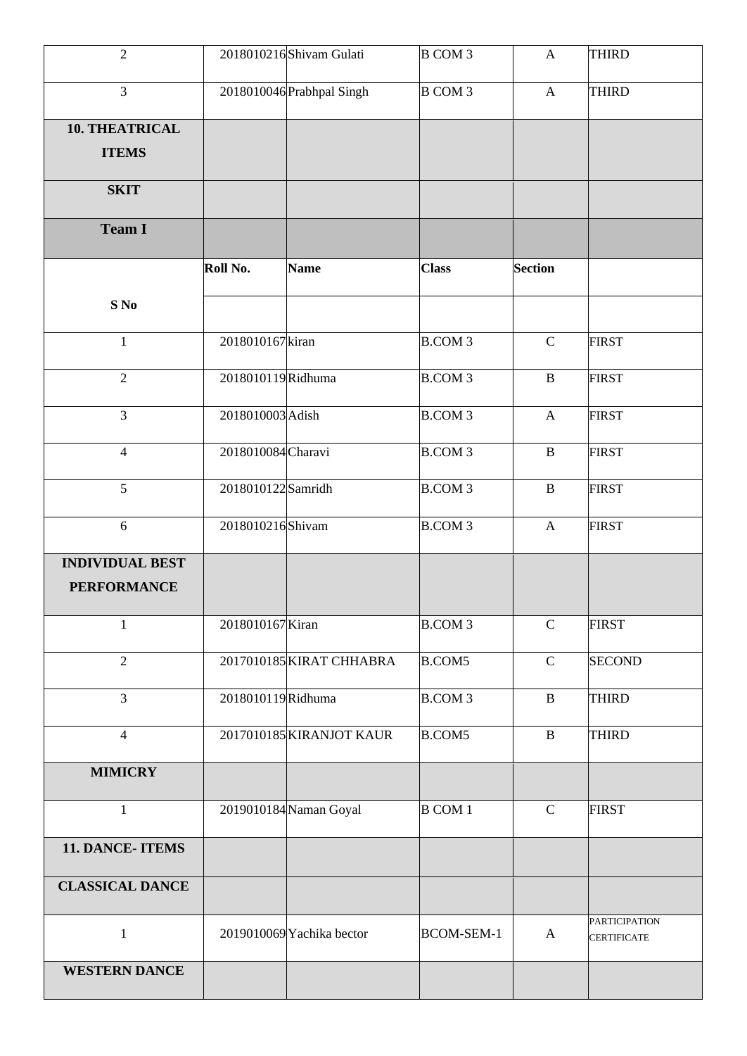| | | | | | |
|---|---|---|---|---|---|
| 2 | 2018010216 | Shivam Gulati | B COM 3 | A | THIRD |
| 3 | 2018010046 | Prabhpal Singh | B COM 3 | A | THIRD |
| **10. THEATRICAL ITEMS** | | | | | |
| **SKIT** | | | | | |
| **Team I** | | | | | |
| | **Roll No.** | **Name** | **Class** | **Section** | |
| **S No** | | | | | |
| 1 | 2018010167 | kiran | B.COM 3 | C | FIRST |
| 2 | 2018010119 | Ridhuma | B.COM 3 | B | FIRST |
| 3 | 2018010003 | Adish | B.COM 3 | A | FIRST |
| 4 | 2018010084 | Charavi | B.COM 3 | B | FIRST |
| 5 | 2018010122 | Samridh | B.COM 3 | B | FIRST |
| 6 | 2018010216 | Shivam | B.COM 3 | A | FIRST |
| **INDIVIDUAL BEST PERFORMANCE** | | | | | |
| 1 | 2018010167 | Kiran | B.COM 3 | C | FIRST |
| 2 | 2017010185 | KIRAT CHHABRA | B.COM5 | C | SECOND |
| 3 | 2018010119 | Ridhuma | B.COM 3 | B | THIRD |
| 4 | 2017010185 | KIRANJOT KAUR | B.COM5 | B | THIRD |
| **MIMICRY** | | | | | |
| 1 | 2019010184 | Naman Goyal | B COM 1 | C | FIRST |
| **11. DANCE- ITEMS** | | | | | |
| **CLASSICAL DANCE** | | | | | |
| 1 | 2019010069 | Yachika bector | BCOM-SEM-1 | A | PARTICIPATION CERTIFICATE |
| **WESTERN DANCE** | | | | | |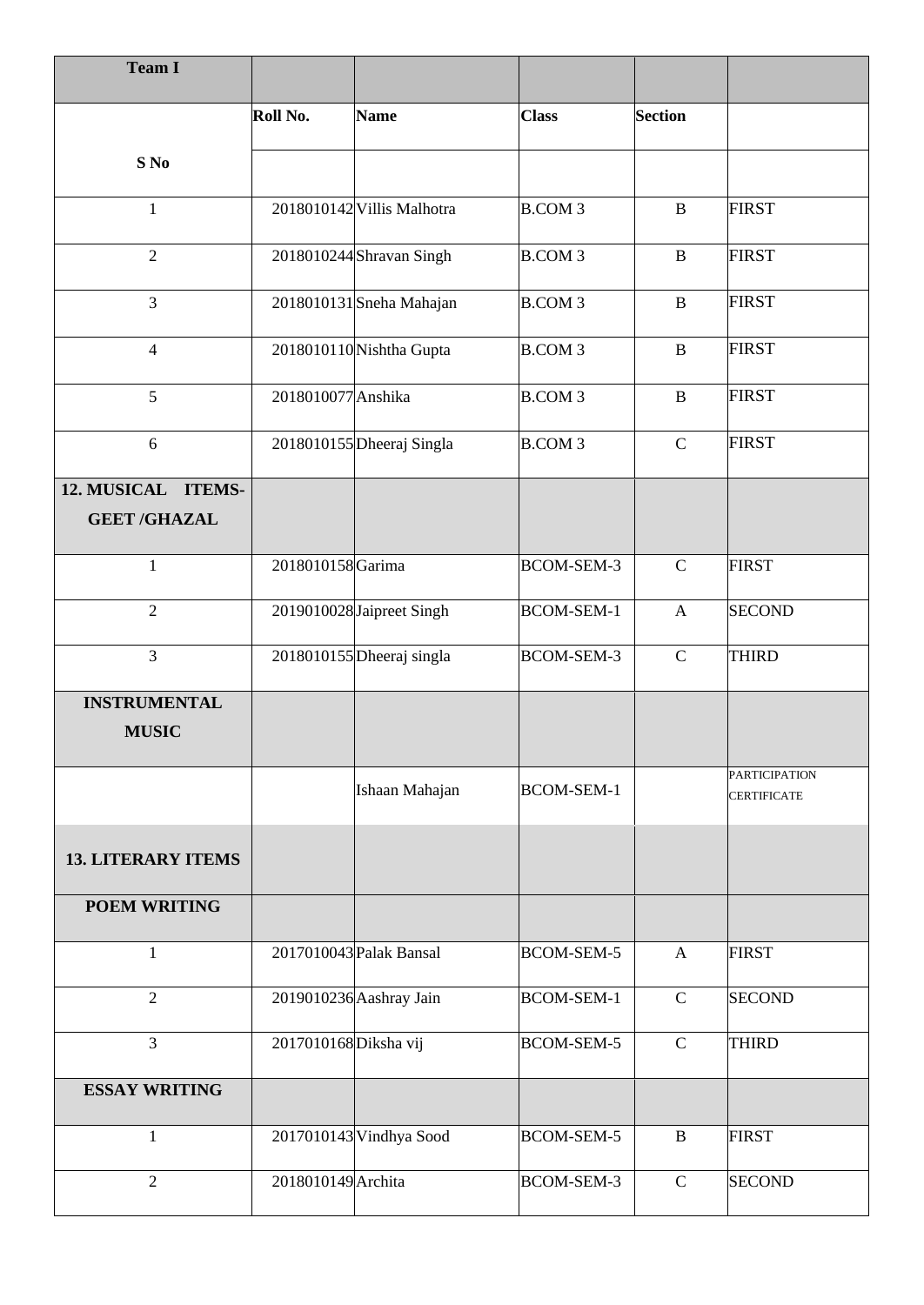| Team I | | | | | |
|---|---|---|---|---|---|
| | Roll No. | Name | Class | Section | |
| S No | | | | | |
| 1 | 2018010142 | Villis Malhotra | B.COM 3 | B | FIRST |
| 2 | 2018010244 | Shravan Singh | B.COM 3 | B | FIRST |
| 3 | 2018010131 | Sneha Mahajan | B.COM 3 | B | FIRST |
| 4 | 2018010110 | Nishtha Gupta | B.COM 3 | B | FIRST |
| 5 | 2018010077 | Anshika | B.COM 3 | B | FIRST |
| 6 | 2018010155 | Dheeraj Singla | B.COM 3 | C | FIRST |
| **12. MUSICAL ITEMS- GEET /GHAZAL** | | | | | |
| 1 | 2018010158 | Garima | BCOM-SEM-3 | C | FIRST |
| 2 | 2019010028 | Jaipreet Singh | BCOM-SEM-1 | A | SECOND |
| 3 | 2018010155 | Dheeraj singla | BCOM-SEM-3 | C | THIRD |
| **INSTRUMENTAL MUSIC** | | | | | |
| | | Ishaan Mahajan | BCOM-SEM-1 | | PARTICIPATION CERTIFICATE |
| **13. LITERARY ITEMS** | | | | | |
| **POEM WRITING** | | | | | |
| 1 | 2017010043 | Palak Bansal | BCOM-SEM-5 | A | FIRST |
| 2 | 2019010236 | Aashray Jain | BCOM-SEM-1 | C | SECOND |
| 3 | 2017010168 | Diksha vij | BCOM-SEM-5 | C | THIRD |
| **ESSAY WRITING** | | | | | |
| 1 | 2017010143 | Vindhya Sood | BCOM-SEM-5 | B | FIRST |
| 2 | 2018010149 | Archita | BCOM-SEM-3 | C | SECOND |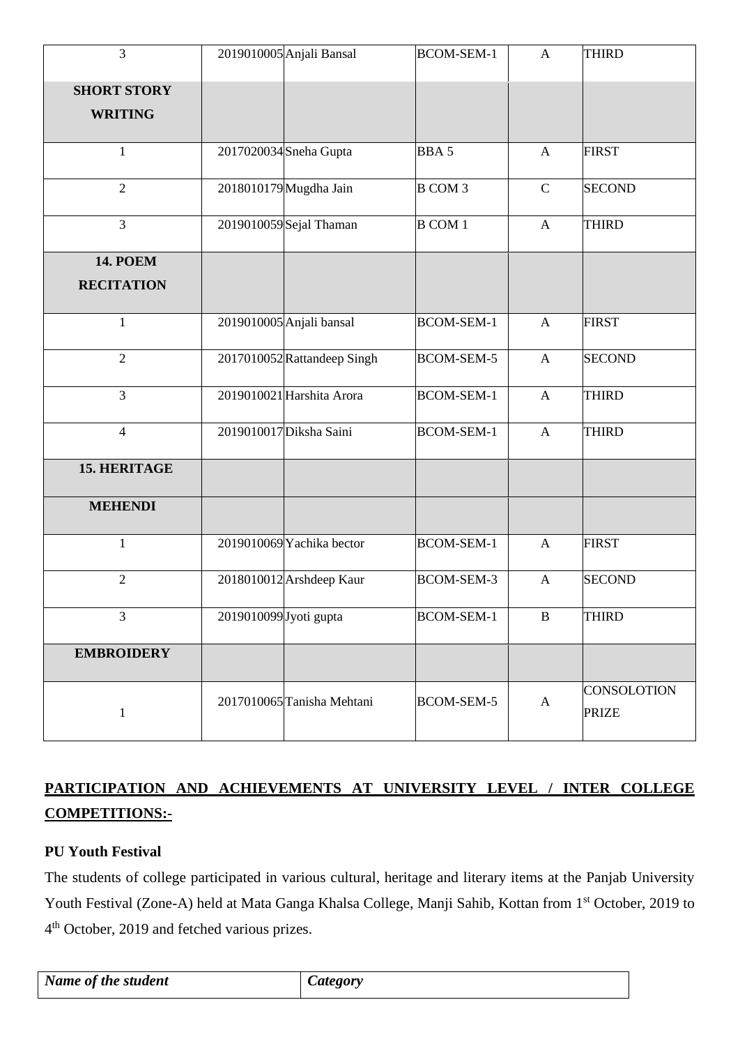| | | | | | |
|---|---|---|---|---|---|
| 3 | 2019010005 | Anjali Bansal | BCOM-SEM-1 | A | THIRD |
| **SHORT STORY WRITING** | | | | | |
| 1 | 2017020034 | Sneha Gupta | BBA 5 | A | FIRST |
| 2 | 2018010179 | Mugdha Jain | B COM 3 | C | SECOND |
| 3 | 2019010059 | Sejal Thaman | B COM 1 | A | THIRD |
| **14. POEM RECITATION** | | | | | |
| 1 | 2019010005 | Anjali bansal | BCOM-SEM-1 | A | FIRST |
| 2 | 2017010052 | Rattandeep Singh | BCOM-SEM-5 | A | SECOND |
| 3 | 2019010021 | Harshita Arora | BCOM-SEM-1 | A | THIRD |
| 4 | 2019010017 | Diksha Saini | BCOM-SEM-1 | A | THIRD |
| **15. HERITAGE** | | | | | |
| **MEHENDI** | | | | | |
| 1 | 2019010069 | Yachika bector | BCOM-SEM-1 | A | FIRST |
| 2 | 2018010012 | Arshdeep Kaur | BCOM-SEM-3 | A | SECOND |
| 3 | 2019010099 | Jyoti gupta | BCOM-SEM-1 | B | THIRD |
| **EMBROIDERY** | | | | | |
| 1 | 2017010065 | Tanisha Mehtani | BCOM-SEM-5 | A | CONSOLOTION PRIZE |

## PARTICIPATION AND ACHIEVEMENTS AT UNIVERSITY LEVEL / INTER COLLEGE COMPETITIONS:-

**PU Youth Festival**

The students of college participated in various cultural, heritage and literary items at the Panjab University Youth Festival (Zone-A) held at Mata Ganga Khalsa College, Manji Sahib, Kottan from 1st October, 2019 to 4th October, 2019 and fetched various prizes.

| *Name of the student* | *Category* |
|---|---|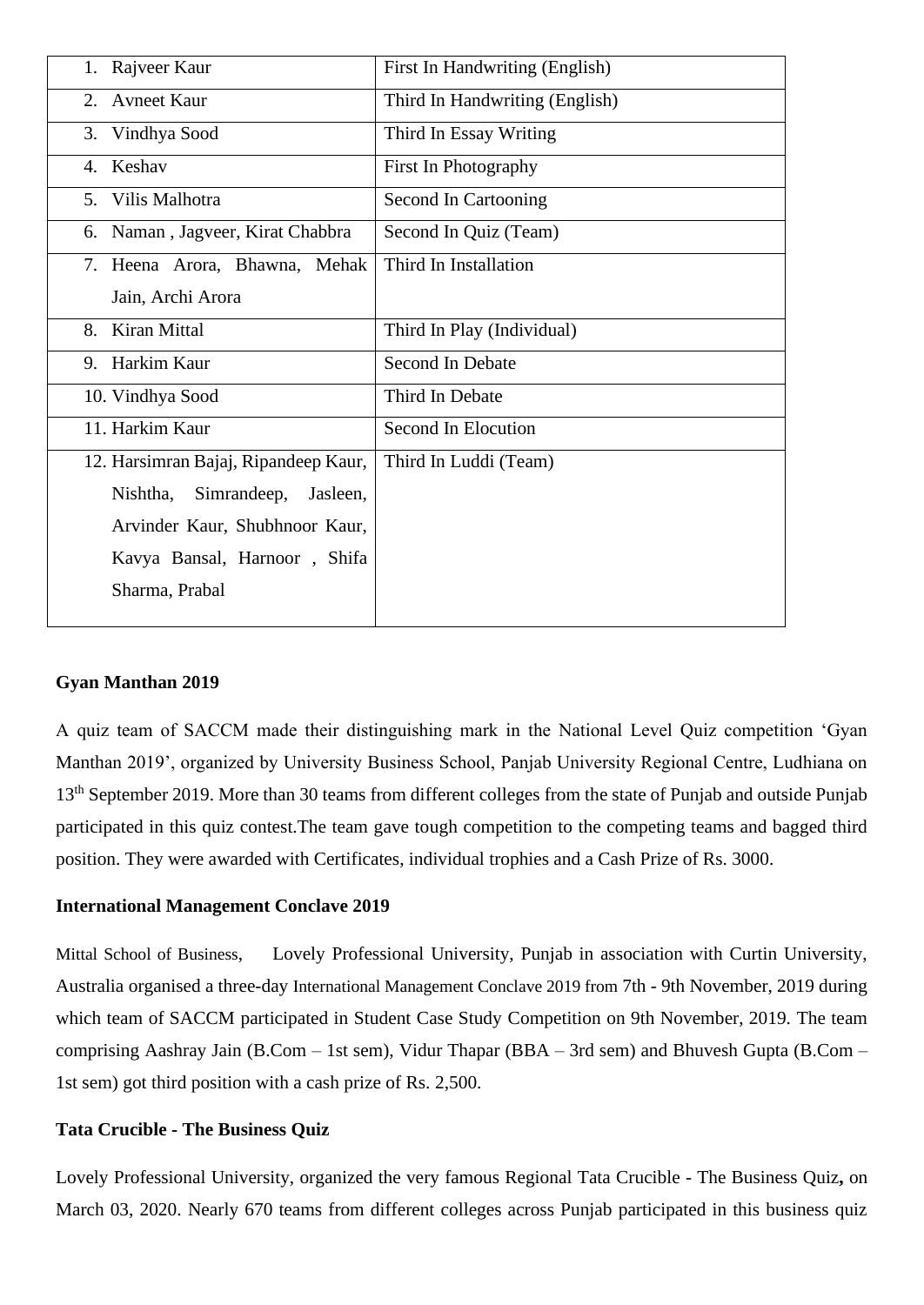| | |
|---|---|
| 1. Rajveer Kaur | First In Handwriting (English) |
| 2. Avneet Kaur | Third In Handwriting (English) |
| 3. Vindhya Sood | Third In Essay Writing |
| 4. Keshav | First In Photography |
| 5. Vilis Malhotra | Second In Cartooning |
| 6. Naman , Jagveer, Kirat Chabbra | Second In Quiz (Team) |
| 7. Heena Arora, Bhawna, Mehak Jain, Archi Arora | Third In Installation |
| 8. Kiran Mittal | Third In Play (Individual) |
| 9. Harkim Kaur | Second In Debate |
| 10. Vindhya Sood | Third In Debate |
| 11. Harkim Kaur | Second In Elocution |
| 12. Harsimran Bajaj, Ripandeep Kaur, Nishtha, Simrandeep, Jasleen, Arvinder Kaur, Shubhnoor Kaur, Kavya Bansal, Harnoor , Shifa Sharma, Prabal | Third In Luddi (Team) |

**Gyan Manthan 2019**

A quiz team of SACCM made their distinguishing mark in the National Level Quiz competition 'Gyan Manthan 2019', organized by University Business School, Panjab University Regional Centre, Ludhiana on 13th September 2019. More than 30 teams from different colleges from the state of Punjab and outside Punjab participated in this quiz contest.The team gave tough competition to the competing teams and bagged third position. They were awarded with Certificates, individual trophies and a Cash Prize of Rs. 3000.

**International Management Conclave 2019**

Mittal School of Business, Lovely Professional University, Punjab in association with Curtin University, Australia organised a three-day International Management Conclave 2019 from 7th - 9th November, 2019 during which team of SACCM participated in Student Case Study Competition on 9th November, 2019. The team comprising Aashray Jain (B.Com – 1st sem), Vidur Thapar (BBA – 3rd sem) and Bhuvesh Gupta (B.Com – 1st sem) got third position with a cash prize of Rs. 2,500.

**Tata Crucible - The Business Quiz**

Lovely Professional University, organized the very famous Regional Tata Crucible - The Business Quiz**,** on March 03, 2020. Nearly 670 teams from different colleges across Punjab participated in this business quiz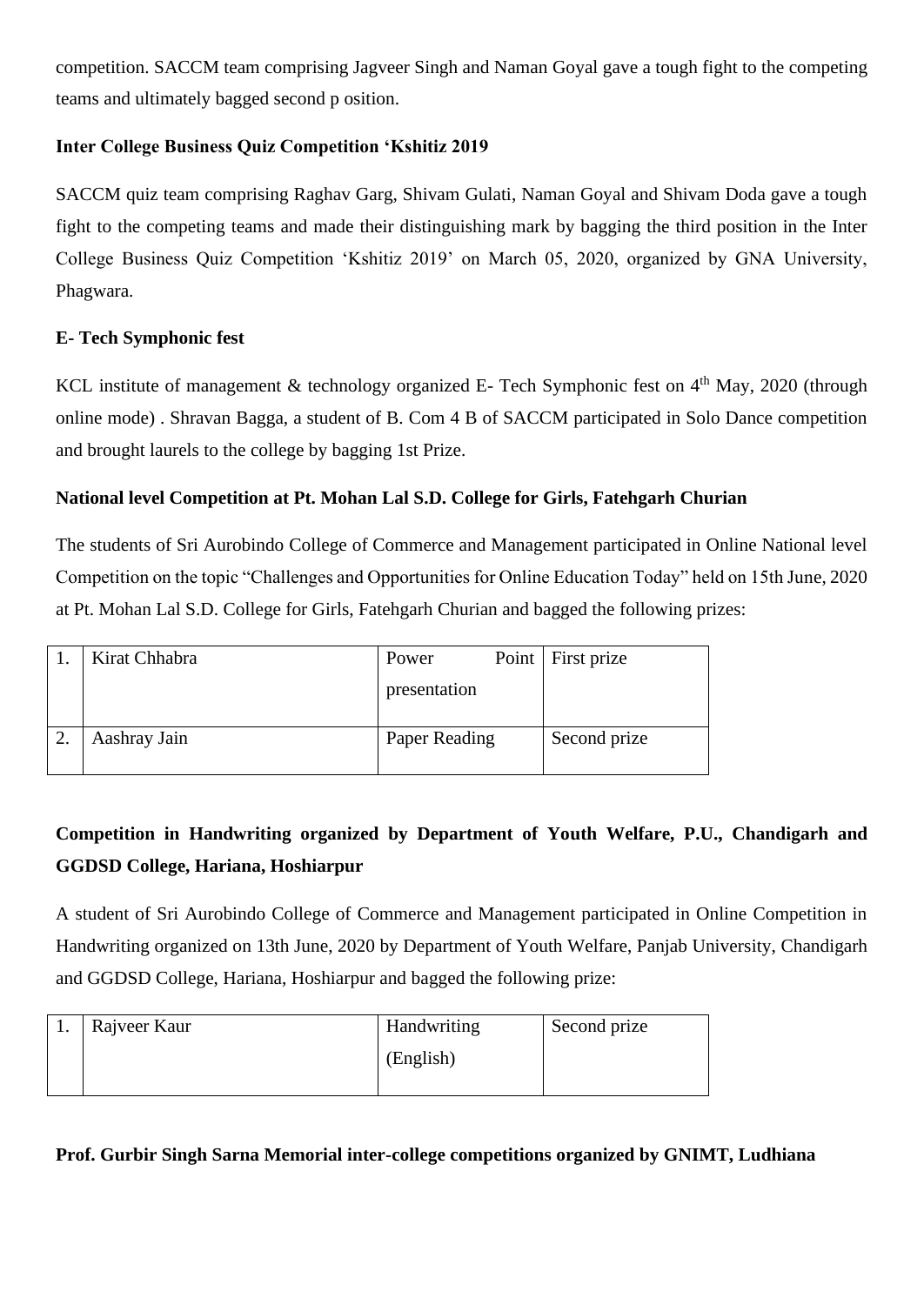competition. SACCM team comprising Jagveer Singh and Naman Goyal gave a tough fight to the competing teams and ultimately bagged second p osition.

**Inter College Business Quiz Competition 'Kshitiz 2019**

SACCM quiz team comprising Raghav Garg, Shivam Gulati, Naman Goyal and Shivam Doda gave a tough fight to the competing teams and made their distinguishing mark by bagging the third position in the Inter College Business Quiz Competition 'Kshitiz 2019' on March 05, 2020, organized by GNA University, Phagwara.

**E- Tech Symphonic fest**

KCL institute of management & technology organized E- Tech Symphonic fest on 4th May, 2020 (through online mode) . Shravan Bagga, a student of B. Com 4 B of SACCM participated in Solo Dance competition and brought laurels to the college by bagging 1st Prize.

**National level Competition at Pt. Mohan Lal S.D. College for Girls, Fatehgarh Churian**

The students of Sri Aurobindo College of Commerce and Management participated in Online National level Competition on the topic "Challenges and Opportunities for Online Education Today" held on 15th June, 2020 at Pt. Mohan Lal S.D. College for Girls, Fatehgarh Churian and bagged the following prizes:

| | | | |
|---|---|---|---|
| 1. | Kirat Chhabra | Power Point presentation | First prize |
| 2. | Aashray Jain | Paper Reading | Second prize |

**Competition in Handwriting organized by Department of Youth Welfare, P.U., Chandigarh and GGDSD College, Hariana, Hoshiarpur**

A student of Sri Aurobindo College of Commerce and Management participated in Online Competition in Handwriting organized on 13th June, 2020 by Department of Youth Welfare, Panjab University, Chandigarh and GGDSD College, Hariana, Hoshiarpur and bagged the following prize:

| | | | |
|---|---|---|---|
| 1. | Rajveer Kaur | Handwriting (English) | Second prize |

**Prof. Gurbir Singh Sarna Memorial inter-college competitions organized by GNIMT, Ludhiana**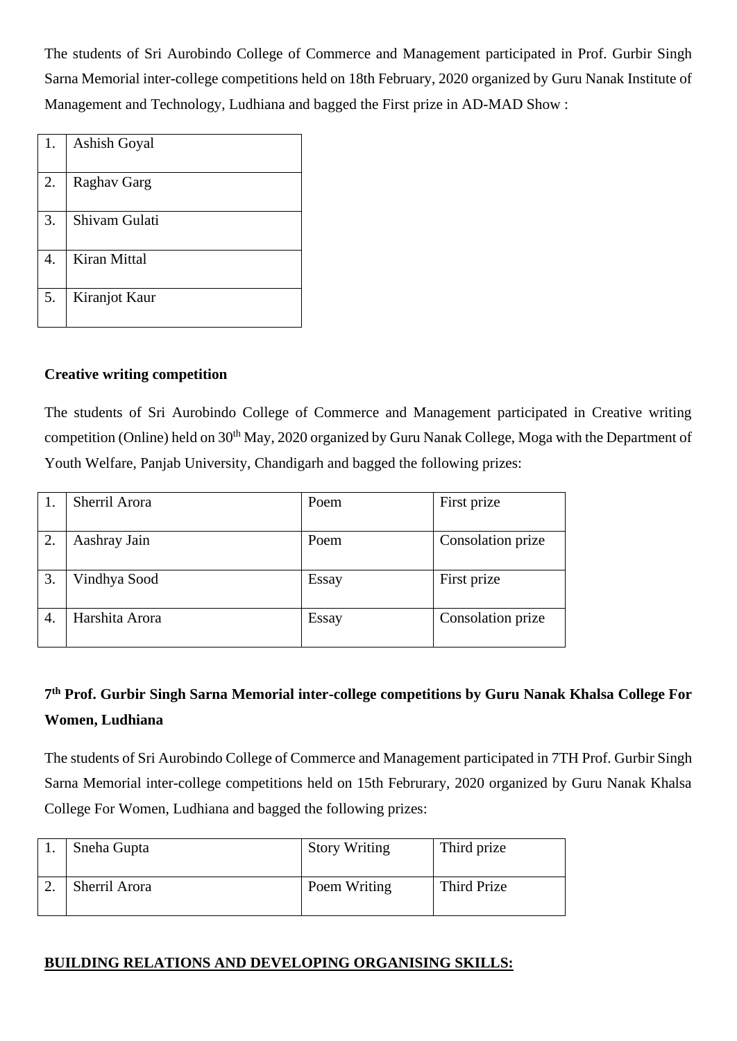The students of Sri Aurobindo College of Commerce and Management participated in Prof. Gurbir Singh Sarna Memorial inter-college competitions held on 18th February, 2020 organized by Guru Nanak Institute of Management and Technology, Ludhiana and bagged the First prize in AD-MAD Show :

| | |
|---|---|
| 1. | Ashish Goyal |
| 2. | Raghav Garg |
| 3. | Shivam Gulati |
| 4. | Kiran Mittal |
| 5. | Kiranjot Kaur |

**Creative writing competition**

The students of Sri Aurobindo College of Commerce and Management participated in Creative writing competition (Online) held on 30th May, 2020 organized by Guru Nanak College, Moga with the Department of Youth Welfare, Panjab University, Chandigarh and bagged the following prizes:

| | | | |
|---|---|---|---|
| 1. | Sherril Arora | Poem | First prize |
| 2. | Aashray Jain | Poem | Consolation prize |
| 3. | Vindhya Sood | Essay | First prize |
| 4. | Harshita Arora | Essay | Consolation prize |

**7th Prof. Gurbir Singh Sarna Memorial inter-college competitions by Guru Nanak Khalsa College For Women, Ludhiana**

The students of Sri Aurobindo College of Commerce and Management participated in 7TH Prof. Gurbir Singh Sarna Memorial inter-college competitions held on 15th Februrary, 2020 organized by Guru Nanak Khalsa College For Women, Ludhiana and bagged the following prizes:

| | | | |
|---|---|---|---|
| 1. | Sneha Gupta | Story Writing | Third prize |
| 2. | Sherril Arora | Poem Writing | Third Prize |

**BUILDING RELATIONS AND DEVELOPING ORGANISING SKILLS:**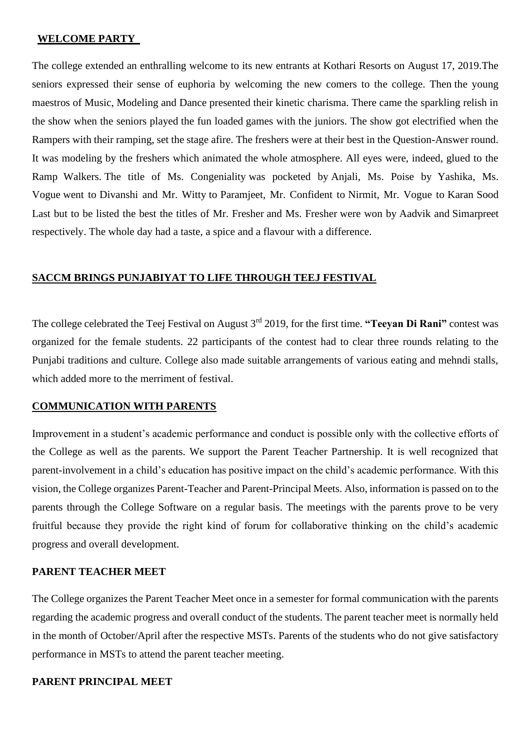## WELCOME PARTY

The college extended an enthralling welcome to its new entrants at Kothari Resorts on August 17, 2019.The seniors expressed their sense of euphoria by welcoming the new comers to the college. Then the young maestros of Music, Modeling and Dance presented their kinetic charisma. There came the sparkling relish in the show when the seniors played the fun loaded games with the juniors. The show got electrified when the Rampers with their ramping, set the stage afire. The freshers were at their best in the Question-Answer round. It was modeling by the freshers which animated the whole atmosphere. All eyes were, indeed, glued to the Ramp Walkers. The title of Ms. Congeniality was pocketed by Anjali, Ms. Poise by Yashika, Ms. Vogue went to Divanshi and Mr. Witty to Paramjeet, Mr. Confident to Nirmit, Mr. Vogue to Karan Sood Last but to be listed the best the titles of Mr. Fresher and Ms. Fresher were won by Aadvik and Simarpreet respectively. The whole day had a taste, a spice and a flavour with a difference.

## SACCM BRINGS PUNJABIYAT TO LIFE THROUGH TEEJ FESTIVAL

The college celebrated the Teej Festival on August 3rd 2019, for the first time. **"Teeyan Di Rani"** contest was organized for the female students. 22 participants of the contest had to clear three rounds relating to the Punjabi traditions and culture. College also made suitable arrangements of various eating and mehndi stalls, which added more to the merriment of festival.

## COMMUNICATION WITH PARENTS

Improvement in a student's academic performance and conduct is possible only with the collective efforts of the College as well as the parents. We support the Parent Teacher Partnership. It is well recognized that parent-involvement in a child's education has positive impact on the child's academic performance. With this vision, the College organizes Parent-Teacher and Parent-Principal Meets. Also, information is passed on to the parents through the College Software on a regular basis. The meetings with the parents prove to be very fruitful because they provide the right kind of forum for collaborative thinking on the child's academic progress and overall development.

### PARENT TEACHER MEET

The College organizes the Parent Teacher Meet once in a semester for formal communication with the parents regarding the academic progress and overall conduct of the students. The parent teacher meet is normally held in the month of October/April after the respective MSTs. Parents of the students who do not give satisfactory performance in MSTs to attend the parent teacher meeting.

### PARENT PRINCIPAL MEET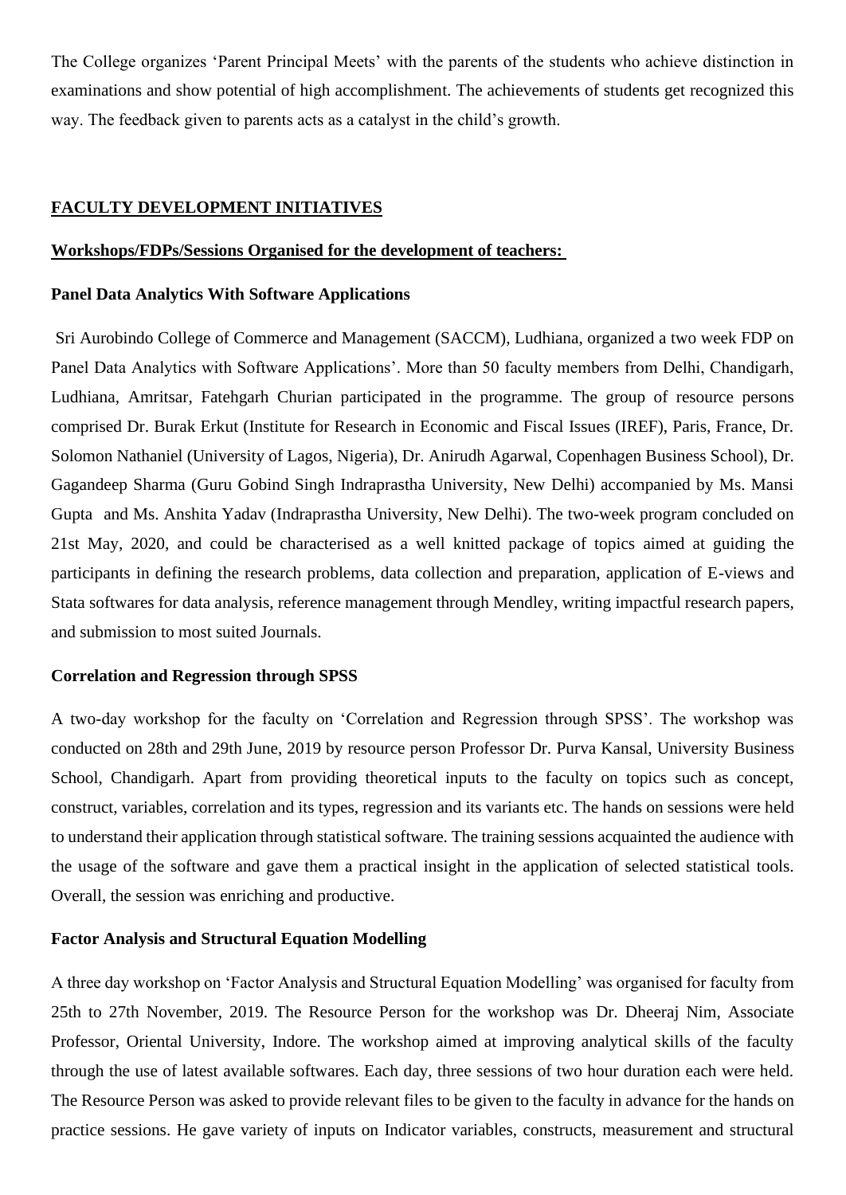The College organizes 'Parent Principal Meets' with the parents of the students who achieve distinction in examinations and show potential of high accomplishment. The achievements of students get recognized this way. The feedback given to parents acts as a catalyst in the child's growth.

## FACULTY DEVELOPMENT INITIATIVES

### Workshops/FDPs/Sessions Organised for the development of teachers:

**Panel Data Analytics With Software Applications**

Sri Aurobindo College of Commerce and Management (SACCM), Ludhiana, organized a two week FDP on Panel Data Analytics with Software Applications'. More than 50 faculty members from Delhi, Chandigarh, Ludhiana, Amritsar, Fatehgarh Churian participated in the programme. The group of resource persons comprised Dr. Burak Erkut (Institute for Research in Economic and Fiscal Issues (IREF), Paris, France, Dr. Solomon Nathaniel (University of Lagos, Nigeria), Dr. Anirudh Agarwal, Copenhagen Business School), Dr. Gagandeep Sharma (Guru Gobind Singh Indraprastha University, New Delhi) accompanied by Ms. Mansi Gupta and Ms. Anshita Yadav (Indraprastha University, New Delhi). The two-week program concluded on 21st May, 2020, and could be characterised as a well knitted package of topics aimed at guiding the participants in defining the research problems, data collection and preparation, application of E-views and Stata softwares for data analysis, reference management through Mendley, writing impactful research papers, and submission to most suited Journals.

**Correlation and Regression through SPSS**

A two-day workshop for the faculty on 'Correlation and Regression through SPSS'. The workshop was conducted on 28th and 29th June, 2019 by resource person Professor Dr. Purva Kansal, University Business School, Chandigarh. Apart from providing theoretical inputs to the faculty on topics such as concept, construct, variables, correlation and its types, regression and its variants etc. The hands on sessions were held to understand their application through statistical software. The training sessions acquainted the audience with the usage of the software and gave them a practical insight in the application of selected statistical tools. Overall, the session was enriching and productive.

**Factor Analysis and Structural Equation Modelling**

A three day workshop on 'Factor Analysis and Structural Equation Modelling' was organised for faculty from 25th to 27th November, 2019. The Resource Person for the workshop was Dr. Dheeraj Nim, Associate Professor, Oriental University, Indore. The workshop aimed at improving analytical skills of the faculty through the use of latest available softwares. Each day, three sessions of two hour duration each were held. The Resource Person was asked to provide relevant files to be given to the faculty in advance for the hands on practice sessions. He gave variety of inputs on Indicator variables, constructs, measurement and structural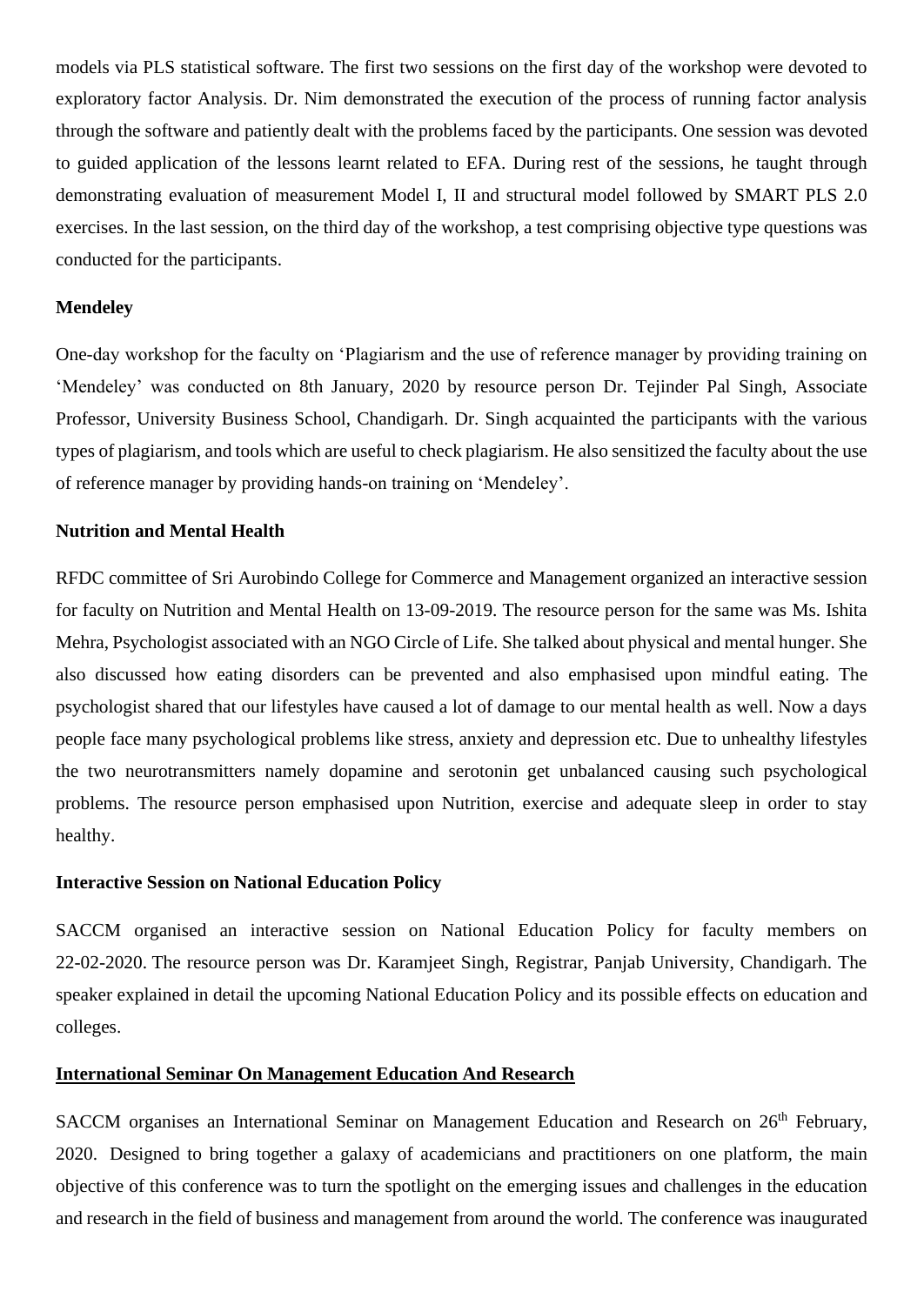models via PLS statistical software. The first two sessions on the first day of the workshop were devoted to exploratory factor Analysis. Dr. Nim demonstrated the execution of the process of running factor analysis through the software and patiently dealt with the problems faced by the participants. One session was devoted to guided application of the lessons learnt related to EFA. During rest of the sessions, he taught through demonstrating evaluation of measurement Model I, II and structural model followed by SMART PLS 2.0 exercises. In the last session, on the third day of the workshop, a test comprising objective type questions was conducted for the participants.

**Mendeley**

One-day workshop for the faculty on 'Plagiarism and the use of reference manager by providing training on 'Mendeley' was conducted on 8th January, 2020 by resource person Dr. Tejinder Pal Singh, Associate Professor, University Business School, Chandigarh. Dr. Singh acquainted the participants with the various types of plagiarism, and tools which are useful to check plagiarism. He also sensitized the faculty about the use of reference manager by providing hands-on training on 'Mendeley'.

**Nutrition and Mental Health**

RFDC committee of Sri Aurobindo College for Commerce and Management organized an interactive session for faculty on Nutrition and Mental Health on 13-09-2019. The resource person for the same was Ms. Ishita Mehra, Psychologist associated with an NGO Circle of Life. She talked about physical and mental hunger. She also discussed how eating disorders can be prevented and also emphasised upon mindful eating. The psychologist shared that our lifestyles have caused a lot of damage to our mental health as well. Now a days people face many psychological problems like stress, anxiety and depression etc. Due to unhealthy lifestyles the two neurotransmitters namely dopamine and serotonin get unbalanced causing such psychological problems. The resource person emphasised upon Nutrition, exercise and adequate sleep in order to stay healthy.

**Interactive Session on National Education Policy**

SACCM organised an interactive session on National Education Policy for faculty members on 22-02-2020. The resource person was Dr. Karamjeet Singh, Registrar, Panjab University, Chandigarh. The speaker explained in detail the upcoming National Education Policy and its possible effects on education and colleges.

**International Seminar On Management Education And Research**

SACCM organises an International Seminar on Management Education and Research on 26th February, 2020. Designed to bring together a galaxy of academicians and practitioners on one platform, the main objective of this conference was to turn the spotlight on the emerging issues and challenges in the education and research in the field of business and management from around the world. The conference was inaugurated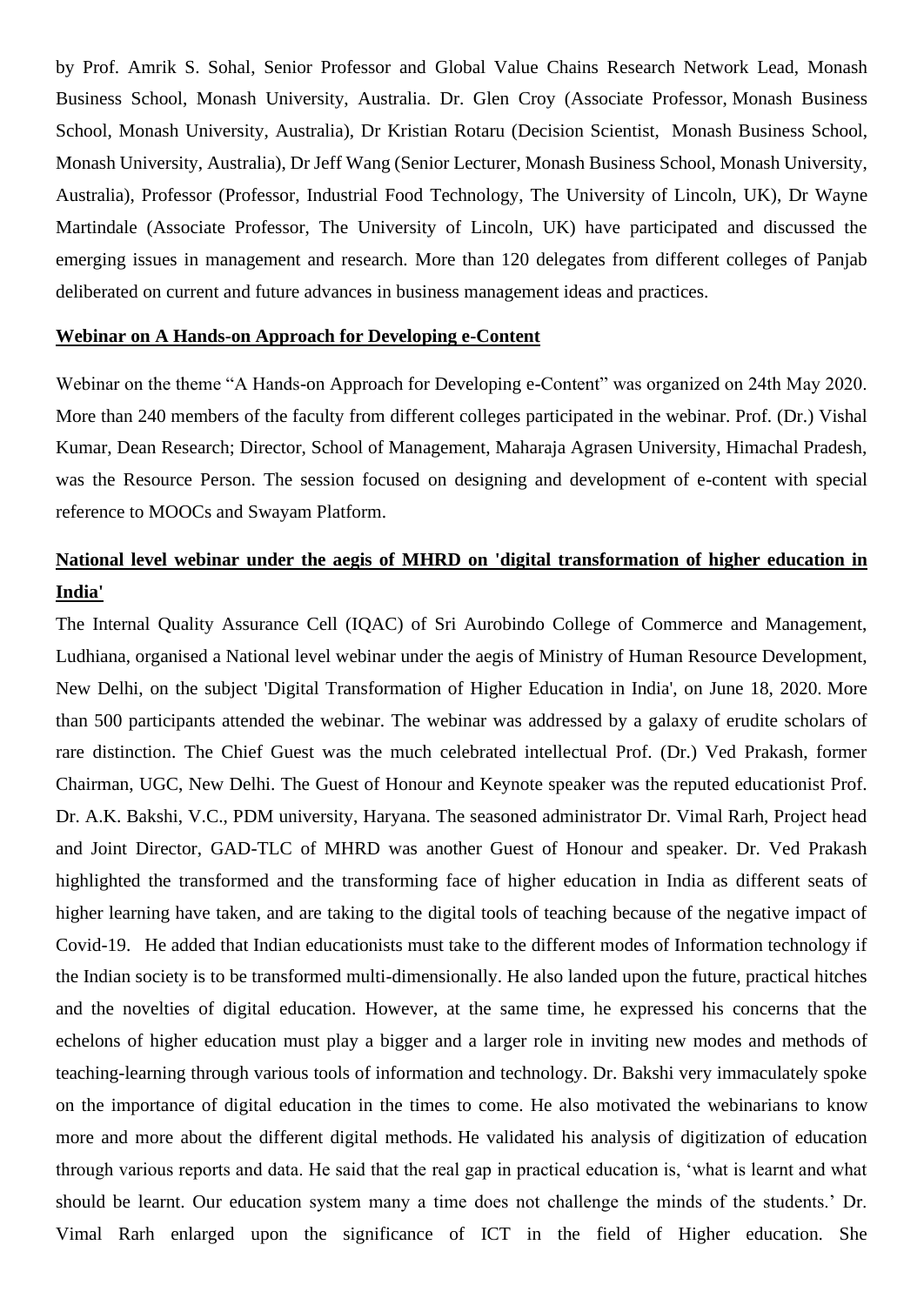by Prof. Amrik S. Sohal, Senior Professor and Global Value Chains Research Network Lead, Monash Business School, Monash University, Australia. Dr. Glen Croy (Associate Professor, Monash Business School, Monash University, Australia), Dr Kristian Rotaru (Decision Scientist, Monash Business School, Monash University, Australia), Dr Jeff Wang (Senior Lecturer, Monash Business School, Monash University, Australia), Professor (Professor, Industrial Food Technology, The University of Lincoln, UK), Dr Wayne Martindale (Associate Professor, The University of Lincoln, UK) have participated and discussed the emerging issues in management and research. More than 120 delegates from different colleges of Panjab deliberated on current and future advances in business management ideas and practices.

**Webinar on A Hands-on Approach for Developing e-Content**

Webinar on the theme "A Hands-on Approach for Developing e-Content" was organized on 24th May 2020. More than 240 members of the faculty from different colleges participated in the webinar. Prof. (Dr.) Vishal Kumar, Dean Research; Director, School of Management, Maharaja Agrasen University, Himachal Pradesh, was the Resource Person. The session focused on designing and development of e-content with special reference to MOOCs and Swayam Platform.

**National level webinar under the aegis of MHRD on 'digital transformation of higher education in India'**

The Internal Quality Assurance Cell (IQAC) of Sri Aurobindo College of Commerce and Management, Ludhiana, organised a National level webinar under the aegis of Ministry of Human Resource Development, New Delhi, on the subject 'Digital Transformation of Higher Education in India', on June 18, 2020. More than 500 participants attended the webinar. The webinar was addressed by a galaxy of erudite scholars of rare distinction. The Chief Guest was the much celebrated intellectual Prof. (Dr.) Ved Prakash, former Chairman, UGC, New Delhi. The Guest of Honour and Keynote speaker was the reputed educationist Prof. Dr. A.K. Bakshi, V.C., PDM university, Haryana. The seasoned administrator Dr. Vimal Rarh, Project head and Joint Director, GAD-TLC of MHRD was another Guest of Honour and speaker. Dr. Ved Prakash highlighted the transformed and the transforming face of higher education in India as different seats of higher learning have taken, and are taking to the digital tools of teaching because of the negative impact of Covid-19. He added that Indian educationists must take to the different modes of Information technology if the Indian society is to be transformed multi-dimensionally. He also landed upon the future, practical hitches and the novelties of digital education. However, at the same time, he expressed his concerns that the echelons of higher education must play a bigger and a larger role in inviting new modes and methods of teaching-learning through various tools of information and technology. Dr. Bakshi very immaculately spoke on the importance of digital education in the times to come. He also motivated the webinarians to know more and more about the different digital methods. He validated his analysis of digitization of education through various reports and data. He said that the real gap in practical education is, 'what is learnt and what should be learnt. Our education system many a time does not challenge the minds of the students.' Dr. Vimal Rarh enlarged upon the significance of ICT in the field of Higher education. She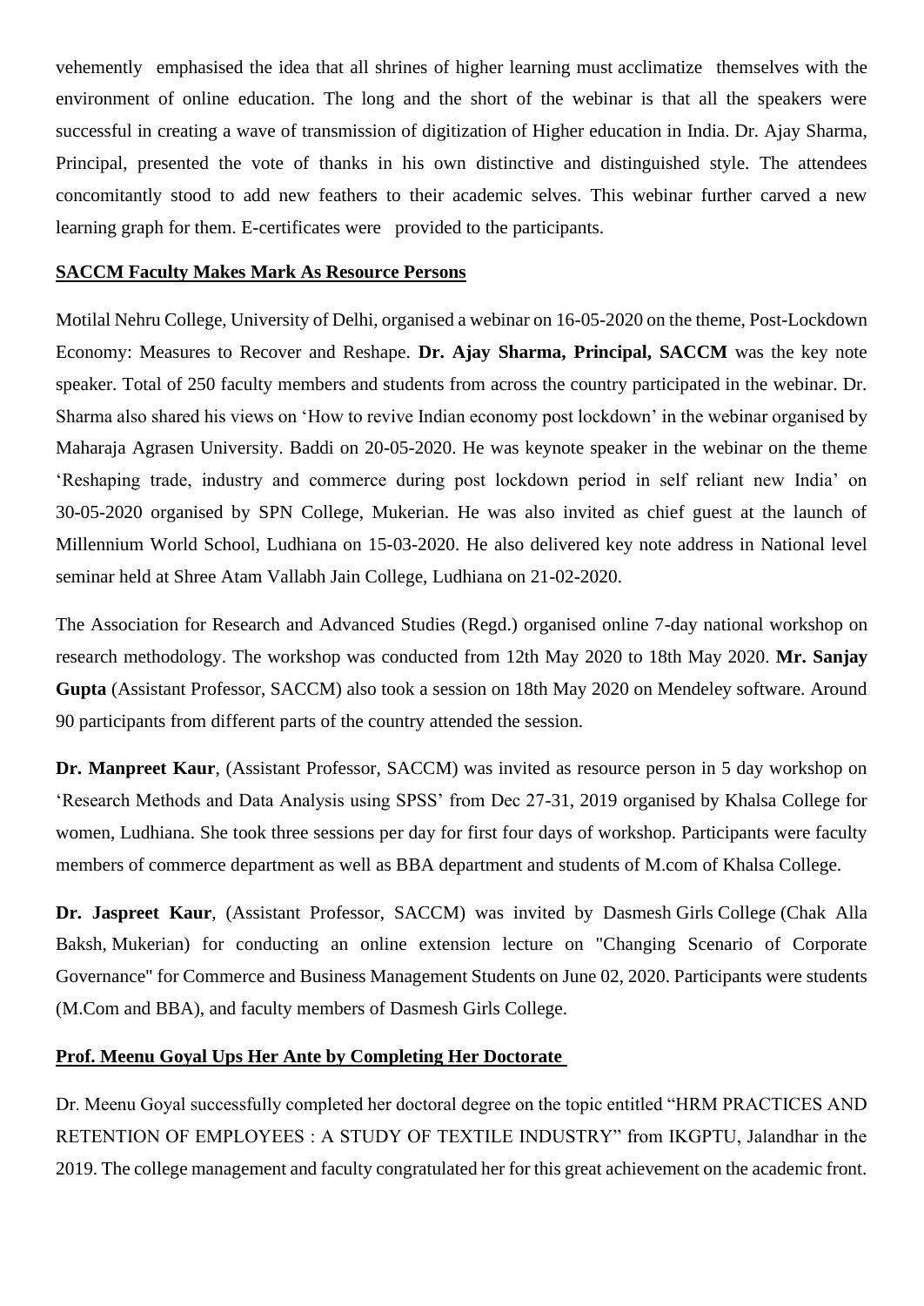vehemently emphasised the idea that all shrines of higher learning must acclimatize themselves with the environment of online education. The long and the short of the webinar is that all the speakers were successful in creating a wave of transmission of digitization of Higher education in India. Dr. Ajay Sharma, Principal, presented the vote of thanks in his own distinctive and distinguished style. The attendees concomitantly stood to add new feathers to their academic selves. This webinar further carved a new learning graph for them. E-certificates were provided to the participants.

## SACCM Faculty Makes Mark As Resource Persons

Motilal Nehru College, University of Delhi, organised a webinar on 16-05-2020 on the theme, Post-Lockdown Economy: Measures to Recover and Reshape. **Dr. Ajay Sharma, Principal, SACCM** was the key note speaker. Total of 250 faculty members and students from across the country participated in the webinar. Dr. Sharma also shared his views on 'How to revive Indian economy post lockdown' in the webinar organised by Maharaja Agrasen University. Baddi on 20-05-2020. He was keynote speaker in the webinar on the theme 'Reshaping trade, industry and commerce during post lockdown period in self reliant new India' on 30-05-2020 organised by SPN College, Mukerian. He was also invited as chief guest at the launch of Millennium World School, Ludhiana on 15-03-2020. He also delivered key note address in National level seminar held at Shree Atam Vallabh Jain College, Ludhiana on 21-02-2020.

The Association for Research and Advanced Studies (Regd.) organised online 7-day national workshop on research methodology. The workshop was conducted from 12th May 2020 to 18th May 2020. **Mr. Sanjay Gupta** (Assistant Professor, SACCM) also took a session on 18th May 2020 on Mendeley software. Around 90 participants from different parts of the country attended the session.

**Dr. Manpreet Kaur**, (Assistant Professor, SACCM) was invited as resource person in 5 day workshop on 'Research Methods and Data Analysis using SPSS' from Dec 27-31, 2019 organised by Khalsa College for women, Ludhiana. She took three sessions per day for first four days of workshop. Participants were faculty members of commerce department as well as BBA department and students of M.com of Khalsa College.

**Dr. Jaspreet Kaur**, (Assistant Professor, SACCM) was invited by Dasmesh Girls College (Chak Alla Baksh, Mukerian) for conducting an online extension lecture on "Changing Scenario of Corporate Governance" for Commerce and Business Management Students on June 02, 2020. Participants were students (M.Com and BBA), and faculty members of Dasmesh Girls College.

## Prof. Meenu Goyal Ups Her Ante by Completing Her Doctorate

Dr. Meenu Goyal successfully completed her doctoral degree on the topic entitled "HRM PRACTICES AND RETENTION OF EMPLOYEES : A STUDY OF TEXTILE INDUSTRY" from IKGPTU, Jalandhar in the 2019. The college management and faculty congratulated her for this great achievement on the academic front.